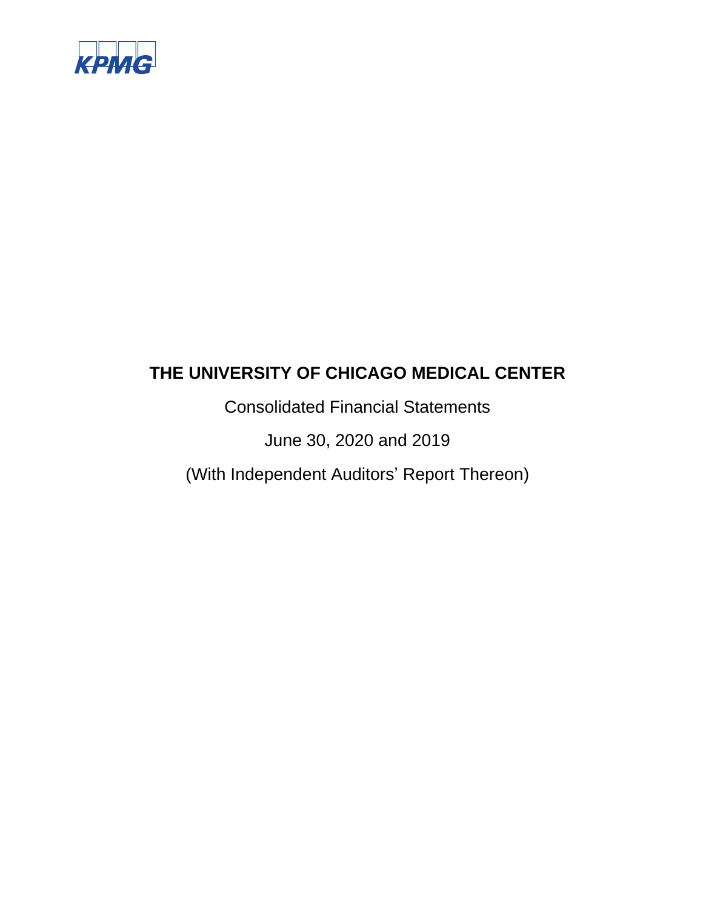KPMG

# THE UNIVERSITY OF CHICAGO MEDICAL CENTER

Consolidated Financial Statements

June 30, 2020 and 2019

(With Independent Auditors' Report Thereon)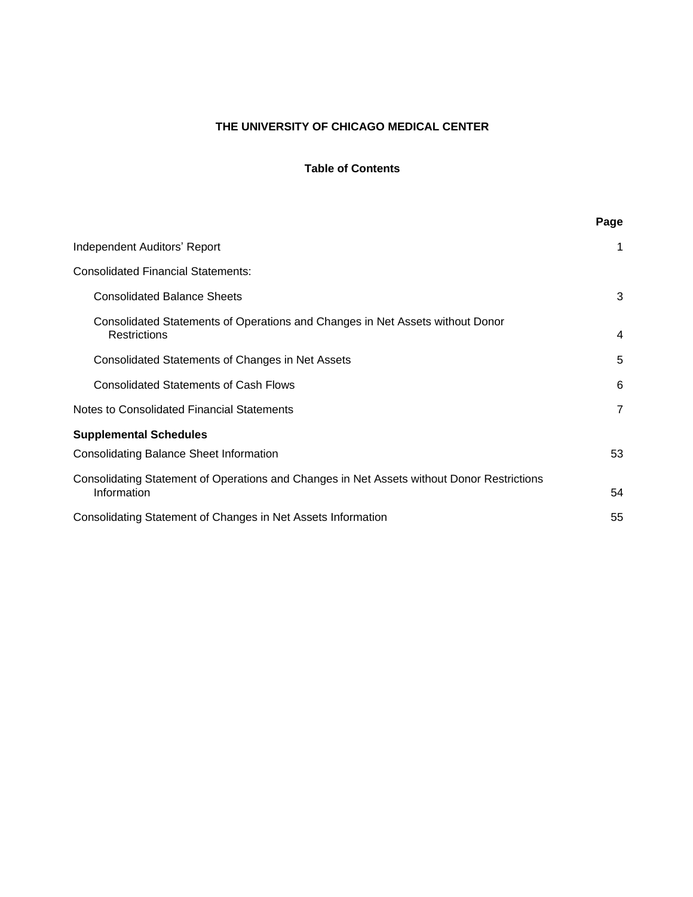# THE UNIVERSITY OF CHICAGO MEDICAL CENTER

## Table of Contents

| | Page |
|---|---|
| Independent Auditors' Report | 1 |
| Consolidated Financial Statements: | |
| Consolidated Balance Sheets | 3 |
| Consolidated Statements of Operations and Changes in Net Assets without Donor Restrictions | 4 |
| Consolidated Statements of Changes in Net Assets | 5 |
| Consolidated Statements of Cash Flows | 6 |
| Notes to Consolidated Financial Statements | 7 |
| **Supplemental Schedules** | |
| Consolidating Balance Sheet Information | 53 |
| Consolidating Statement of Operations and Changes in Net Assets without Donor Restrictions Information | 54 |
| Consolidating Statement of Changes in Net Assets Information | 55 |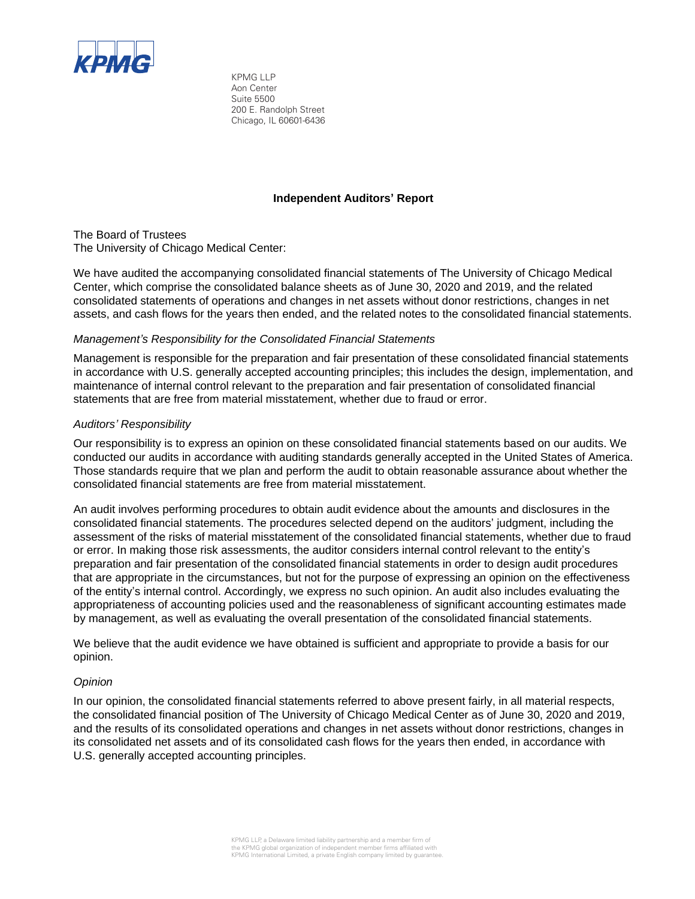KPMG LLP
Aon Center
Suite 5500
200 E. Randolph Street
Chicago, IL 60601-6436

## Independent Auditors' Report

The Board of Trustees
The University of Chicago Medical Center:

We have audited the accompanying consolidated financial statements of The University of Chicago Medical Center, which comprise the consolidated balance sheets as of June 30, 2020 and 2019, and the related consolidated statements of operations and changes in net assets without donor restrictions, changes in net assets, and cash flows for the years then ended, and the related notes to the consolidated financial statements.

### *Management's Responsibility for the Consolidated Financial Statements*

Management is responsible for the preparation and fair presentation of these consolidated financial statements in accordance with U.S. generally accepted accounting principles; this includes the design, implementation, and maintenance of internal control relevant to the preparation and fair presentation of consolidated financial statements that are free from material misstatement, whether due to fraud or error.

### *Auditors' Responsibility*

Our responsibility is to express an opinion on these consolidated financial statements based on our audits. We conducted our audits in accordance with auditing standards generally accepted in the United States of America. Those standards require that we plan and perform the audit to obtain reasonable assurance about whether the consolidated financial statements are free from material misstatement.

An audit involves performing procedures to obtain audit evidence about the amounts and disclosures in the consolidated financial statements. The procedures selected depend on the auditors' judgment, including the assessment of the risks of material misstatement of the consolidated financial statements, whether due to fraud or error. In making those risk assessments, the auditor considers internal control relevant to the entity's preparation and fair presentation of the consolidated financial statements in order to design audit procedures that are appropriate in the circumstances, but not for the purpose of expressing an opinion on the effectiveness of the entity's internal control. Accordingly, we express no such opinion. An audit also includes evaluating the appropriateness of accounting policies used and the reasonableness of significant accounting estimates made by management, as well as evaluating the overall presentation of the consolidated financial statements.

We believe that the audit evidence we have obtained is sufficient and appropriate to provide a basis for our opinion.

### *Opinion*

In our opinion, the consolidated financial statements referred to above present fairly, in all material respects, the consolidated financial position of The University of Chicago Medical Center as of June 30, 2020 and 2019, and the results of its consolidated operations and changes in net assets without donor restrictions, changes in its consolidated net assets and of its consolidated cash flows for the years then ended, in accordance with U.S. generally accepted accounting principles.

KPMG LLP, a Delaware limited liability partnership and a member firm of the KPMG global organization of independent member firms affiliated with KPMG International Limited, a private English company limited by guarantee.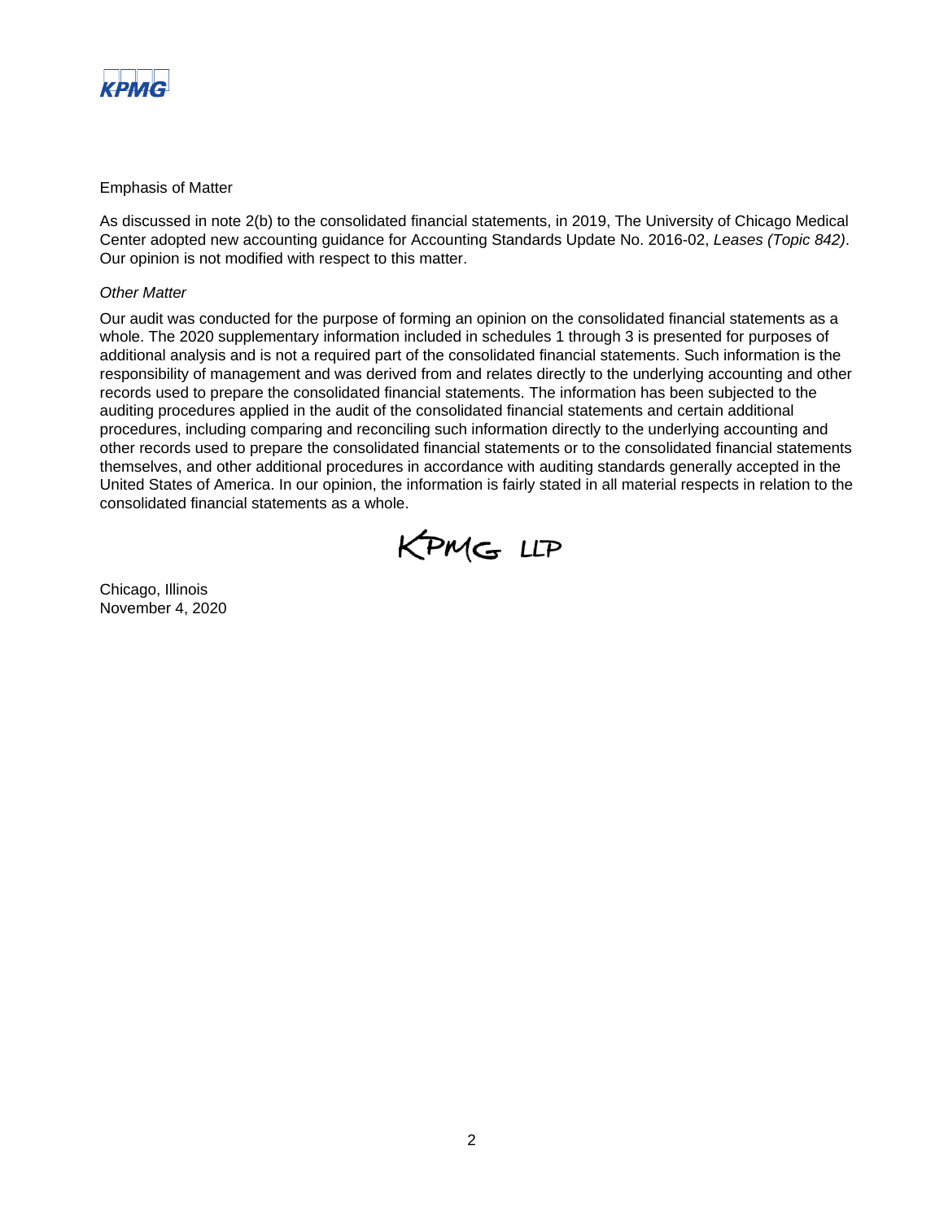Emphasis of Matter

As discussed in note 2(b) to the consolidated financial statements, in 2019, The University of Chicago Medical Center adopted new accounting guidance for Accounting Standards Update No. 2016-02, *Leases (Topic 842)*. Our opinion is not modified with respect to this matter.

*Other Matter*

Our audit was conducted for the purpose of forming an opinion on the consolidated financial statements as a whole. The 2020 supplementary information included in schedules 1 through 3 is presented for purposes of additional analysis and is not a required part of the consolidated financial statements. Such information is the responsibility of management and was derived from and relates directly to the underlying accounting and other records used to prepare the consolidated financial statements. The information has been subjected to the auditing procedures applied in the audit of the consolidated financial statements and certain additional procedures, including comparing and reconciling such information directly to the underlying accounting and other records used to prepare the consolidated financial statements or to the consolidated financial statements themselves, and other additional procedures in accordance with auditing standards generally accepted in the United States of America. In our opinion, the information is fairly stated in all material respects in relation to the consolidated financial statements as a whole.

KPMG LLP

Chicago, Illinois
November 4, 2020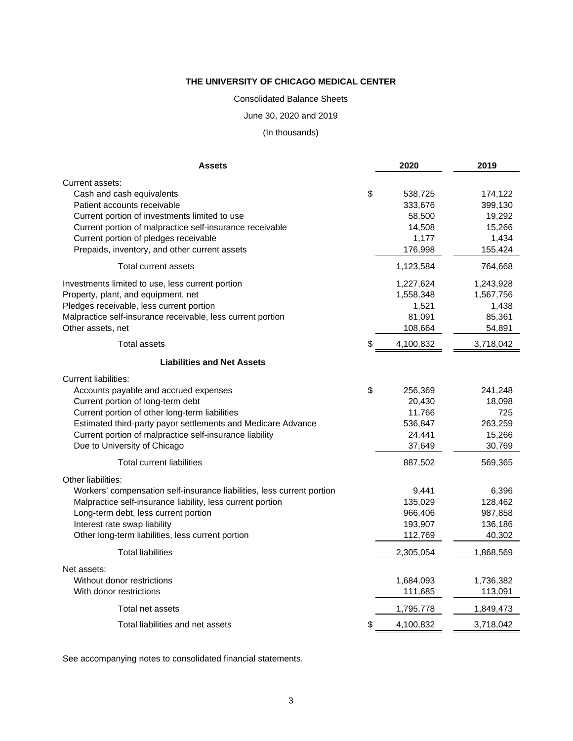# THE UNIVERSITY OF CHICAGO MEDICAL CENTER

Consolidated Balance Sheets

June 30, 2020 and 2019

(In thousands)

| Assets | | 2020 | 2019 |
|---|---|---|---|
| Current assets: | | | |
| Cash and cash equivalents | $ | 538,725 | 174,122 |
| Patient accounts receivable | | 333,676 | 399,130 |
| Current portion of investments limited to use | | 58,500 | 19,292 |
| Current portion of malpractice self-insurance receivable | | 14,508 | 15,266 |
| Current portion of pledges receivable | | 1,177 | 1,434 |
| Prepaids, inventory, and other current assets | | 176,998 | 155,424 |
| Total current assets | | 1,123,584 | 764,668 |
| Investments limited to use, less current portion | | 1,227,624 | 1,243,928 |
| Property, plant, and equipment, net | | 1,558,348 | 1,567,756 |
| Pledges receivable, less current portion | | 1,521 | 1,438 |
| Malpractice self-insurance receivable, less current portion | | 81,091 | 85,361 |
| Other assets, net | | 108,664 | 54,891 |
| Total assets | $ | 4,100,832 | 3,718,042 |
| **Liabilities and Net Assets** | | | |
| Current liabilities: | | | |
| Accounts payable and accrued expenses | $ | 256,369 | 241,248 |
| Current portion of long-term debt | | 20,430 | 18,098 |
| Current portion of other long-term liabilities | | 11,766 | 725 |
| Estimated third-party payor settlements and Medicare Advance | | 536,847 | 263,259 |
| Current portion of malpractice self-insurance liability | | 24,441 | 15,266 |
| Due to University of Chicago | | 37,649 | 30,769 |
| Total current liabilities | | 887,502 | 569,365 |
| Other liabilities: | | | |
| Workers' compensation self-insurance liabilities, less current portion | | 9,441 | 6,396 |
| Malpractice self-insurance liability, less current portion | | 135,029 | 128,462 |
| Long-term debt, less current portion | | 966,406 | 987,858 |
| Interest rate swap liability | | 193,907 | 136,186 |
| Other long-term liabilities, less current portion | | 112,769 | 40,302 |
| Total liabilities | | 2,305,054 | 1,868,569 |
| Net assets: | | | |
| Without donor restrictions | | 1,684,093 | 1,736,382 |
| With donor restrictions | | 111,685 | 113,091 |
| Total net assets | | 1,795,778 | 1,849,473 |
| Total liabilities and net assets | $ | 4,100,832 | 3,718,042 |

See accompanying notes to consolidated financial statements.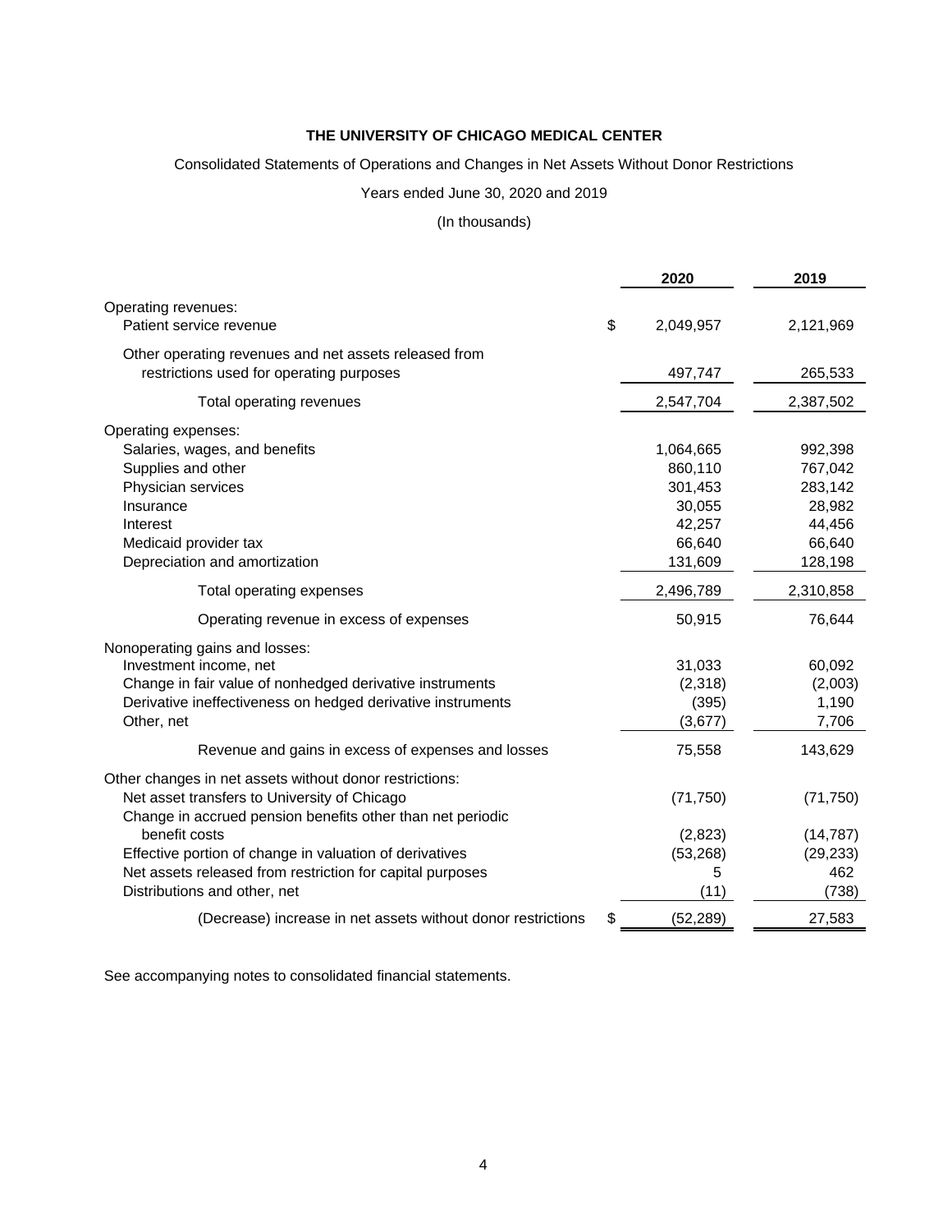**THE UNIVERSITY OF CHICAGO MEDICAL CENTER**

Consolidated Statements of Operations and Changes in Net Assets Without Donor Restrictions

Years ended June 30, 2020 and 2019

(In thousands)

| | | 2020 | 2019 |
|---|---|---|---|
| Operating revenues: | | | |
| Patient service revenue | $ | 2,049,957 | 2,121,969 |
| Other operating revenues and net assets released from restrictions used for operating purposes | | 497,747 | 265,533 |
| Total operating revenues | | 2,547,704 | 2,387,502 |
| Operating expenses: | | | |
| Salaries, wages, and benefits | | 1,064,665 | 992,398 |
| Supplies and other | | 860,110 | 767,042 |
| Physician services | | 301,453 | 283,142 |
| Insurance | | 30,055 | 28,982 |
| Interest | | 42,257 | 44,456 |
| Medicaid provider tax | | 66,640 | 66,640 |
| Depreciation and amortization | | 131,609 | 128,198 |
| Total operating expenses | | 2,496,789 | 2,310,858 |
| Operating revenue in excess of expenses | | 50,915 | 76,644 |
| Nonoperating gains and losses: | | | |
| Investment income, net | | 31,033 | 60,092 |
| Change in fair value of nonhedged derivative instruments | | (2,318) | (2,003) |
| Derivative ineffectiveness on hedged derivative instruments | | (395) | 1,190 |
| Other, net | | (3,677) | 7,706 |
| Revenue and gains in excess of expenses and losses | | 75,558 | 143,629 |
| Other changes in net assets without donor restrictions: | | | |
| Net asset transfers to University of Chicago | | (71,750) | (71,750) |
| Change in accrued pension benefits other than net periodic benefit costs | | (2,823) | (14,787) |
| Effective portion of change in valuation of derivatives | | (53,268) | (29,233) |
| Net assets released from restriction for capital purposes | | 5 | 462 |
| Distributions and other, net | | (11) | (738) |
| (Decrease) increase in net assets without donor restrictions | $ | (52,289) | 27,583 |

See accompanying notes to consolidated financial statements.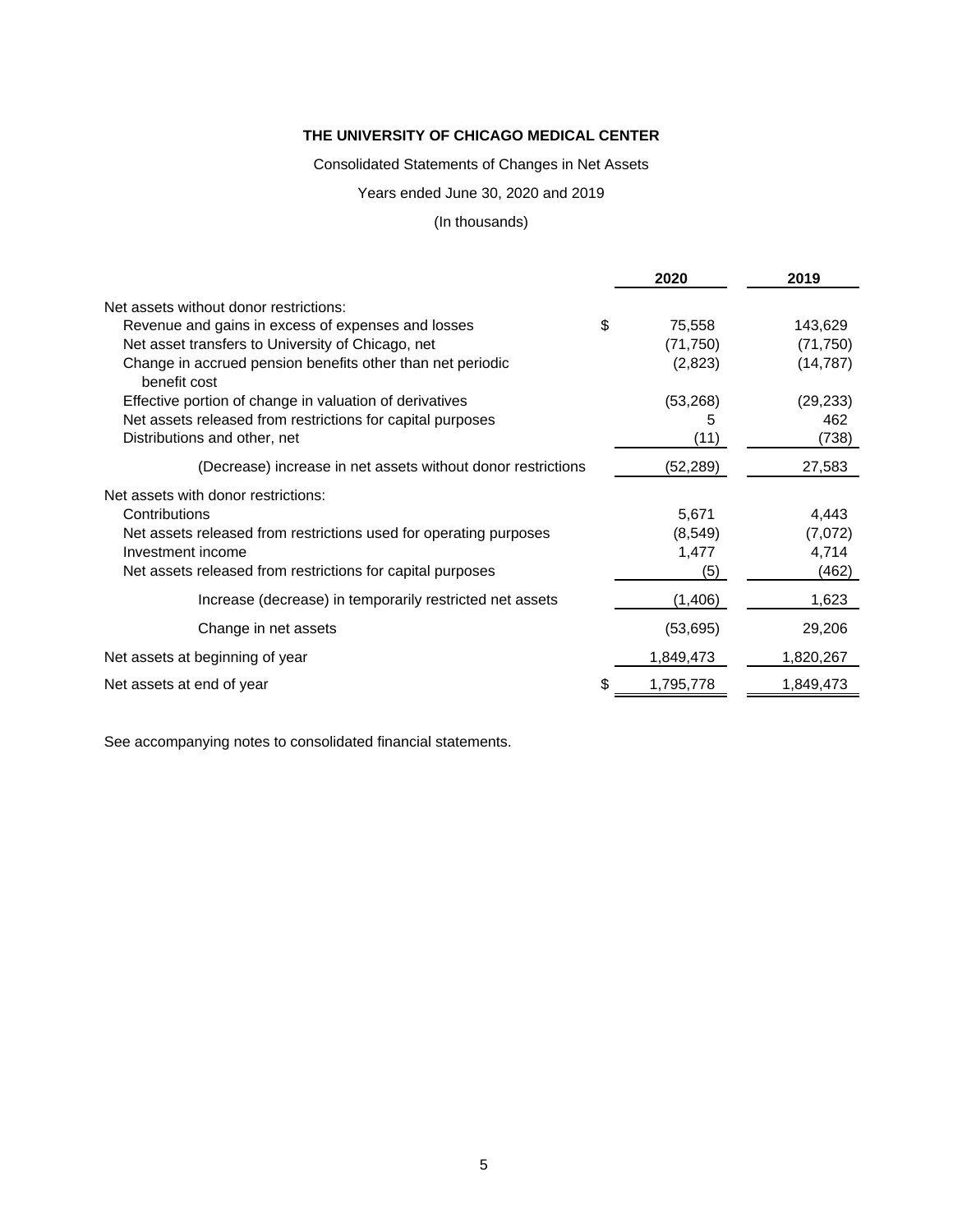**THE UNIVERSITY OF CHICAGO MEDICAL CENTER**

Consolidated Statements of Changes in Net Assets

Years ended June 30, 2020 and 2019

(In thousands)

| | 2020 | 2019 |
|---|---|---|
| Net assets without donor restrictions: | | |
| Revenue and gains in excess of expenses and losses | $ 75,558 | 143,629 |
| Net asset transfers to University of Chicago, net | (71,750) | (71,750) |
| Change in accrued pension benefits other than net periodic benefit cost | (2,823) | (14,787) |
| Effective portion of change in valuation of derivatives | (53,268) | (29,233) |
| Net assets released from restrictions for capital purposes | 5 | 462 |
| Distributions and other, net | (11) | (738) |
| (Decrease) increase in net assets without donor restrictions | (52,289) | 27,583 |
| Net assets with donor restrictions: | | |
| Contributions | 5,671 | 4,443 |
| Net assets released from restrictions used for operating purposes | (8,549) | (7,072) |
| Investment income | 1,477 | 4,714 |
| Net assets released from restrictions for capital purposes | (5) | (462) |
| Increase (decrease) in temporarily restricted net assets | (1,406) | 1,623 |
| Change in net assets | (53,695) | 29,206 |
| Net assets at beginning of year | 1,849,473 | 1,820,267 |
| Net assets at end of year | $ 1,795,778 | 1,849,473 |

See accompanying notes to consolidated financial statements.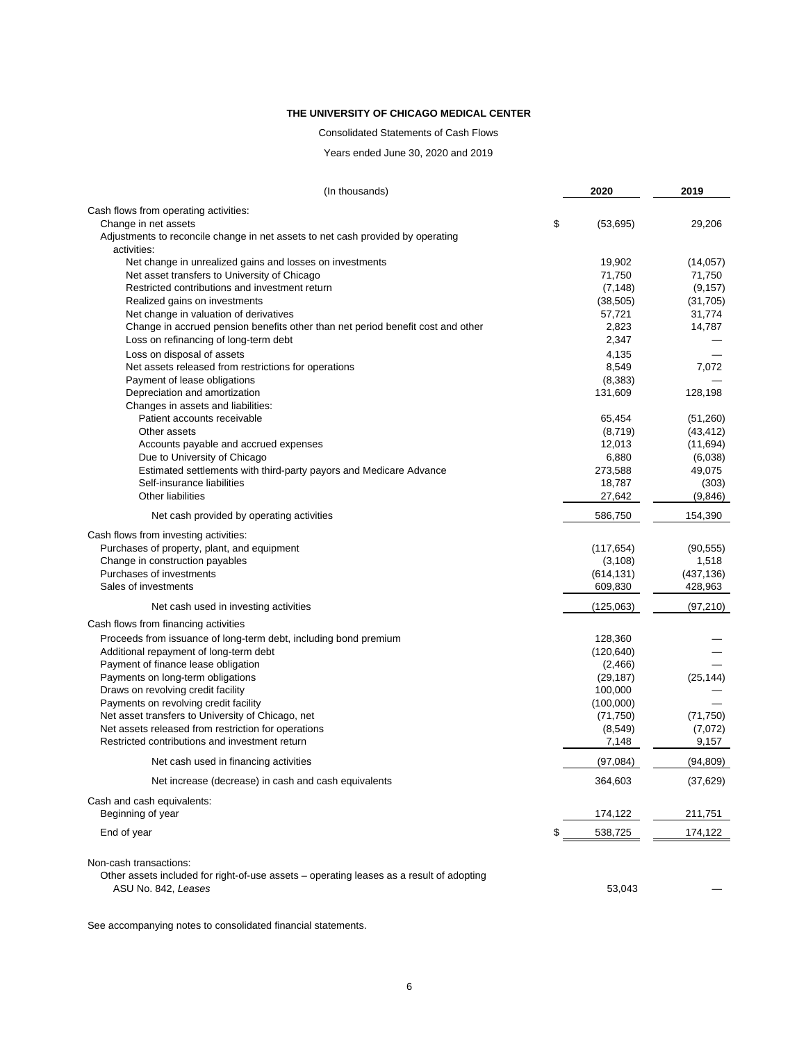**THE UNIVERSITY OF CHICAGO MEDICAL CENTER**

Consolidated Statements of Cash Flows

Years ended June 30, 2020 and 2019

| (In thousands) | 2020 | 2019 |
|---|---|---|
| Cash flows from operating activities: | | |
| Change in net assets | $ (53,695) | 29,206 |
| Adjustments to reconcile change in net assets to net cash provided by operating activities: | | |
| Net change in unrealized gains and losses on investments | 19,902 | (14,057) |
| Net asset transfers to University of Chicago | 71,750 | 71,750 |
| Restricted contributions and investment return | (7,148) | (9,157) |
| Realized gains on investments | (38,505) | (31,705) |
| Net change in valuation of derivatives | 57,721 | 31,774 |
| Change in accrued pension benefits other than net period benefit cost and other | 2,823 | 14,787 |
| Loss on refinancing of long-term debt | 2,347 | — |
| Loss on disposal of assets | 4,135 | — |
| Net assets released from restrictions for operations | 8,549 | 7,072 |
| Payment of lease obligations | (8,383) | — |
| Depreciation and amortization | 131,609 | 128,198 |
| Changes in assets and liabilities: | | |
| Patient accounts receivable | 65,454 | (51,260) |
| Other assets | (8,719) | (43,412) |
| Accounts payable and accrued expenses | 12,013 | (11,694) |
| Due to University of Chicago | 6,880 | (6,038) |
| Estimated settlements with third-party payors and Medicare Advance | 273,588 | 49,075 |
| Self-insurance liabilities | 18,787 | (303) |
| Other liabilities | 27,642 | (9,846) |
| Net cash provided by operating activities | 586,750 | 154,390 |
| Cash flows from investing activities: | | |
| Purchases of property, plant, and equipment | (117,654) | (90,555) |
| Change in construction payables | (3,108) | 1,518 |
| Purchases of investments | (614,131) | (437,136) |
| Sales of investments | 609,830 | 428,963 |
| Net cash used in investing activities | (125,063) | (97,210) |
| Cash flows from financing activities | | |
| Proceeds from issuance of long-term debt, including bond premium | 128,360 | — |
| Additional repayment of long-term debt | (120,640) | — |
| Payment of finance lease obligation | (2,466) | — |
| Payments on long-term obligations | (29,187) | (25,144) |
| Draws on revolving credit facility | 100,000 | — |
| Payments on revolving credit facility | (100,000) | — |
| Net asset transfers to University of Chicago, net | (71,750) | (71,750) |
| Net assets released from restriction for operations | (8,549) | (7,072) |
| Restricted contributions and investment return | 7,148 | 9,157 |
| Net cash used in financing activities | (97,084) | (94,809) |
| Net increase (decrease) in cash and cash equivalents | 364,603 | (37,629) |
| Cash and cash equivalents: | | |
| Beginning of year | 174,122 | 211,751 |
| End of year | $ 538,725 | 174,122 |
| Non-cash transactions: | | |
| Other assets included for right-of-use assets – operating leases as a result of adopting ASU No. 842, *Leases* | 53,043 | — |

See accompanying notes to consolidated financial statements.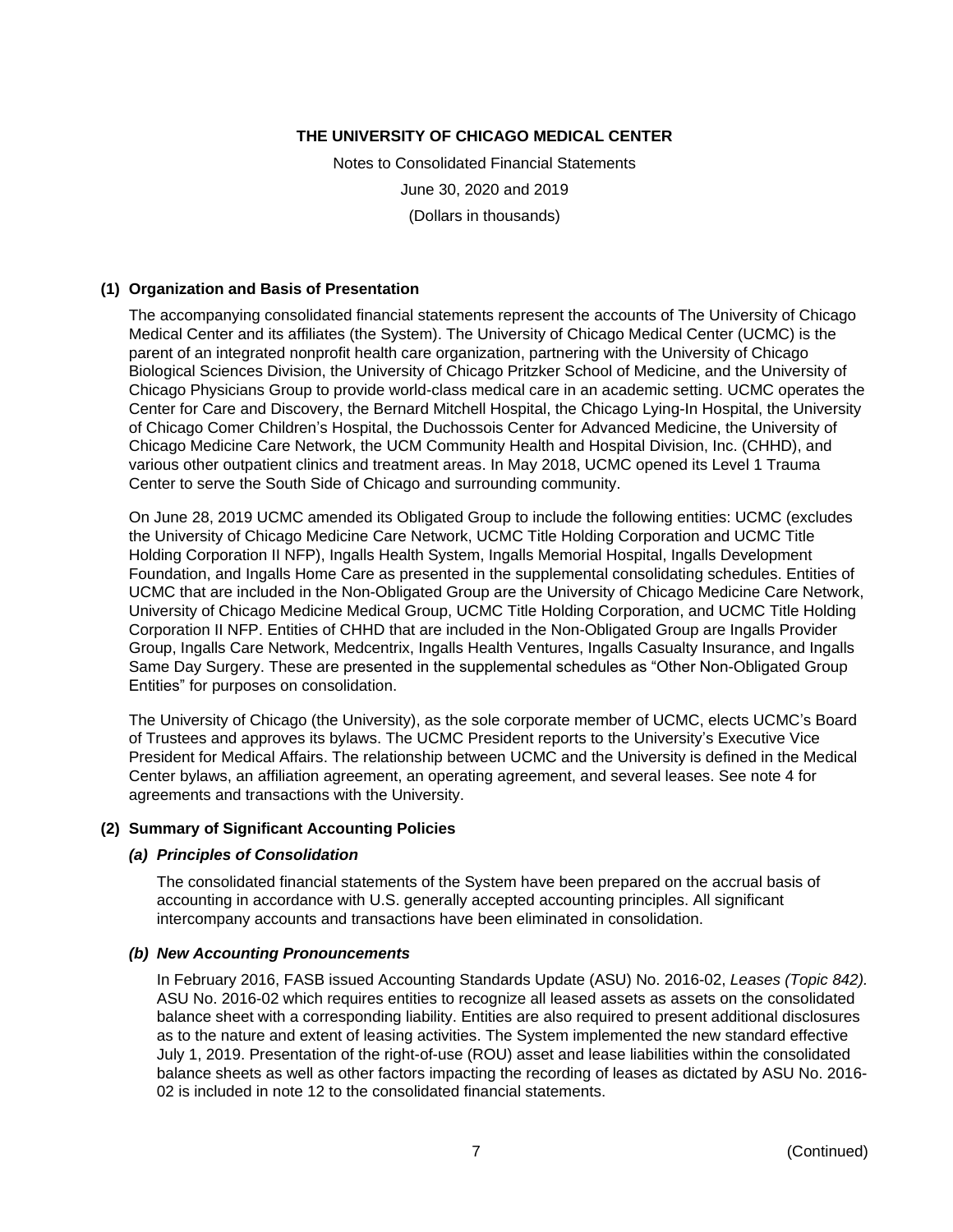# THE UNIVERSITY OF CHICAGO MEDICAL CENTER

Notes to Consolidated Financial Statements

June 30, 2020 and 2019

(Dollars in thousands)

## (1) Organization and Basis of Presentation

The accompanying consolidated financial statements represent the accounts of The University of Chicago Medical Center and its affiliates (the System). The University of Chicago Medical Center (UCMC) is the parent of an integrated nonprofit health care organization, partnering with the University of Chicago Biological Sciences Division, the University of Chicago Pritzker School of Medicine, and the University of Chicago Physicians Group to provide world-class medical care in an academic setting. UCMC operates the Center for Care and Discovery, the Bernard Mitchell Hospital, the Chicago Lying-In Hospital, the University of Chicago Comer Children's Hospital, the Duchossois Center for Advanced Medicine, the University of Chicago Medicine Care Network, the UCM Community Health and Hospital Division, Inc. (CHHD), and various other outpatient clinics and treatment areas. In May 2018, UCMC opened its Level 1 Trauma Center to serve the South Side of Chicago and surrounding community.

On June 28, 2019 UCMC amended its Obligated Group to include the following entities: UCMC (excludes the University of Chicago Medicine Care Network, UCMC Title Holding Corporation and UCMC Title Holding Corporation II NFP), Ingalls Health System, Ingalls Memorial Hospital, Ingalls Development Foundation, and Ingalls Home Care as presented in the supplemental consolidating schedules. Entities of UCMC that are included in the Non-Obligated Group are the University of Chicago Medicine Care Network, University of Chicago Medicine Medical Group, UCMC Title Holding Corporation, and UCMC Title Holding Corporation II NFP. Entities of CHHD that are included in the Non-Obligated Group are Ingalls Provider Group, Ingalls Care Network, Medcentrix, Ingalls Health Ventures, Ingalls Casualty Insurance, and Ingalls Same Day Surgery. These are presented in the supplemental schedules as "Other Non-Obligated Group Entities" for purposes on consolidation.

The University of Chicago (the University), as the sole corporate member of UCMC, elects UCMC's Board of Trustees and approves its bylaws. The UCMC President reports to the University's Executive Vice President for Medical Affairs. The relationship between UCMC and the University is defined in the Medical Center bylaws, an affiliation agreement, an operating agreement, and several leases. See note 4 for agreements and transactions with the University.

## (2) Summary of Significant Accounting Policies

### *(a) Principles of Consolidation*

The consolidated financial statements of the System have been prepared on the accrual basis of accounting in accordance with U.S. generally accepted accounting principles. All significant intercompany accounts and transactions have been eliminated in consolidation.

### *(b) New Accounting Pronouncements*

In February 2016, FASB issued Accounting Standards Update (ASU) No. 2016-02, *Leases (Topic 842).* ASU No. 2016-02 which requires entities to recognize all leased assets as assets on the consolidated balance sheet with a corresponding liability. Entities are also required to present additional disclosures as to the nature and extent of leasing activities. The System implemented the new standard effective July 1, 2019. Presentation of the right-of-use (ROU) asset and lease liabilities within the consolidated balance sheets as well as other factors impacting the recording of leases as dictated by ASU No. 2016-02 is included in note 12 to the consolidated financial statements.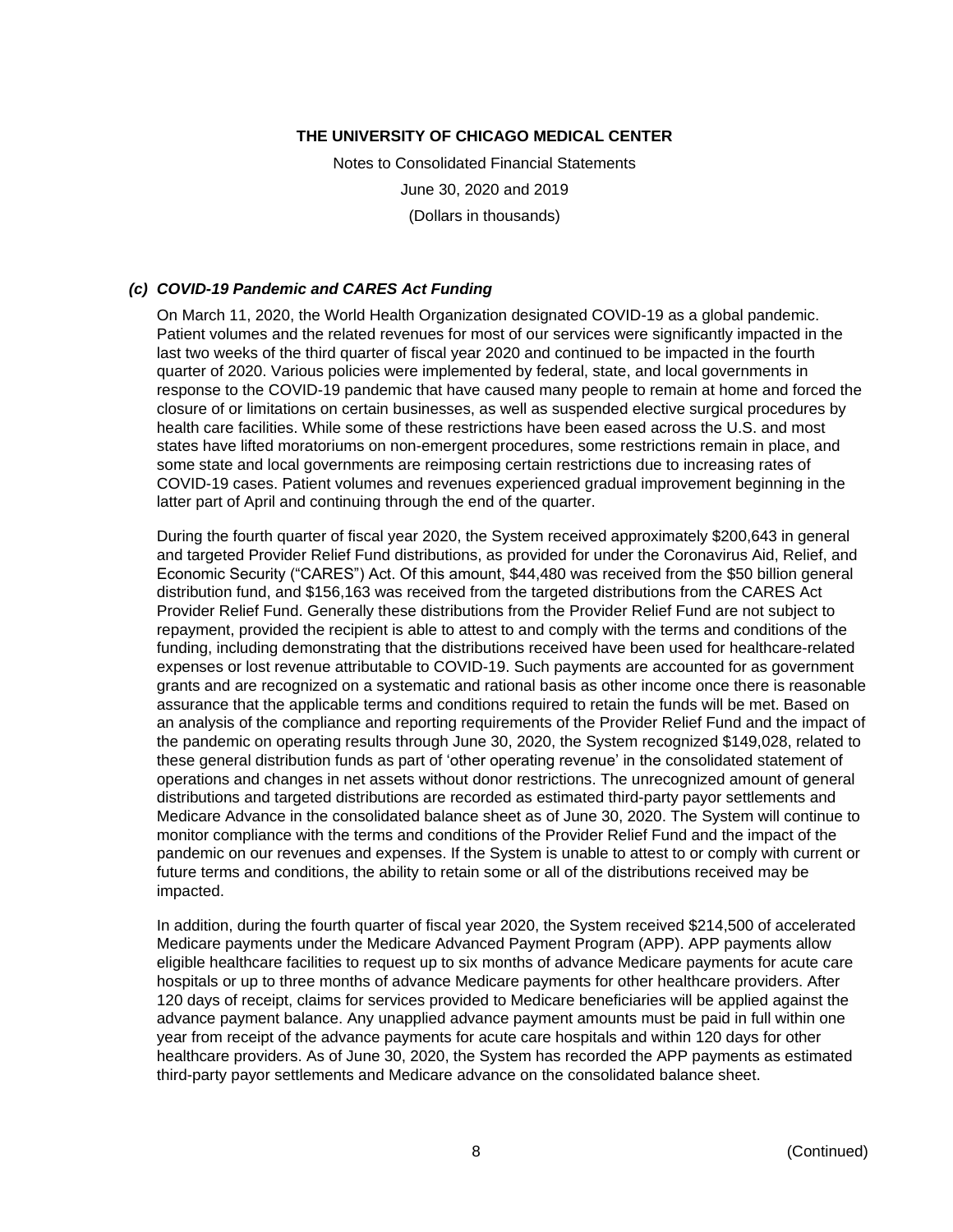# THE UNIVERSITY OF CHICAGO MEDICAL CENTER

Notes to Consolidated Financial Statements

June 30, 2020 and 2019

(Dollars in thousands)

### *(c) COVID-19 Pandemic and CARES Act Funding*

On March 11, 2020, the World Health Organization designated COVID-19 as a global pandemic. Patient volumes and the related revenues for most of our services were significantly impacted in the last two weeks of the third quarter of fiscal year 2020 and continued to be impacted in the fourth quarter of 2020. Various policies were implemented by federal, state, and local governments in response to the COVID-19 pandemic that have caused many people to remain at home and forced the closure of or limitations on certain businesses, as well as suspended elective surgical procedures by health care facilities. While some of these restrictions have been eased across the U.S. and most states have lifted moratoriums on non-emergent procedures, some restrictions remain in place, and some state and local governments are reimposing certain restrictions due to increasing rates of COVID-19 cases. Patient volumes and revenues experienced gradual improvement beginning in the latter part of April and continuing through the end of the quarter.

During the fourth quarter of fiscal year 2020, the System received approximately $200,643 in general and targeted Provider Relief Fund distributions, as provided for under the Coronavirus Aid, Relief, and Economic Security ("CARES") Act. Of this amount, $44,480 was received from the $50 billion general distribution fund, and $156,163 was received from the targeted distributions from the CARES Act Provider Relief Fund. Generally these distributions from the Provider Relief Fund are not subject to repayment, provided the recipient is able to attest to and comply with the terms and conditions of the funding, including demonstrating that the distributions received have been used for healthcare-related expenses or lost revenue attributable to COVID-19. Such payments are accounted for as government grants and are recognized on a systematic and rational basis as other income once there is reasonable assurance that the applicable terms and conditions required to retain the funds will be met. Based on an analysis of the compliance and reporting requirements of the Provider Relief Fund and the impact of the pandemic on operating results through June 30, 2020, the System recognized $149,028, related to these general distribution funds as part of 'other operating revenue' in the consolidated statement of operations and changes in net assets without donor restrictions. The unrecognized amount of general distributions and targeted distributions are recorded as estimated third-party payor settlements and Medicare Advance in the consolidated balance sheet as of June 30, 2020. The System will continue to monitor compliance with the terms and conditions of the Provider Relief Fund and the impact of the pandemic on our revenues and expenses. If the System is unable to attest to or comply with current or future terms and conditions, the ability to retain some or all of the distributions received may be impacted.

In addition, during the fourth quarter of fiscal year 2020, the System received $214,500 of accelerated Medicare payments under the Medicare Advanced Payment Program (APP). APP payments allow eligible healthcare facilities to request up to six months of advance Medicare payments for acute care hospitals or up to three months of advance Medicare payments for other healthcare providers. After 120 days of receipt, claims for services provided to Medicare beneficiaries will be applied against the advance payment balance. Any unapplied advance payment amounts must be paid in full within one year from receipt of the advance payments for acute care hospitals and within 120 days for other healthcare providers. As of June 30, 2020, the System has recorded the APP payments as estimated third-party payor settlements and Medicare advance on the consolidated balance sheet.

(Continued)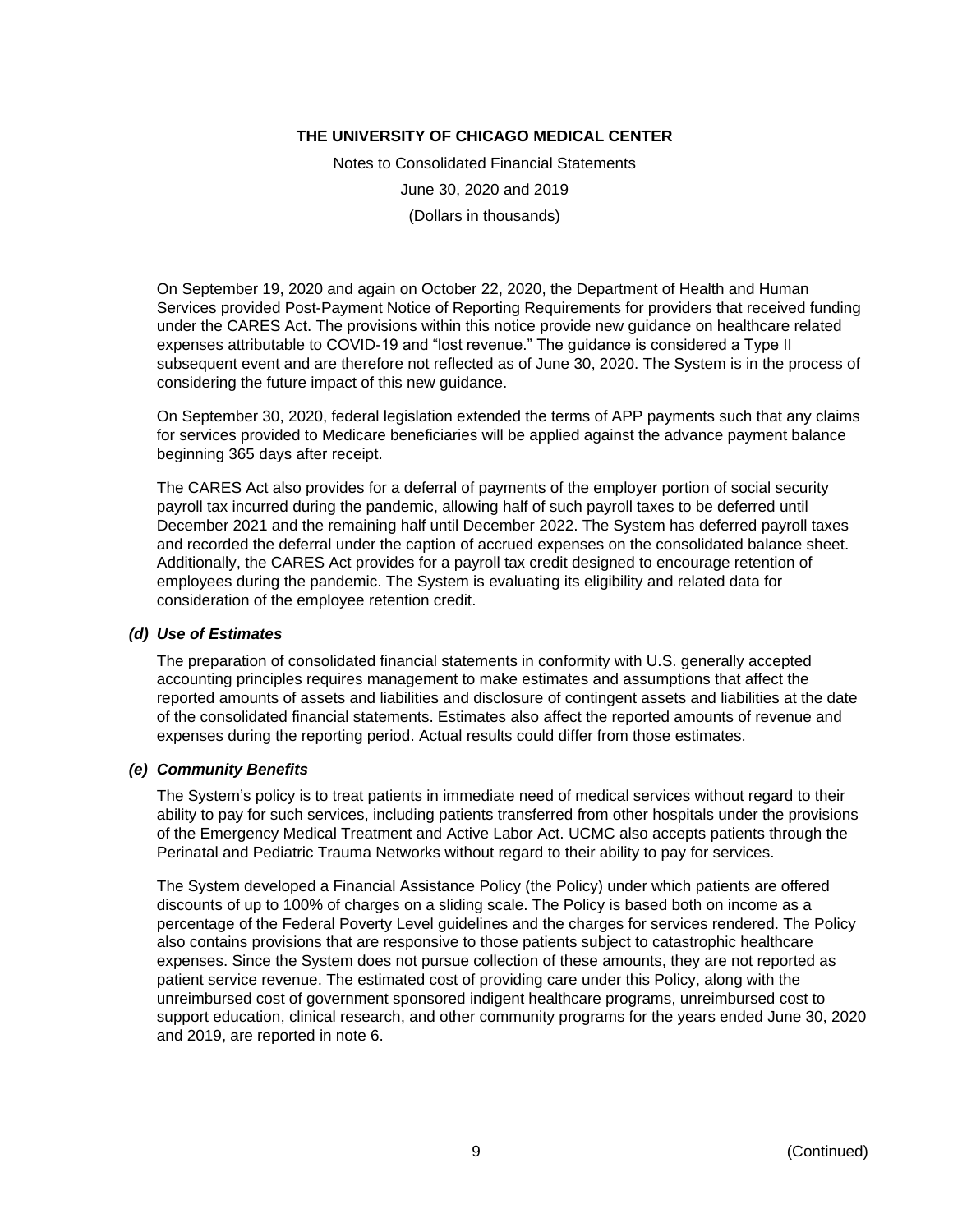On September 19, 2020 and again on October 22, 2020, the Department of Health and Human Services provided Post-Payment Notice of Reporting Requirements for providers that received funding under the CARES Act. The provisions within this notice provide new guidance on healthcare related expenses attributable to COVID-19 and “lost revenue.” The guidance is considered a Type II subsequent event and are therefore not reflected as of June 30, 2020. The System is in the process of considering the future impact of this new guidance.

On September 30, 2020, federal legislation extended the terms of APP payments such that any claims for services provided to Medicare beneficiaries will be applied against the advance payment balance beginning 365 days after receipt.

The CARES Act also provides for a deferral of payments of the employer portion of social security payroll tax incurred during the pandemic, allowing half of such payroll taxes to be deferred until December 2021 and the remaining half until December 2022. The System has deferred payroll taxes and recorded the deferral under the caption of accrued expenses on the consolidated balance sheet. Additionally, the CARES Act provides for a payroll tax credit designed to encourage retention of employees during the pandemic. The System is evaluating its eligibility and related data for consideration of the employee retention credit.

### *(d) Use of Estimates*

The preparation of consolidated financial statements in conformity with U.S. generally accepted accounting principles requires management to make estimates and assumptions that affect the reported amounts of assets and liabilities and disclosure of contingent assets and liabilities at the date of the consolidated financial statements. Estimates also affect the reported amounts of revenue and expenses during the reporting period. Actual results could differ from those estimates.

### *(e) Community Benefits*

The System’s policy is to treat patients in immediate need of medical services without regard to their ability to pay for such services, including patients transferred from other hospitals under the provisions of the Emergency Medical Treatment and Active Labor Act. UCMC also accepts patients through the Perinatal and Pediatric Trauma Networks without regard to their ability to pay for services.

The System developed a Financial Assistance Policy (the Policy) under which patients are offered discounts of up to 100% of charges on a sliding scale. The Policy is based both on income as a percentage of the Federal Poverty Level guidelines and the charges for services rendered. The Policy also contains provisions that are responsive to those patients subject to catastrophic healthcare expenses. Since the System does not pursue collection of these amounts, they are not reported as patient service revenue. The estimated cost of providing care under this Policy, along with the unreimbursed cost of government sponsored indigent healthcare programs, unreimbursed cost to support education, clinical research, and other community programs for the years ended June 30, 2020 and 2019, are reported in note 6.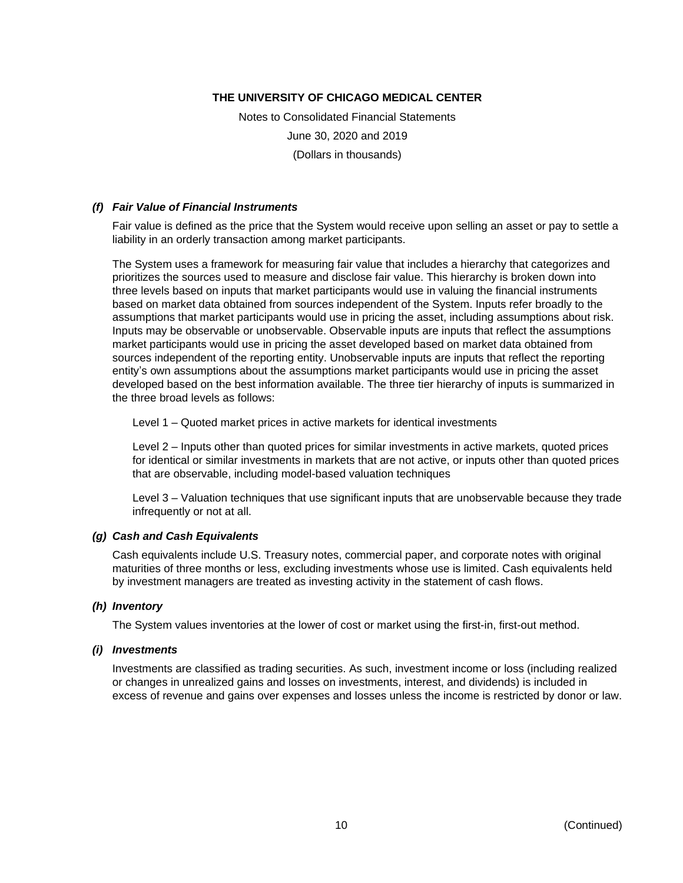#### *(f) Fair Value of Financial Instruments*

Fair value is defined as the price that the System would receive upon selling an asset or pay to settle a liability in an orderly transaction among market participants.

The System uses a framework for measuring fair value that includes a hierarchy that categorizes and prioritizes the sources used to measure and disclose fair value. This hierarchy is broken down into three levels based on inputs that market participants would use in valuing the financial instruments based on market data obtained from sources independent of the System. Inputs refer broadly to the assumptions that market participants would use in pricing the asset, including assumptions about risk. Inputs may be observable or unobservable. Observable inputs are inputs that reflect the assumptions market participants would use in pricing the asset developed based on market data obtained from sources independent of the reporting entity. Unobservable inputs are inputs that reflect the reporting entity's own assumptions about the assumptions market participants would use in pricing the asset developed based on the best information available. The three tier hierarchy of inputs is summarized in the three broad levels as follows:

Level 1 – Quoted market prices in active markets for identical investments

Level 2 – Inputs other than quoted prices for similar investments in active markets, quoted prices for identical or similar investments in markets that are not active, or inputs other than quoted prices that are observable, including model-based valuation techniques

Level 3 – Valuation techniques that use significant inputs that are unobservable because they trade infrequently or not at all.

#### *(g) Cash and Cash Equivalents*

Cash equivalents include U.S. Treasury notes, commercial paper, and corporate notes with original maturities of three months or less, excluding investments whose use is limited. Cash equivalents held by investment managers are treated as investing activity in the statement of cash flows.

#### *(h) Inventory*

The System values inventories at the lower of cost or market using the first-in, first-out method.

#### *(i) Investments*

Investments are classified as trading securities. As such, investment income or loss (including realized or changes in unrealized gains and losses on investments, interest, and dividends) is included in excess of revenue and gains over expenses and losses unless the income is restricted by donor or law.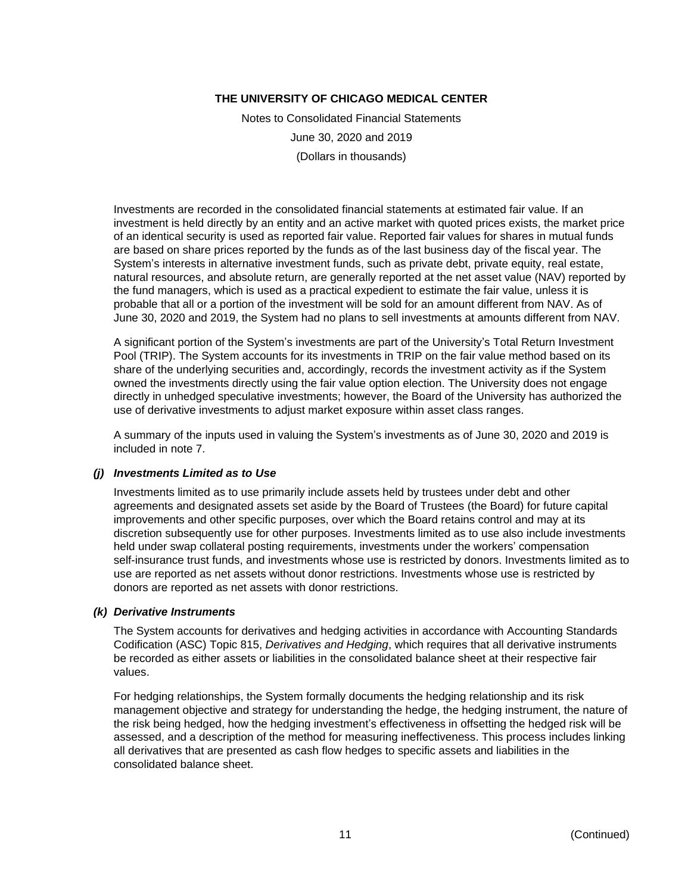Investments are recorded in the consolidated financial statements at estimated fair value. If an investment is held directly by an entity and an active market with quoted prices exists, the market price of an identical security is used as reported fair value. Reported fair values for shares in mutual funds are based on share prices reported by the funds as of the last business day of the fiscal year. The System's interests in alternative investment funds, such as private debt, private equity, real estate, natural resources, and absolute return, are generally reported at the net asset value (NAV) reported by the fund managers, which is used as a practical expedient to estimate the fair value, unless it is probable that all or a portion of the investment will be sold for an amount different from NAV. As of June 30, 2020 and 2019, the System had no plans to sell investments at amounts different from NAV.

A significant portion of the System's investments are part of the University's Total Return Investment Pool (TRIP). The System accounts for its investments in TRIP on the fair value method based on its share of the underlying securities and, accordingly, records the investment activity as if the System owned the investments directly using the fair value option election. The University does not engage directly in unhedged speculative investments; however, the Board of the University has authorized the use of derivative investments to adjust market exposure within asset class ranges.

A summary of the inputs used in valuing the System's investments as of June 30, 2020 and 2019 is included in note 7.

### *(j) Investments Limited as to Use*

Investments limited as to use primarily include assets held by trustees under debt and other agreements and designated assets set aside by the Board of Trustees (the Board) for future capital improvements and other specific purposes, over which the Board retains control and may at its discretion subsequently use for other purposes. Investments limited as to use also include investments held under swap collateral posting requirements, investments under the workers' compensation self-insurance trust funds, and investments whose use is restricted by donors. Investments limited as to use are reported as net assets without donor restrictions. Investments whose use is restricted by donors are reported as net assets with donor restrictions.

### *(k) Derivative Instruments*

The System accounts for derivatives and hedging activities in accordance with Accounting Standards Codification (ASC) Topic 815, *Derivatives and Hedging*, which requires that all derivative instruments be recorded as either assets or liabilities in the consolidated balance sheet at their respective fair values.

For hedging relationships, the System formally documents the hedging relationship and its risk management objective and strategy for understanding the hedge, the hedging instrument, the nature of the risk being hedged, how the hedging investment's effectiveness in offsetting the hedged risk will be assessed, and a description of the method for measuring ineffectiveness. This process includes linking all derivatives that are presented as cash flow hedges to specific assets and liabilities in the consolidated balance sheet.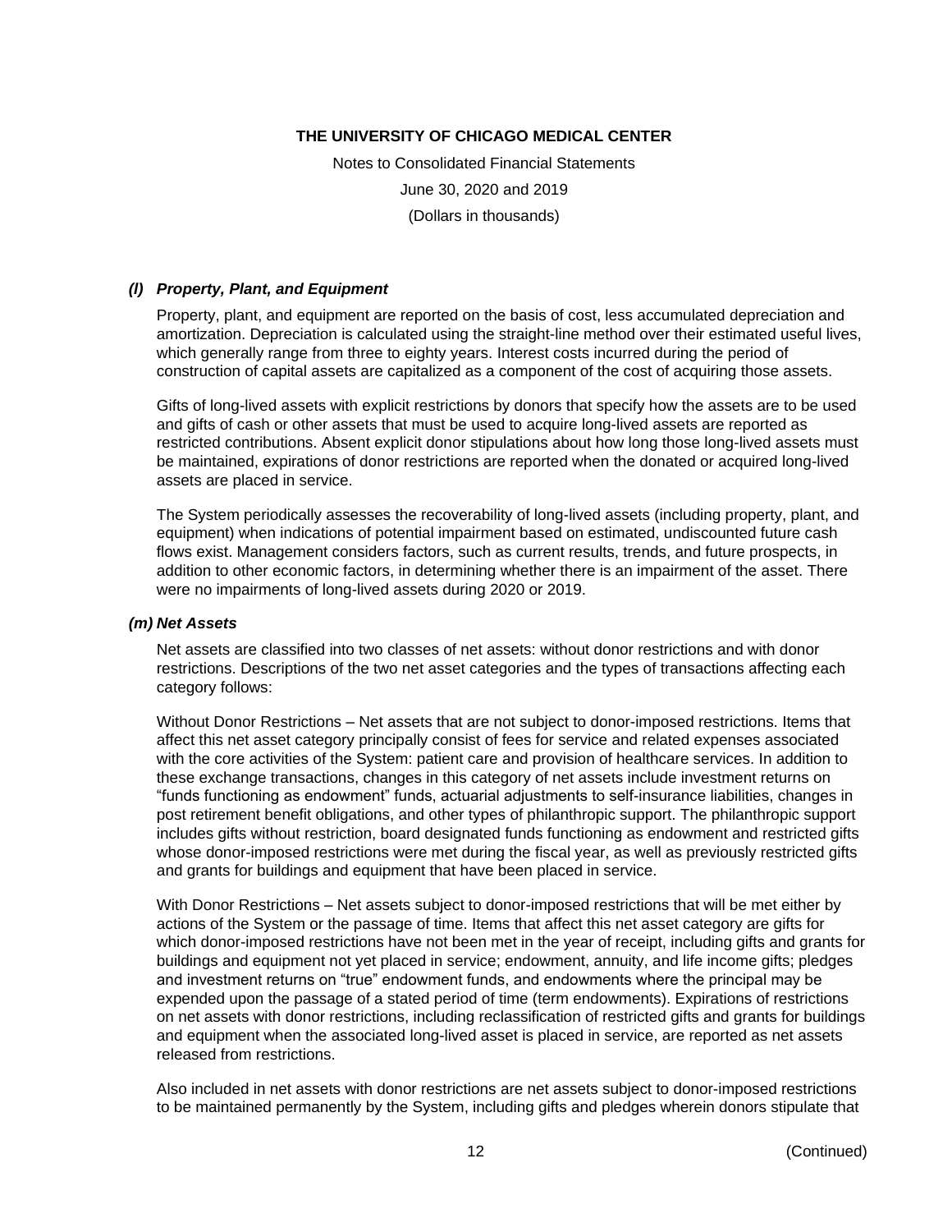### *(l) Property, Plant, and Equipment*

Property, plant, and equipment are reported on the basis of cost, less accumulated depreciation and amortization. Depreciation is calculated using the straight-line method over their estimated useful lives, which generally range from three to eighty years. Interest costs incurred during the period of construction of capital assets are capitalized as a component of the cost of acquiring those assets.

Gifts of long-lived assets with explicit restrictions by donors that specify how the assets are to be used and gifts of cash or other assets that must be used to acquire long-lived assets are reported as restricted contributions. Absent explicit donor stipulations about how long those long-lived assets must be maintained, expirations of donor restrictions are reported when the donated or acquired long-lived assets are placed in service.

The System periodically assesses the recoverability of long-lived assets (including property, plant, and equipment) when indications of potential impairment based on estimated, undiscounted future cash flows exist. Management considers factors, such as current results, trends, and future prospects, in addition to other economic factors, in determining whether there is an impairment of the asset. There were no impairments of long-lived assets during 2020 or 2019.

### *(m) Net Assets*

Net assets are classified into two classes of net assets: without donor restrictions and with donor restrictions. Descriptions of the two net asset categories and the types of transactions affecting each category follows:

Without Donor Restrictions – Net assets that are not subject to donor-imposed restrictions. Items that affect this net asset category principally consist of fees for service and related expenses associated with the core activities of the System: patient care and provision of healthcare services. In addition to these exchange transactions, changes in this category of net assets include investment returns on "funds functioning as endowment" funds, actuarial adjustments to self-insurance liabilities, changes in post retirement benefit obligations, and other types of philanthropic support. The philanthropic support includes gifts without restriction, board designated funds functioning as endowment and restricted gifts whose donor-imposed restrictions were met during the fiscal year, as well as previously restricted gifts and grants for buildings and equipment that have been placed in service.

With Donor Restrictions – Net assets subject to donor-imposed restrictions that will be met either by actions of the System or the passage of time. Items that affect this net asset category are gifts for which donor-imposed restrictions have not been met in the year of receipt, including gifts and grants for buildings and equipment not yet placed in service; endowment, annuity, and life income gifts; pledges and investment returns on "true" endowment funds, and endowments where the principal may be expended upon the passage of a stated period of time (term endowments). Expirations of restrictions on net assets with donor restrictions, including reclassification of restricted gifts and grants for buildings and equipment when the associated long-lived asset is placed in service, are reported as net assets released from restrictions.

Also included in net assets with donor restrictions are net assets subject to donor-imposed restrictions to be maintained permanently by the System, including gifts and pledges wherein donors stipulate that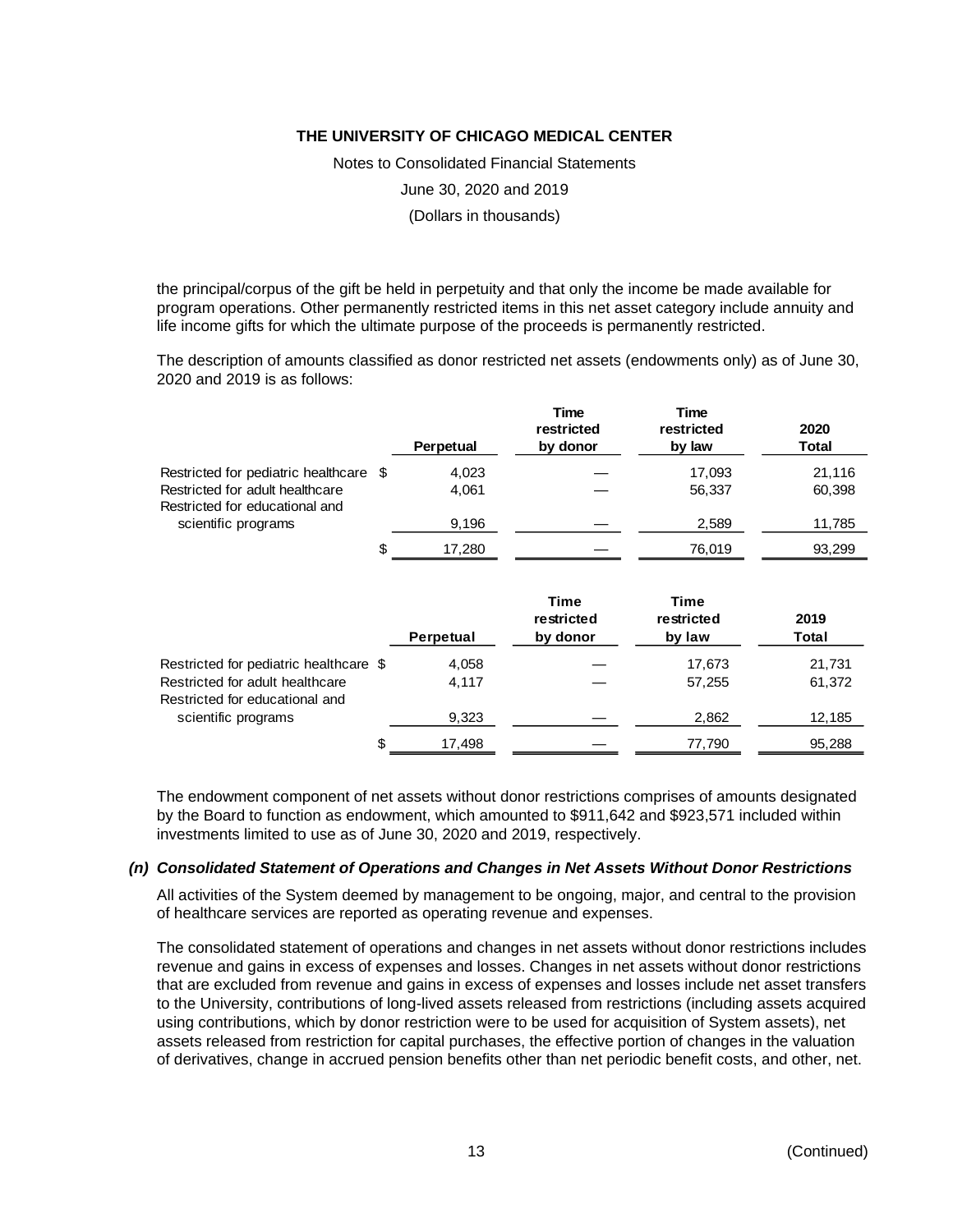the principal/corpus of the gift be held in perpetuity and that only the income be made available for program operations. Other permanently restricted items in this net asset category include annuity and life income gifts for which the ultimate purpose of the proceeds is permanently restricted.

The description of amounts classified as donor restricted net assets (endowments only) as of June 30, 2020 and 2019 is as follows:

| | Perpetual | Time restricted by donor | Time restricted by law | 2020 Total |
|---|---|---|---|---|
| Restricted for pediatric healthcare | $ 4,023 | — | 17,093 | 21,116 |
| Restricted for adult healthcare | 4,061 | — | 56,337 | 60,398 |
| Restricted for educational and scientific programs | 9,196 | — | 2,589 | 11,785 |
| | $ 17,280 | — | 76,019 | 93,299 |

| | Perpetual | Time restricted by donor | Time restricted by law | 2019 Total |
|---|---|---|---|---|
| Restricted for pediatric healthcare | $ 4,058 | — | 17,673 | 21,731 |
| Restricted for adult healthcare | 4,117 | — | 57,255 | 61,372 |
| Restricted for educational and scientific programs | 9,323 | — | 2,862 | 12,185 |
| | $ 17,498 | — | 77,790 | 95,288 |

The endowment component of net assets without donor restrictions comprises of amounts designated by the Board to function as endowment, which amounted to $911,642 and $923,571 included within investments limited to use as of June 30, 2020 and 2019, respectively.

### *(n) Consolidated Statement of Operations and Changes in Net Assets Without Donor Restrictions*

All activities of the System deemed by management to be ongoing, major, and central to the provision of healthcare services are reported as operating revenue and expenses.

The consolidated statement of operations and changes in net assets without donor restrictions includes revenue and gains in excess of expenses and losses. Changes in net assets without donor restrictions that are excluded from revenue and gains in excess of expenses and losses include net asset transfers to the University, contributions of long-lived assets released from restrictions (including assets acquired using contributions, which by donor restriction were to be used for acquisition of System assets), net assets released from restriction for capital purchases, the effective portion of changes in the valuation of derivatives, change in accrued pension benefits other than net periodic benefit costs, and other, net.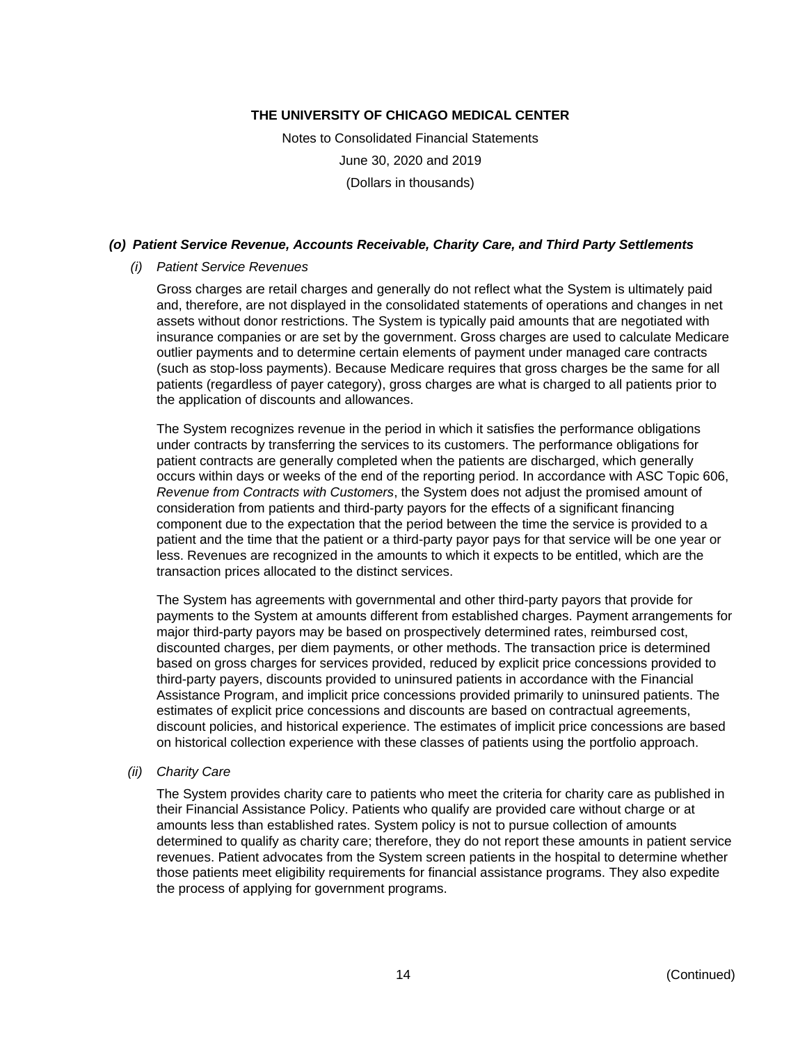#### *(o) Patient Service Revenue, Accounts Receivable, Charity Care, and Third Party Settlements*

*(i) Patient Service Revenues*

Gross charges are retail charges and generally do not reflect what the System is ultimately paid and, therefore, are not displayed in the consolidated statements of operations and changes in net assets without donor restrictions. The System is typically paid amounts that are negotiated with insurance companies or are set by the government. Gross charges are used to calculate Medicare outlier payments and to determine certain elements of payment under managed care contracts (such as stop-loss payments). Because Medicare requires that gross charges be the same for all patients (regardless of payer category), gross charges are what is charged to all patients prior to the application of discounts and allowances.

The System recognizes revenue in the period in which it satisfies the performance obligations under contracts by transferring the services to its customers. The performance obligations for patient contracts are generally completed when the patients are discharged, which generally occurs within days or weeks of the end of the reporting period. In accordance with ASC Topic 606, *Revenue from Contracts with Customers*, the System does not adjust the promised amount of consideration from patients and third-party payors for the effects of a significant financing component due to the expectation that the period between the time the service is provided to a patient and the time that the patient or a third-party payor pays for that service will be one year or less. Revenues are recognized in the amounts to which it expects to be entitled, which are the transaction prices allocated to the distinct services.

The System has agreements with governmental and other third-party payors that provide for payments to the System at amounts different from established charges. Payment arrangements for major third-party payors may be based on prospectively determined rates, reimbursed cost, discounted charges, per diem payments, or other methods. The transaction price is determined based on gross charges for services provided, reduced by explicit price concessions provided to third-party payers, discounts provided to uninsured patients in accordance with the Financial Assistance Program, and implicit price concessions provided primarily to uninsured patients. The estimates of explicit price concessions and discounts are based on contractual agreements, discount policies, and historical experience. The estimates of implicit price concessions are based on historical collection experience with these classes of patients using the portfolio approach.

*(ii) Charity Care*

The System provides charity care to patients who meet the criteria for charity care as published in their Financial Assistance Policy. Patients who qualify are provided care without charge or at amounts less than established rates. System policy is not to pursue collection of amounts determined to qualify as charity care; therefore, they do not report these amounts in patient service revenues. Patient advocates from the System screen patients in the hospital to determine whether those patients meet eligibility requirements for financial assistance programs. They also expedite the process of applying for government programs.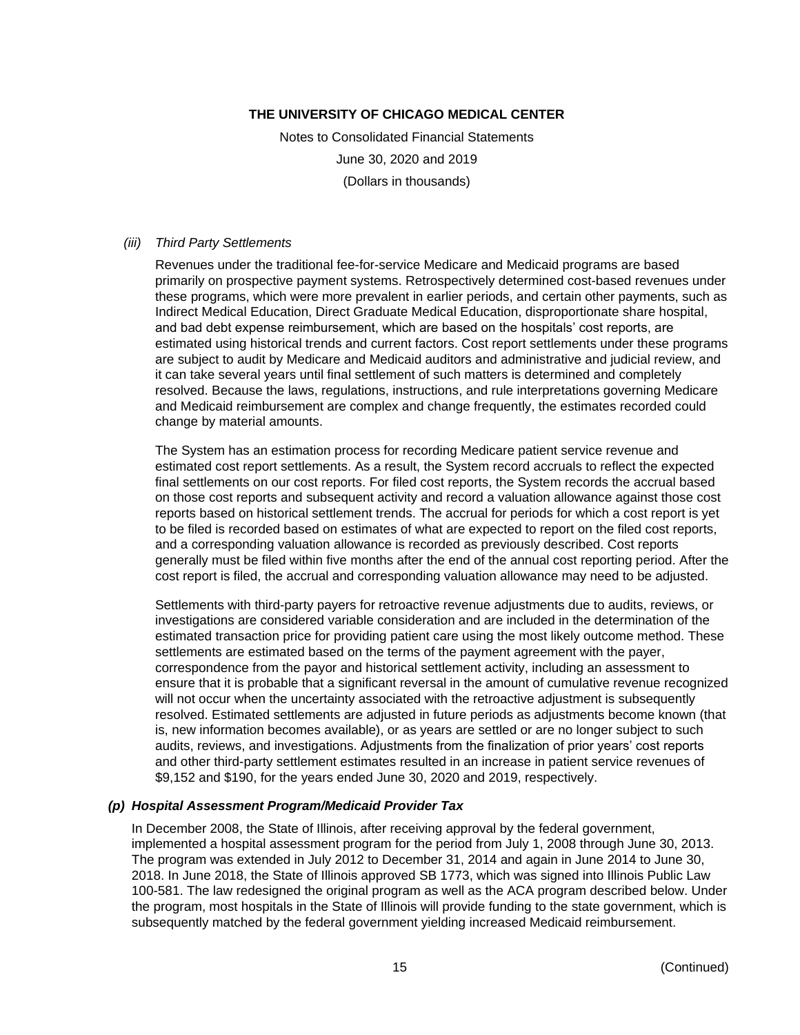*(iii) Third Party Settlements*

Revenues under the traditional fee-for-service Medicare and Medicaid programs are based primarily on prospective payment systems. Retrospectively determined cost-based revenues under these programs, which were more prevalent in earlier periods, and certain other payments, such as Indirect Medical Education, Direct Graduate Medical Education, disproportionate share hospital, and bad debt expense reimbursement, which are based on the hospitals' cost reports, are estimated using historical trends and current factors. Cost report settlements under these programs are subject to audit by Medicare and Medicaid auditors and administrative and judicial review, and it can take several years until final settlement of such matters is determined and completely resolved. Because the laws, regulations, instructions, and rule interpretations governing Medicare and Medicaid reimbursement are complex and change frequently, the estimates recorded could change by material amounts.

The System has an estimation process for recording Medicare patient service revenue and estimated cost report settlements. As a result, the System record accruals to reflect the expected final settlements on our cost reports. For filed cost reports, the System records the accrual based on those cost reports and subsequent activity and record a valuation allowance against those cost reports based on historical settlement trends. The accrual for periods for which a cost report is yet to be filed is recorded based on estimates of what are expected to report on the filed cost reports, and a corresponding valuation allowance is recorded as previously described. Cost reports generally must be filed within five months after the end of the annual cost reporting period. After the cost report is filed, the accrual and corresponding valuation allowance may need to be adjusted.

Settlements with third-party payers for retroactive revenue adjustments due to audits, reviews, or investigations are considered variable consideration and are included in the determination of the estimated transaction price for providing patient care using the most likely outcome method. These settlements are estimated based on the terms of the payment agreement with the payer, correspondence from the payor and historical settlement activity, including an assessment to ensure that it is probable that a significant reversal in the amount of cumulative revenue recognized will not occur when the uncertainty associated with the retroactive adjustment is subsequently resolved. Estimated settlements are adjusted in future periods as adjustments become known (that is, new information becomes available), or as years are settled or are no longer subject to such audits, reviews, and investigations. Adjustments from the finalization of prior years' cost reports and other third-party settlement estimates resulted in an increase in patient service revenues of $9,152 and $190, for the years ended June 30, 2020 and 2019, respectively.

***(p) Hospital Assessment Program/Medicaid Provider Tax***

In December 2008, the State of Illinois, after receiving approval by the federal government, implemented a hospital assessment program for the period from July 1, 2008 through June 30, 2013. The program was extended in July 2012 to December 31, 2014 and again in June 2014 to June 30, 2018. In June 2018, the State of Illinois approved SB 1773, which was signed into Illinois Public Law 100-581. The law redesigned the original program as well as the ACA program described below. Under the program, most hospitals in the State of Illinois will provide funding to the state government, which is subsequently matched by the federal government yielding increased Medicaid reimbursement.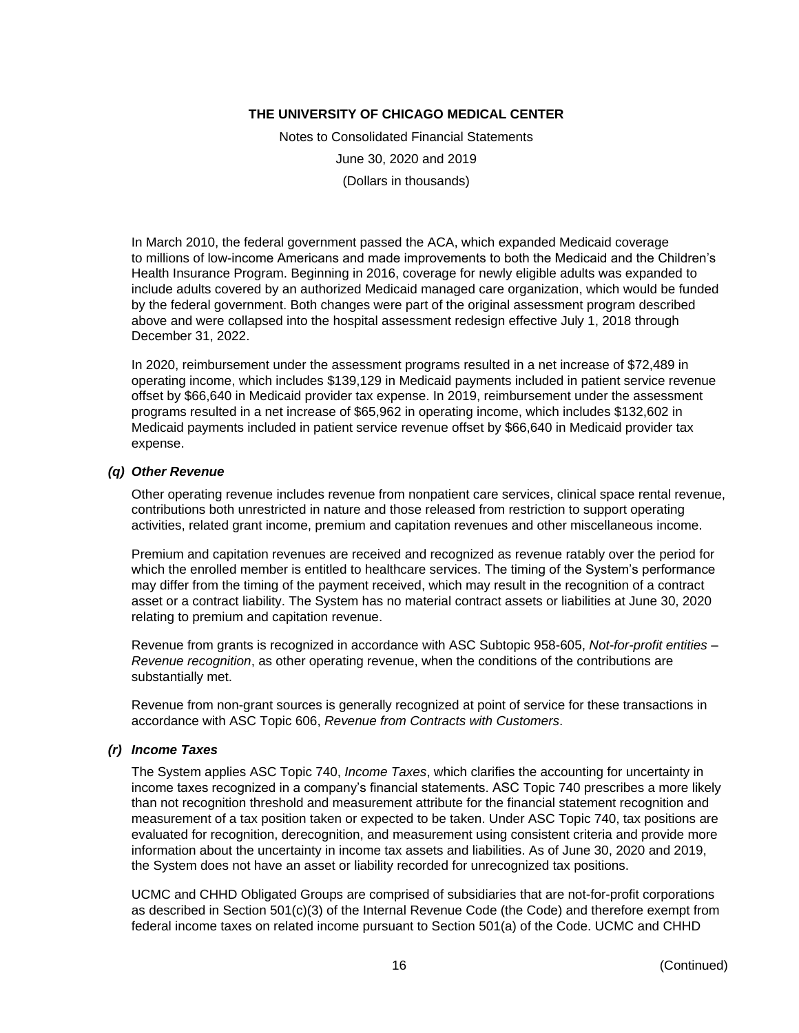In March 2010, the federal government passed the ACA, which expanded Medicaid coverage to millions of low-income Americans and made improvements to both the Medicaid and the Children's Health Insurance Program. Beginning in 2016, coverage for newly eligible adults was expanded to include adults covered by an authorized Medicaid managed care organization, which would be funded by the federal government. Both changes were part of the original assessment program described above and were collapsed into the hospital assessment redesign effective July 1, 2018 through December 31, 2022.

In 2020, reimbursement under the assessment programs resulted in a net increase of $72,489 in operating income, which includes $139,129 in Medicaid payments included in patient service revenue offset by $66,640 in Medicaid provider tax expense. In 2019, reimbursement under the assessment programs resulted in a net increase of $65,962 in operating income, which includes $132,602 in Medicaid payments included in patient service revenue offset by $66,640 in Medicaid provider tax expense.

### *(q) Other Revenue*

Other operating revenue includes revenue from nonpatient care services, clinical space rental revenue, contributions both unrestricted in nature and those released from restriction to support operating activities, related grant income, premium and capitation revenues and other miscellaneous income.

Premium and capitation revenues are received and recognized as revenue ratably over the period for which the enrolled member is entitled to healthcare services. The timing of the System's performance may differ from the timing of the payment received, which may result in the recognition of a contract asset or a contract liability. The System has no material contract assets or liabilities at June 30, 2020 relating to premium and capitation revenue.

Revenue from grants is recognized in accordance with ASC Subtopic 958-605, *Not-for-profit entities – Revenue recognition*, as other operating revenue, when the conditions of the contributions are substantially met.

Revenue from non-grant sources is generally recognized at point of service for these transactions in accordance with ASC Topic 606, *Revenue from Contracts with Customers*.

### *(r) Income Taxes*

The System applies ASC Topic 740, *Income Taxes*, which clarifies the accounting for uncertainty in income taxes recognized in a company's financial statements. ASC Topic 740 prescribes a more likely than not recognition threshold and measurement attribute for the financial statement recognition and measurement of a tax position taken or expected to be taken. Under ASC Topic 740, tax positions are evaluated for recognition, derecognition, and measurement using consistent criteria and provide more information about the uncertainty in income tax assets and liabilities. As of June 30, 2020 and 2019, the System does not have an asset or liability recorded for unrecognized tax positions.

UCMC and CHHD Obligated Groups are comprised of subsidiaries that are not-for-profit corporations as described in Section 501(c)(3) of the Internal Revenue Code (the Code) and therefore exempt from federal income taxes on related income pursuant to Section 501(a) of the Code. UCMC and CHHD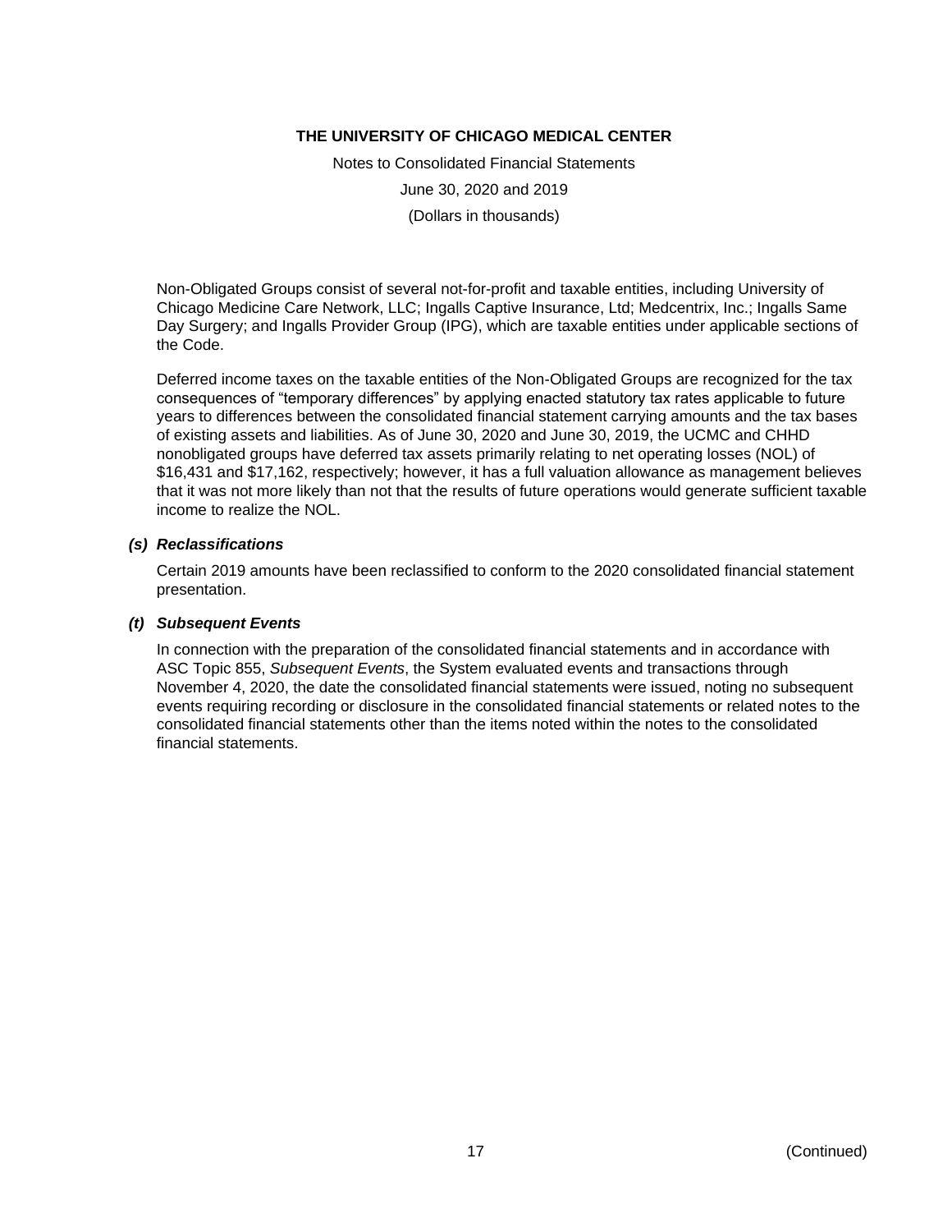Non-Obligated Groups consist of several not-for-profit and taxable entities, including University of Chicago Medicine Care Network, LLC; Ingalls Captive Insurance, Ltd; Medcentrix, Inc.; Ingalls Same Day Surgery; and Ingalls Provider Group (IPG), which are taxable entities under applicable sections of the Code.

Deferred income taxes on the taxable entities of the Non-Obligated Groups are recognized for the tax consequences of "temporary differences" by applying enacted statutory tax rates applicable to future years to differences between the consolidated financial statement carrying amounts and the tax bases of existing assets and liabilities. As of June 30, 2020 and June 30, 2019, the UCMC and CHHD nonobligated groups have deferred tax assets primarily relating to net operating losses (NOL) of $16,431 and $17,162, respectively; however, it has a full valuation allowance as management believes that it was not more likely than not that the results of future operations would generate sufficient taxable income to realize the NOL.

### *(s) Reclassifications*

Certain 2019 amounts have been reclassified to conform to the 2020 consolidated financial statement presentation.

### *(t) Subsequent Events*

In connection with the preparation of the consolidated financial statements and in accordance with ASC Topic 855, *Subsequent Events*, the System evaluated events and transactions through November 4, 2020, the date the consolidated financial statements were issued, noting no subsequent events requiring recording or disclosure in the consolidated financial statements or related notes to the consolidated financial statements other than the items noted within the notes to the consolidated financial statements.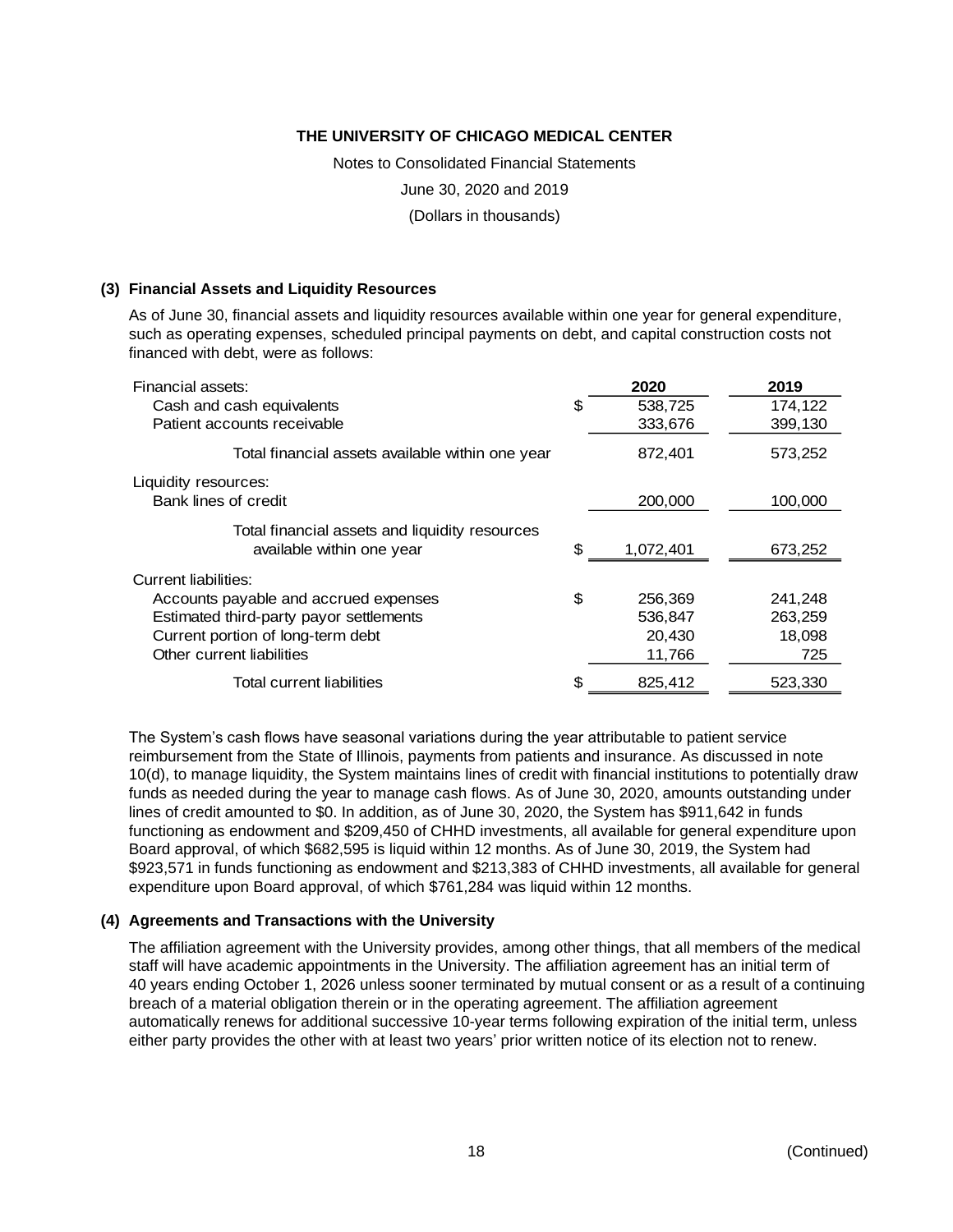# THE UNIVERSITY OF CHICAGO MEDICAL CENTER

Notes to Consolidated Financial Statements

June 30, 2020 and 2019

(Dollars in thousands)

## (3) Financial Assets and Liquidity Resources

As of June 30, financial assets and liquidity resources available within one year for general expenditure, such as operating expenses, scheduled principal payments on debt, and capital construction costs not financed with debt, were as follows:

| | | 2020 | 2019 |
|---|---|---|---|
| Financial assets: | | | |
| Cash and cash equivalents | $ | 538,725 | 174,122 |
| Patient accounts receivable | | 333,676 | 399,130 |
| Total financial assets available within one year | | 872,401 | 573,252 |
| Liquidity resources: | | | |
| Bank lines of credit | | 200,000 | 100,000 |
| Total financial assets and liquidity resources available within one year | $ | 1,072,401 | 673,252 |
| Current liabilities: | | | |
| Accounts payable and accrued expenses | $ | 256,369 | 241,248 |
| Estimated third-party payor settlements | | 536,847 | 263,259 |
| Current portion of long-term debt | | 20,430 | 18,098 |
| Other current liabilities | | 11,766 | 725 |
| Total current liabilities | $ | 825,412 | 523,330 |

The System's cash flows have seasonal variations during the year attributable to patient service reimbursement from the State of Illinois, payments from patients and insurance. As discussed in note 10(d), to manage liquidity, the System maintains lines of credit with financial institutions to potentially draw funds as needed during the year to manage cash flows. As of June 30, 2020, amounts outstanding under lines of credit amounted to $0. In addition, as of June 30, 2020, the System has $911,642 in funds functioning as endowment and $209,450 of CHHD investments, all available for general expenditure upon Board approval, of which $682,595 is liquid within 12 months. As of June 30, 2019, the System had $923,571 in funds functioning as endowment and $213,383 of CHHD investments, all available for general expenditure upon Board approval, of which $761,284 was liquid within 12 months.

## (4) Agreements and Transactions with the University

The affiliation agreement with the University provides, among other things, that all members of the medical staff will have academic appointments in the University. The affiliation agreement has an initial term of 40 years ending October 1, 2026 unless sooner terminated by mutual consent or as a result of a continuing breach of a material obligation therein or in the operating agreement. The affiliation agreement automatically renews for additional successive 10-year terms following expiration of the initial term, unless either party provides the other with at least two years' prior written notice of its election not to renew.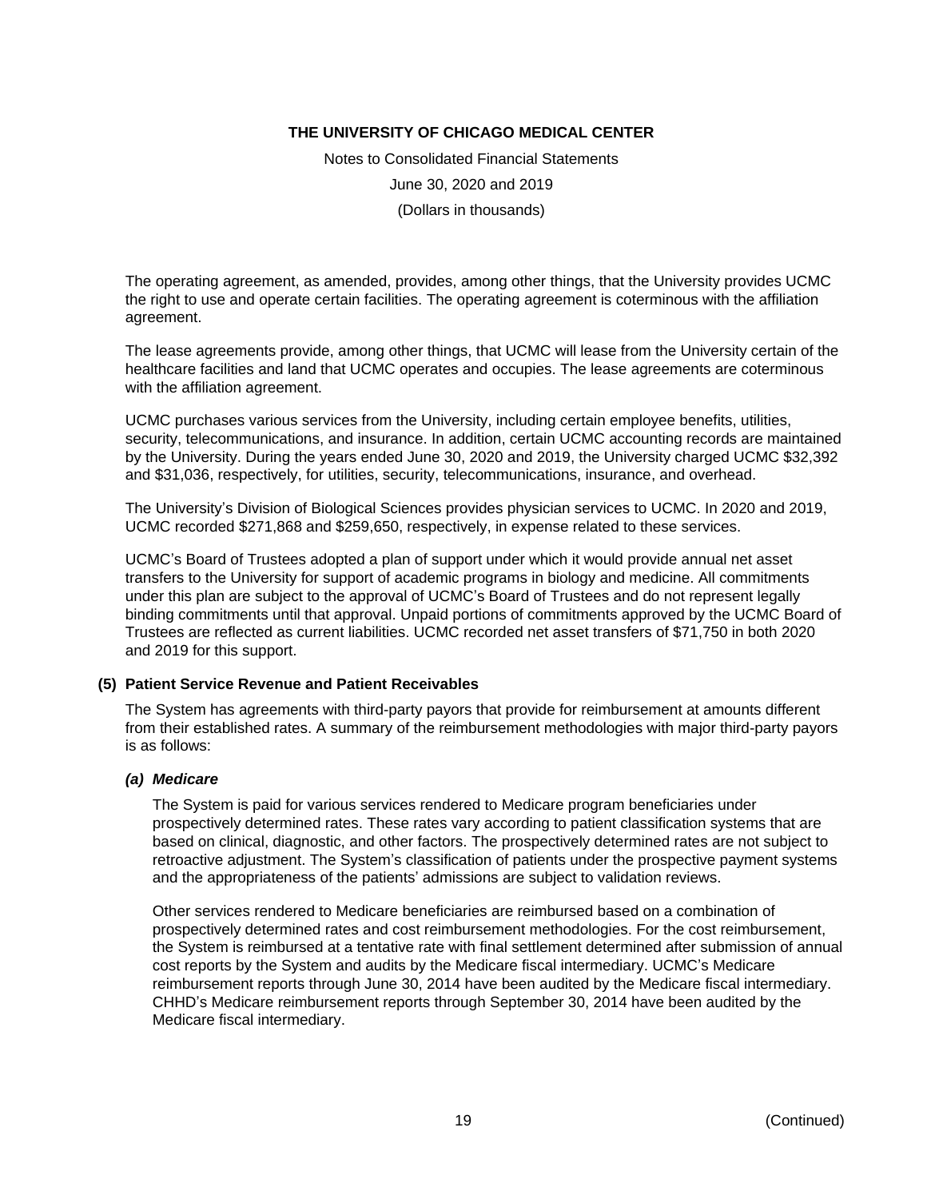The operating agreement, as amended, provides, among other things, that the University provides UCMC the right to use and operate certain facilities. The operating agreement is coterminous with the affiliation agreement.

The lease agreements provide, among other things, that UCMC will lease from the University certain of the healthcare facilities and land that UCMC operates and occupies. The lease agreements are coterminous with the affiliation agreement.

UCMC purchases various services from the University, including certain employee benefits, utilities, security, telecommunications, and insurance. In addition, certain UCMC accounting records are maintained by the University. During the years ended June 30, 2020 and 2019, the University charged UCMC $32,392 and $31,036, respectively, for utilities, security, telecommunications, insurance, and overhead.

The University's Division of Biological Sciences provides physician services to UCMC. In 2020 and 2019, UCMC recorded $271,868 and $259,650, respectively, in expense related to these services.

UCMC's Board of Trustees adopted a plan of support under which it would provide annual net asset transfers to the University for support of academic programs in biology and medicine. All commitments under this plan are subject to the approval of UCMC's Board of Trustees and do not represent legally binding commitments until that approval. Unpaid portions of commitments approved by the UCMC Board of Trustees are reflected as current liabilities. UCMC recorded net asset transfers of $71,750 in both 2020 and 2019 for this support.

## (5) Patient Service Revenue and Patient Receivables

The System has agreements with third-party payors that provide for reimbursement at amounts different from their established rates. A summary of the reimbursement methodologies with major third-party payors is as follows:

### *(a) Medicare*

The System is paid for various services rendered to Medicare program beneficiaries under prospectively determined rates. These rates vary according to patient classification systems that are based on clinical, diagnostic, and other factors. The prospectively determined rates are not subject to retroactive adjustment. The System's classification of patients under the prospective payment systems and the appropriateness of the patients' admissions are subject to validation reviews.

Other services rendered to Medicare beneficiaries are reimbursed based on a combination of prospectively determined rates and cost reimbursement methodologies. For the cost reimbursement, the System is reimbursed at a tentative rate with final settlement determined after submission of annual cost reports by the System and audits by the Medicare fiscal intermediary. UCMC's Medicare reimbursement reports through June 30, 2014 have been audited by the Medicare fiscal intermediary. CHHD's Medicare reimbursement reports through September 30, 2014 have been audited by the Medicare fiscal intermediary.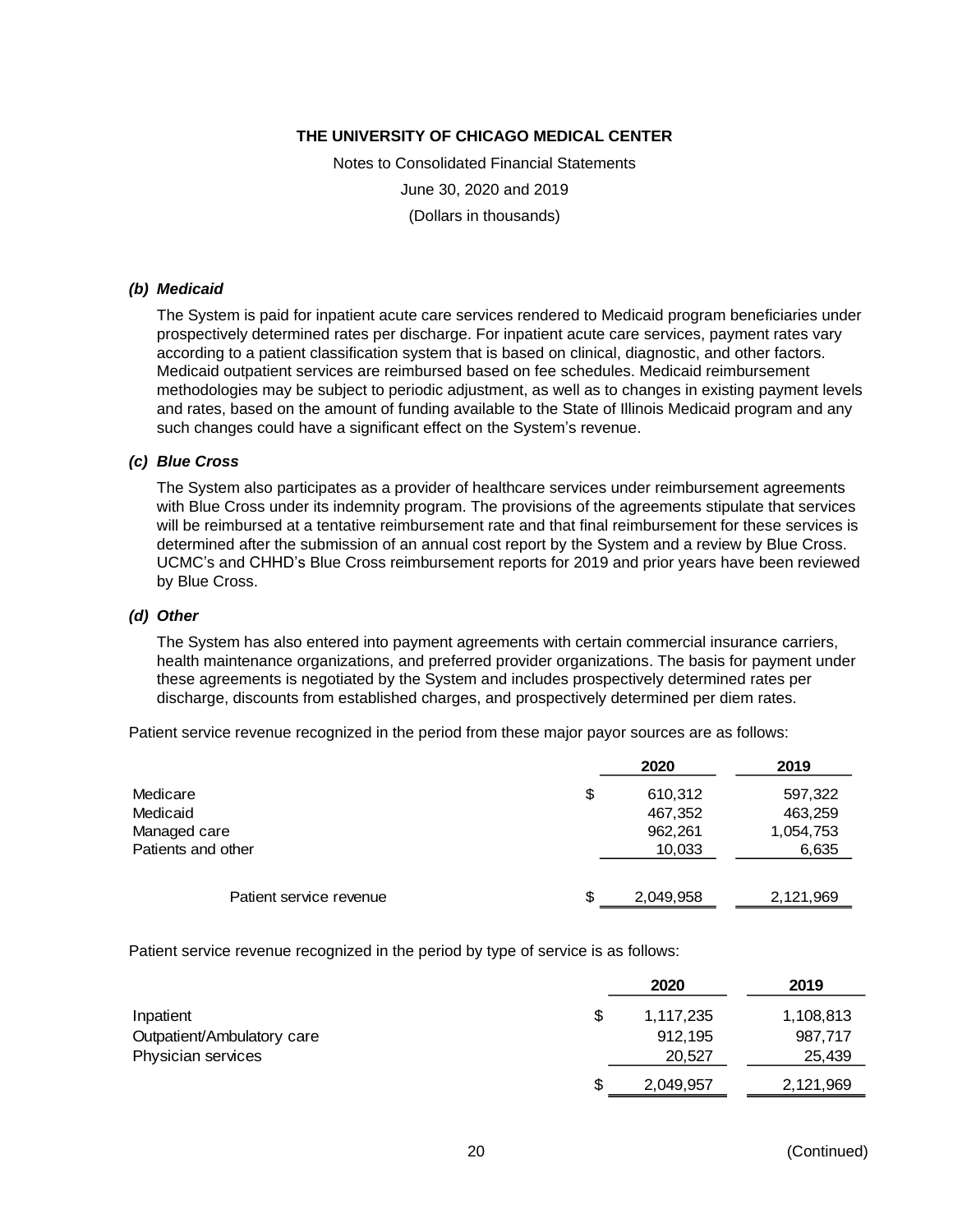# THE UNIVERSITY OF CHICAGO MEDICAL CENTER

Notes to Consolidated Financial Statements

June 30, 2020 and 2019

(Dollars in thousands)

### *(b) Medicaid*

The System is paid for inpatient acute care services rendered to Medicaid program beneficiaries under prospectively determined rates per discharge. For inpatient acute care services, payment rates vary according to a patient classification system that is based on clinical, diagnostic, and other factors. Medicaid outpatient services are reimbursed based on fee schedules. Medicaid reimbursement methodologies may be subject to periodic adjustment, as well as to changes in existing payment levels and rates, based on the amount of funding available to the State of Illinois Medicaid program and any such changes could have a significant effect on the System's revenue.

### *(c) Blue Cross*

The System also participates as a provider of healthcare services under reimbursement agreements with Blue Cross under its indemnity program. The provisions of the agreements stipulate that services will be reimbursed at a tentative reimbursement rate and that final reimbursement for these services is determined after the submission of an annual cost report by the System and a review by Blue Cross. UCMC's and CHHD's Blue Cross reimbursement reports for 2019 and prior years have been reviewed by Blue Cross.

### *(d) Other*

The System has also entered into payment agreements with certain commercial insurance carriers, health maintenance organizations, and preferred provider organizations. The basis for payment under these agreements is negotiated by the System and includes prospectively determined rates per discharge, discounts from established charges, and prospectively determined per diem rates.

Patient service revenue recognized in the period from these major payor sources are as follows:

| | 2020 | 2019 |
|---|---|---|
| Medicare | $ 610,312 | 597,322 |
| Medicaid | 467,352 | 463,259 |
| Managed care | 962,261 | 1,054,753 |
| Patients and other | 10,033 | 6,635 |
| Patient service revenue | $ 2,049,958 | 2,121,969 |

Patient service revenue recognized in the period by type of service is as follows:

| | 2020 | 2019 |
|---|---|---|
| Inpatient | $ 1,117,235 | 1,108,813 |
| Outpatient/Ambulatory care | 912,195 | 987,717 |
| Physician services | 20,527 | 25,439 |
| | $ 2,049,957 | 2,121,969 |

(Continued)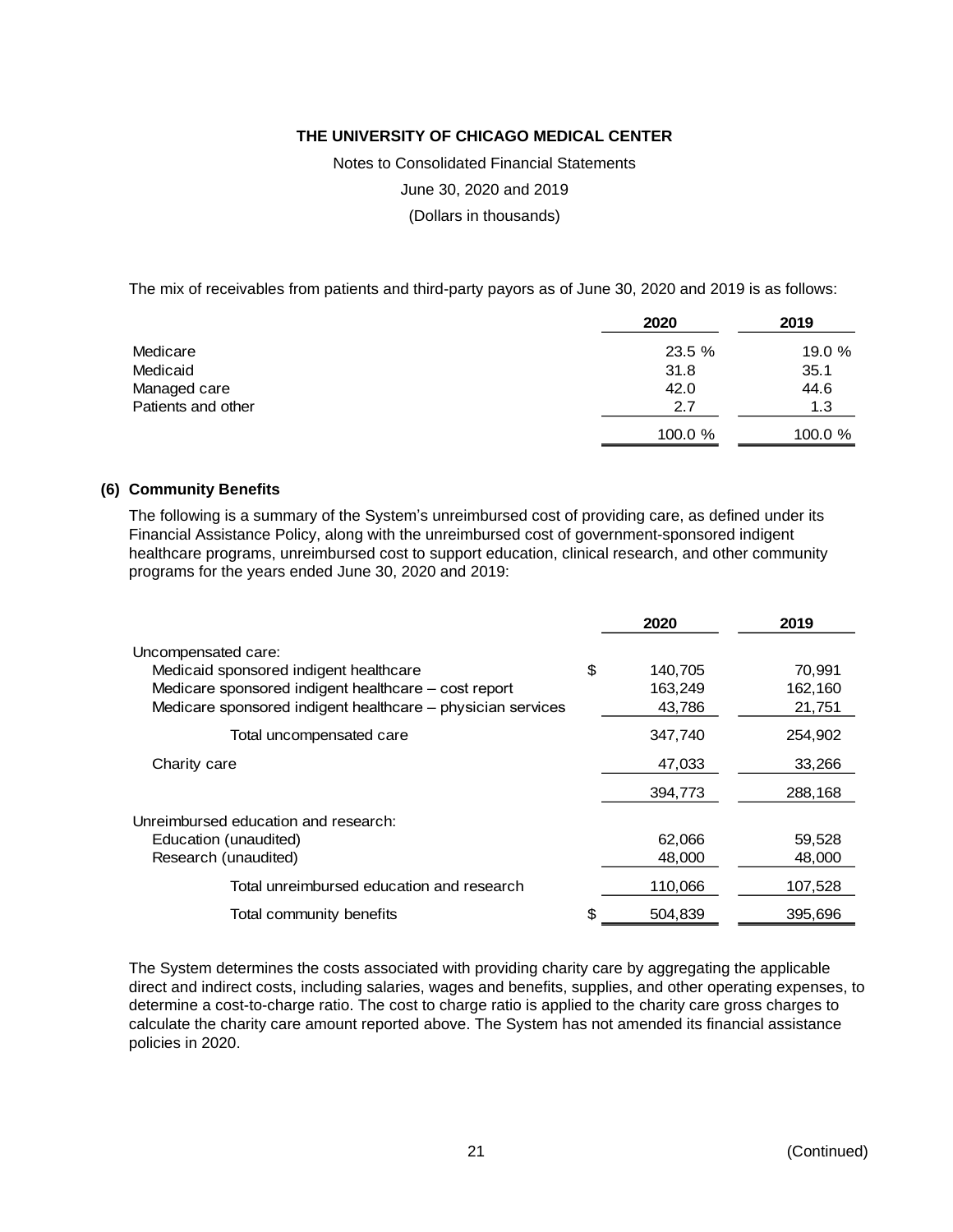The mix of receivables from patients and third-party payors as of June 30, 2020 and 2019 is as follows:

| | 2020 | 2019 |
|---|---|---|
| Medicare | 23.5 % | 19.0 % |
| Medicaid | 31.8 | 35.1 |
| Managed care | 42.0 | 44.6 |
| Patients and other | 2.7 | 1.3 |
| | 100.0 % | 100.0 % |

## (6) Community Benefits

The following is a summary of the System's unreimbursed cost of providing care, as defined under its Financial Assistance Policy, along with the unreimbursed cost of government-sponsored indigent healthcare programs, unreimbursed cost to support education, clinical research, and other community programs for the years ended June 30, 2020 and 2019:

| | 2020 | 2019 |
|---|---|---|
| Uncompensated care: | | |
| Medicaid sponsored indigent healthcare | $ 140,705 | 70,991 |
| Medicare sponsored indigent healthcare – cost report | 163,249 | 162,160 |
| Medicare sponsored indigent healthcare – physician services | 43,786 | 21,751 |
| Total uncompensated care | 347,740 | 254,902 |
| Charity care | 47,033 | 33,266 |
| | 394,773 | 288,168 |
| Unreimbursed education and research: | | |
| Education (unaudited) | 62,066 | 59,528 |
| Research (unaudited) | 48,000 | 48,000 |
| Total unreimbursed education and research | 110,066 | 107,528 |
| Total community benefits | $ 504,839 | 395,696 |

The System determines the costs associated with providing charity care by aggregating the applicable direct and indirect costs, including salaries, wages and benefits, supplies, and other operating expenses, to determine a cost-to-charge ratio. The cost to charge ratio is applied to the charity care gross charges to calculate the charity care amount reported above. The System has not amended its financial assistance policies in 2020.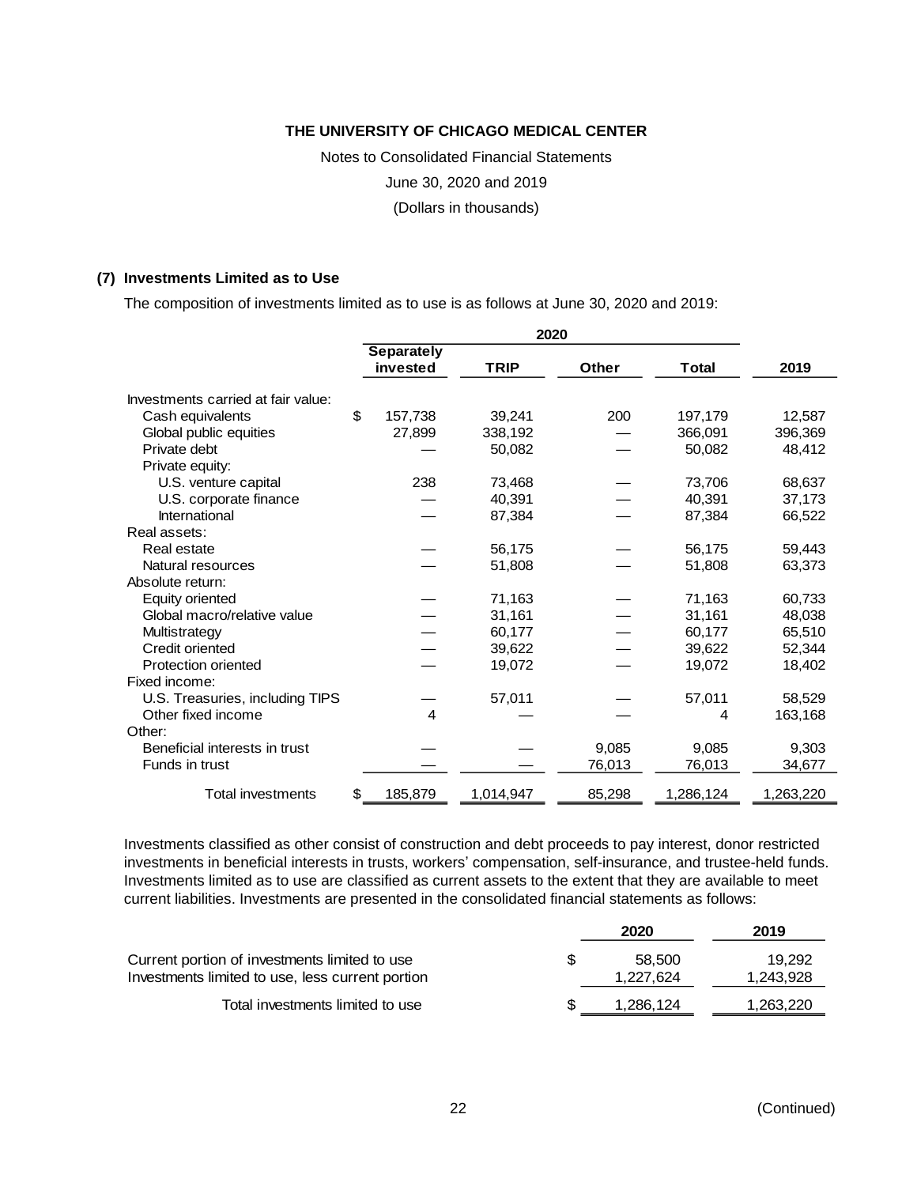# THE UNIVERSITY OF CHICAGO MEDICAL CENTER

Notes to Consolidated Financial Statements

June 30, 2020 and 2019

(Dollars in thousands)

## (7) Investments Limited as to Use

The composition of investments limited as to use is as follows at June 30, 2020 and 2019:

| | 2020 | | | | |
|---|---|---|---|---|---|
| | **Separately invested** | **TRIP** | **Other** | **Total** | **2019** |
| Investments carried at fair value: | | | | | |
| Cash equivalents | $ 157,738 | 39,241 | 200 | 197,179 | 12,587 |
| Global public equities | 27,899 | 338,192 | — | 366,091 | 396,369 |
| Private debt | — | 50,082 | — | 50,082 | 48,412 |
| Private equity: | | | | | |
| U.S. venture capital | 238 | 73,468 | — | 73,706 | 68,637 |
| U.S. corporate finance | — | 40,391 | — | 40,391 | 37,173 |
| International | — | 87,384 | — | 87,384 | 66,522 |
| Real assets: | | | | | |
| Real estate | — | 56,175 | — | 56,175 | 59,443 |
| Natural resources | — | 51,808 | — | 51,808 | 63,373 |
| Absolute return: | | | | | |
| Equity oriented | — | 71,163 | — | 71,163 | 60,733 |
| Global macro/relative value | — | 31,161 | — | 31,161 | 48,038 |
| Multistrategy | — | 60,177 | — | 60,177 | 65,510 |
| Credit oriented | — | 39,622 | — | 39,622 | 52,344 |
| Protection oriented | — | 19,072 | — | 19,072 | 18,402 |
| Fixed income: | | | | | |
| U.S. Treasuries, including TIPS | — | 57,011 | — | 57,011 | 58,529 |
| Other fixed income | 4 | — | — | 4 | 163,168 |
| Other: | | | | | |
| Beneficial interests in trust | — | — | 9,085 | 9,085 | 9,303 |
| Funds in trust | — | — | 76,013 | 76,013 | 34,677 |
| Total investments | $ 185,879 | 1,014,947 | 85,298 | 1,286,124 | 1,263,220 |

Investments classified as other consist of construction and debt proceeds to pay interest, donor restricted investments in beneficial interests in trusts, workers' compensation, self-insurance, and trustee-held funds. Investments limited as to use are classified as current assets to the extent that they are available to meet current liabilities. Investments are presented in the consolidated financial statements as follows:

| | 2020 | 2019 |
|---|---|---|
| Current portion of investments limited to use | $ 58,500 | 19,292 |
| Investments limited to use, less current portion | 1,227,624 | 1,243,928 |
| Total investments limited to use | $ 1,286,124 | 1,263,220 |

(Continued)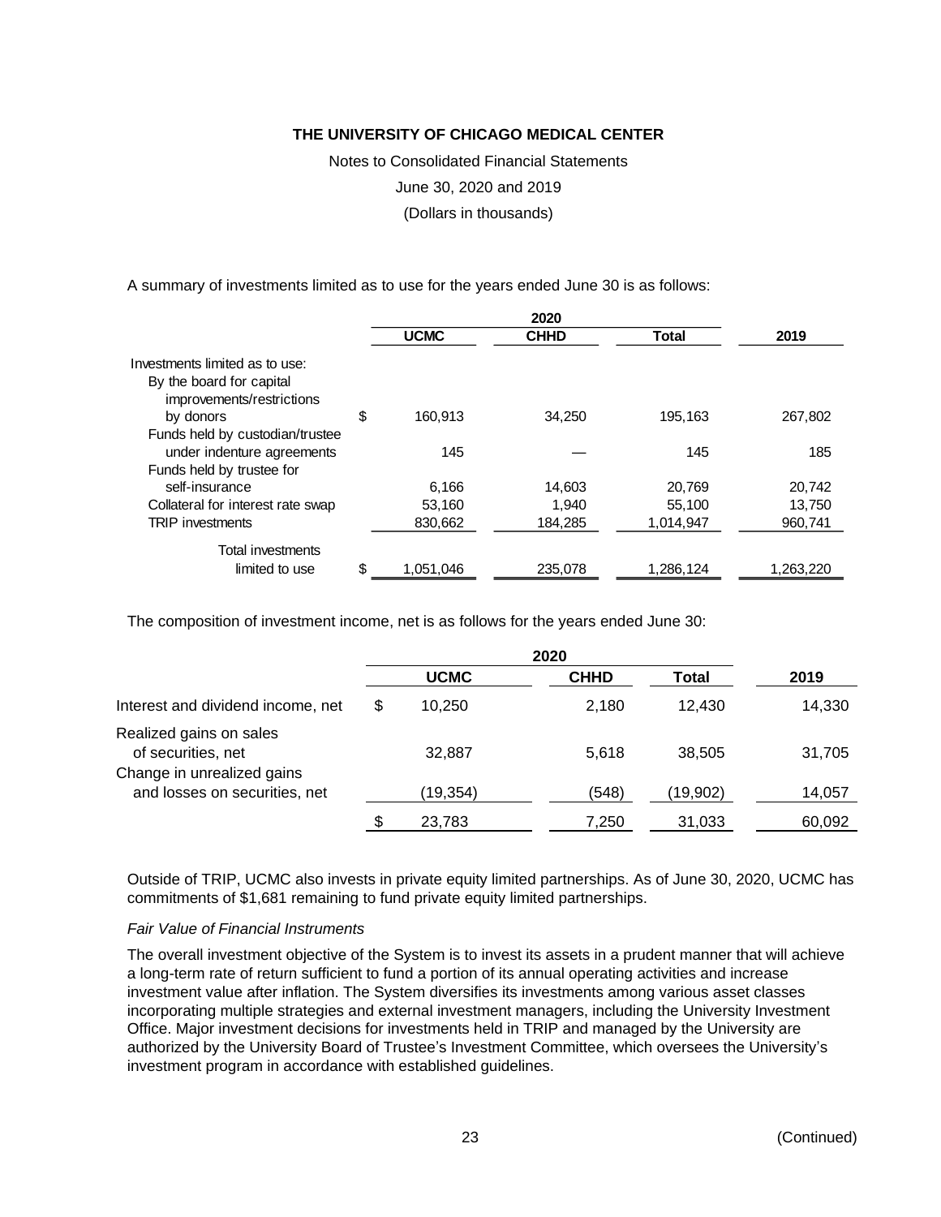THE UNIVERSITY OF CHICAGO MEDICAL CENTER

Notes to Consolidated Financial Statements

June 30, 2020 and 2019

(Dollars in thousands)

A summary of investments limited as to use for the years ended June 30 is as follows:

| | 2020 | | | |
|---|---|---|---|---|
| | UCMC | CHHD | Total | 2019 |
| Investments limited as to use: | | | | |
| By the board for capital improvements/restrictions by donors | $ 160,913 | 34,250 | 195,163 | 267,802 |
| Funds held by custodian/trustee under indenture agreements | 145 | — | 145 | 185 |
| Funds held by trustee for self-insurance | 6,166 | 14,603 | 20,769 | 20,742 |
| Collateral for interest rate swap | 53,160 | 1,940 | 55,100 | 13,750 |
| TRIP investments | 830,662 | 184,285 | 1,014,947 | 960,741 |
| Total investments limited to use | $ 1,051,046 | 235,078 | 1,286,124 | 1,263,220 |

The composition of investment income, net is as follows for the years ended June 30:

| | 2020 | | | |
|---|---|---|---|---|
| | UCMC | CHHD | Total | 2019 |
| Interest and dividend income, net | $ 10,250 | 2,180 | 12,430 | 14,330 |
| Realized gains on sales of securities, net | 32,887 | 5,618 | 38,505 | 31,705 |
| Change in unrealized gains and losses on securities, net | (19,354) | (548) | (19,902) | 14,057 |
| | $ 23,783 | 7,250 | 31,033 | 60,092 |

Outside of TRIP, UCMC also invests in private equity limited partnerships. As of June 30, 2020, UCMC has commitments of $1,681 remaining to fund private equity limited partnerships.

*Fair Value of Financial Instruments*

The overall investment objective of the System is to invest its assets in a prudent manner that will achieve a long-term rate of return sufficient to fund a portion of its annual operating activities and increase investment value after inflation. The System diversifies its investments among various asset classes incorporating multiple strategies and external investment managers, including the University Investment Office. Major investment decisions for investments held in TRIP and managed by the University are authorized by the University Board of Trustee's Investment Committee, which oversees the University's investment program in accordance with established guidelines.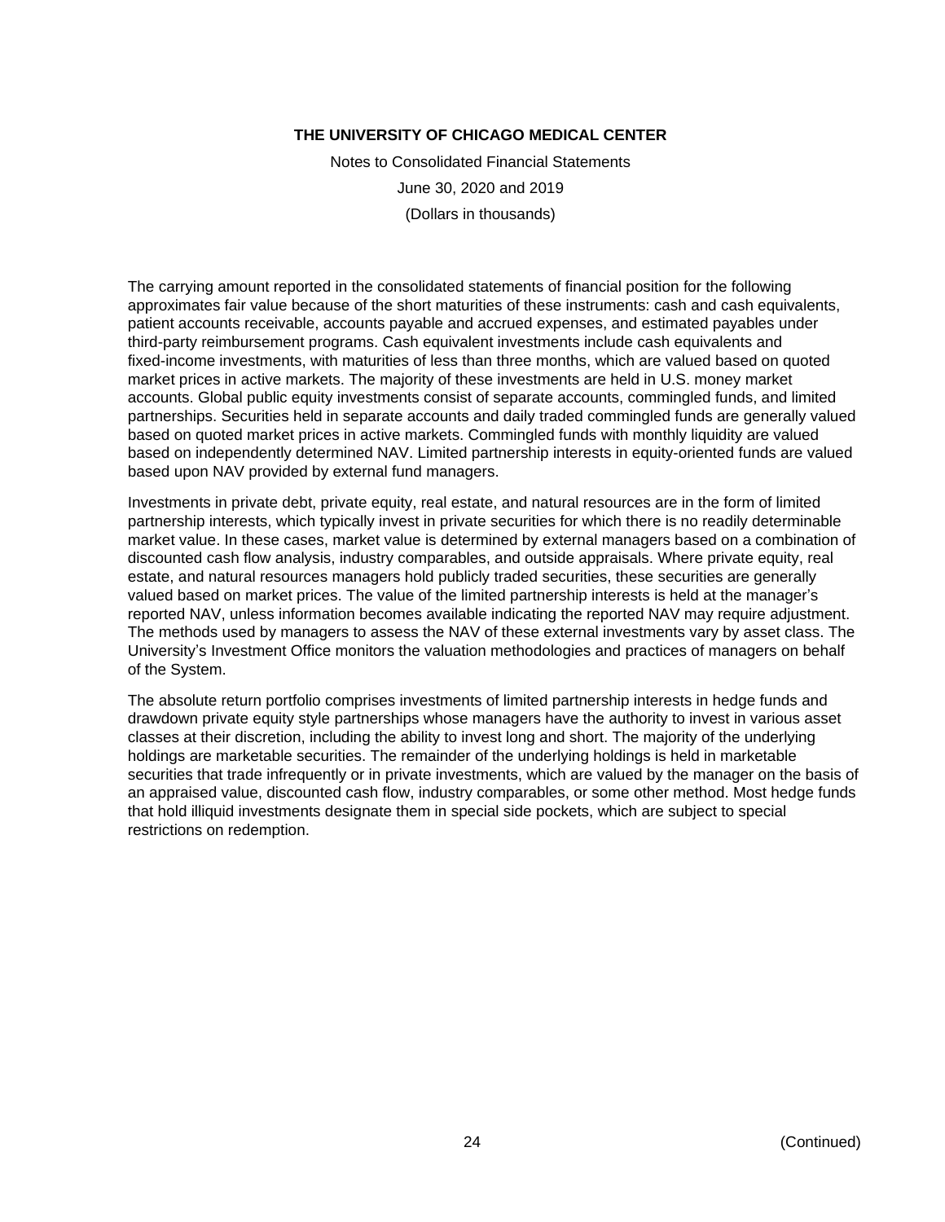The carrying amount reported in the consolidated statements of financial position for the following approximates fair value because of the short maturities of these instruments: cash and cash equivalents, patient accounts receivable, accounts payable and accrued expenses, and estimated payables under third-party reimbursement programs. Cash equivalent investments include cash equivalents and fixed-income investments, with maturities of less than three months, which are valued based on quoted market prices in active markets. The majority of these investments are held in U.S. money market accounts. Global public equity investments consist of separate accounts, commingled funds, and limited partnerships. Securities held in separate accounts and daily traded commingled funds are generally valued based on quoted market prices in active markets. Commingled funds with monthly liquidity are valued based on independently determined NAV. Limited partnership interests in equity-oriented funds are valued based upon NAV provided by external fund managers.

Investments in private debt, private equity, real estate, and natural resources are in the form of limited partnership interests, which typically invest in private securities for which there is no readily determinable market value. In these cases, market value is determined by external managers based on a combination of discounted cash flow analysis, industry comparables, and outside appraisals. Where private equity, real estate, and natural resources managers hold publicly traded securities, these securities are generally valued based on market prices. The value of the limited partnership interests is held at the manager's reported NAV, unless information becomes available indicating the reported NAV may require adjustment. The methods used by managers to assess the NAV of these external investments vary by asset class. The University's Investment Office monitors the valuation methodologies and practices of managers on behalf of the System.

The absolute return portfolio comprises investments of limited partnership interests in hedge funds and drawdown private equity style partnerships whose managers have the authority to invest in various asset classes at their discretion, including the ability to invest long and short. The majority of the underlying holdings are marketable securities. The remainder of the underlying holdings is held in marketable securities that trade infrequently or in private investments, which are valued by the manager on the basis of an appraised value, discounted cash flow, industry comparables, or some other method. Most hedge funds that hold illiquid investments designate them in special side pockets, which are subject to special restrictions on redemption.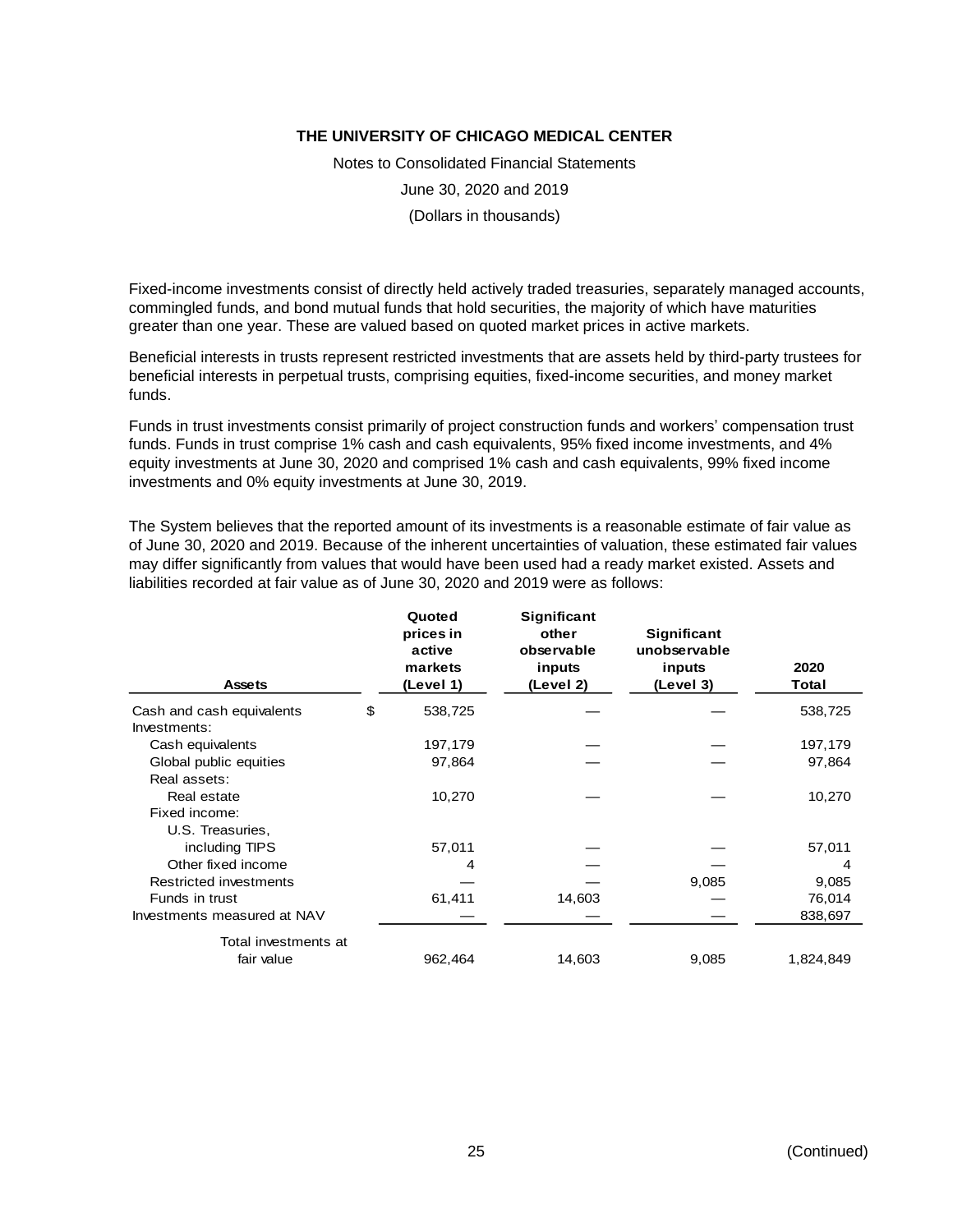# THE UNIVERSITY OF CHICAGO MEDICAL CENTER

Notes to Consolidated Financial Statements

June 30, 2020 and 2019

(Dollars in thousands)

Fixed-income investments consist of directly held actively traded treasuries, separately managed accounts, commingled funds, and bond mutual funds that hold securities, the majority of which have maturities greater than one year. These are valued based on quoted market prices in active markets.

Beneficial interests in trusts represent restricted investments that are assets held by third-party trustees for beneficial interests in perpetual trusts, comprising equities, fixed-income securities, and money market funds.

Funds in trust investments consist primarily of project construction funds and workers' compensation trust funds. Funds in trust comprise 1% cash and cash equivalents, 95% fixed income investments, and 4% equity investments at June 30, 2020 and comprised 1% cash and cash equivalents, 99% fixed income investments and 0% equity investments at June 30, 2019.

The System believes that the reported amount of its investments is a reasonable estimate of fair value as of June 30, 2020 and 2019. Because of the inherent uncertainties of valuation, these estimated fair values may differ significantly from values that would have been used had a ready market existed. Assets and liabilities recorded at fair value as of June 30, 2020 and 2019 were as follows:

| Assets | | Quoted prices in active markets (Level 1) | Significant other observable inputs (Level 2) | Significant unobservable inputs (Level 3) | 2020 Total |
|---|---|---|---|---|---|
| Cash and cash equivalents | $ | 538,725 | — | — | 538,725 |
| Investments: | | | | | |
| Cash equivalents | | 197,179 | — | — | 197,179 |
| Global public equities | | 97,864 | — | — | 97,864 |
| Real assets: | | | | | |
| Real estate | | 10,270 | — | — | 10,270 |
| Fixed income: | | | | | |
| U.S. Treasuries, including TIPS | | 57,011 | — | — | 57,011 |
| Other fixed income | | 4 | — | — | 4 |
| Restricted investments | | — | — | 9,085 | 9,085 |
| Funds in trust | | 61,411 | 14,603 | — | 76,014 |
| Investments measured at NAV | | — | — | — | 838,697 |
| Total investments at fair value | | 962,464 | 14,603 | 9,085 | 1,824,849 |

(Continued)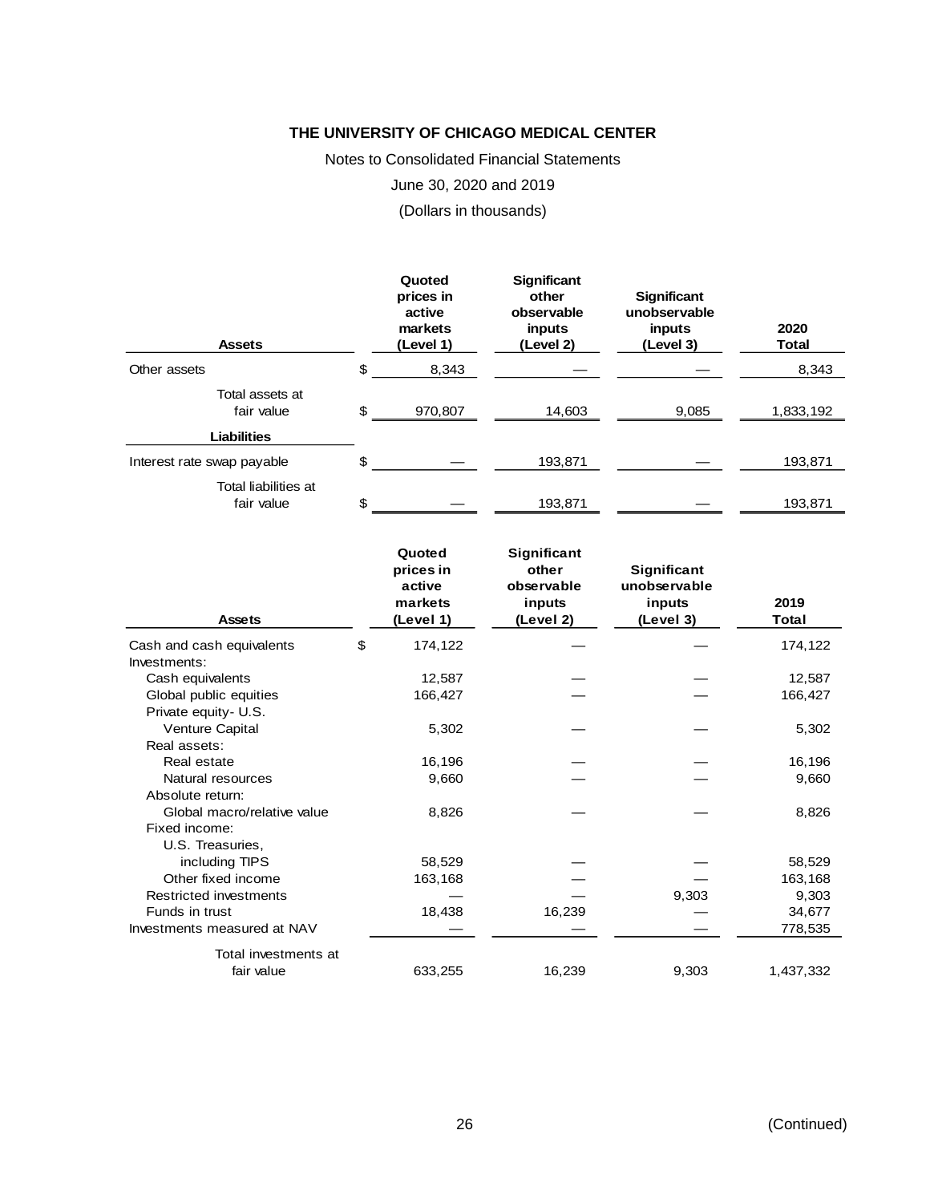**THE UNIVERSITY OF CHICAGO MEDICAL CENTER**

Notes to Consolidated Financial Statements

June 30, 2020 and 2019

(Dollars in thousands)

| Assets | | Quoted prices in active markets (Level 1) | Significant other observable inputs (Level 2) | Significant unobservable inputs (Level 3) | 2020 Total |
|---|---|---|---|---|---|
| Other assets | $ | 8,343 | — | — | 8,343 |
| Total assets at fair value | $ | 970,807 | 14,603 | 9,085 | 1,833,192 |
| **Liabilities** | | | | | |
| Interest rate swap payable | $ | — | 193,871 | — | 193,871 |
| Total liabilities at fair value | $ | — | 193,871 | — | 193,871 |

| Assets | | Quoted prices in active markets (Level 1) | Significant other observable inputs (Level 2) | Significant unobservable inputs (Level 3) | 2019 Total |
|---|---|---|---|---|---|
| Cash and cash equivalents | $ | 174,122 | — | — | 174,122 |
| Investments: | | | | | |
| Cash equivalents | | 12,587 | — | — | 12,587 |
| Global public equities | | 166,427 | — | — | 166,427 |
| Private equity- U.S. | | | | | |
| Venture Capital | | 5,302 | — | — | 5,302 |
| Real assets: | | | | | |
| Real estate | | 16,196 | — | — | 16,196 |
| Natural resources | | 9,660 | — | — | 9,660 |
| Absolute return: | | | | | |
| Global macro/relative value | | 8,826 | — | — | 8,826 |
| Fixed income: | | | | | |
| U.S. Treasuries, including TIPS | | 58,529 | — | — | 58,529 |
| Other fixed income | | 163,168 | — | — | 163,168 |
| Restricted investments | | — | — | 9,303 | 9,303 |
| Funds in trust | | 18,438 | 16,239 | — | 34,677 |
| Investments measured at NAV | | — | — | — | 778,535 |
| Total investments at fair value | | 633,255 | 16,239 | 9,303 | 1,437,332 |

(Continued)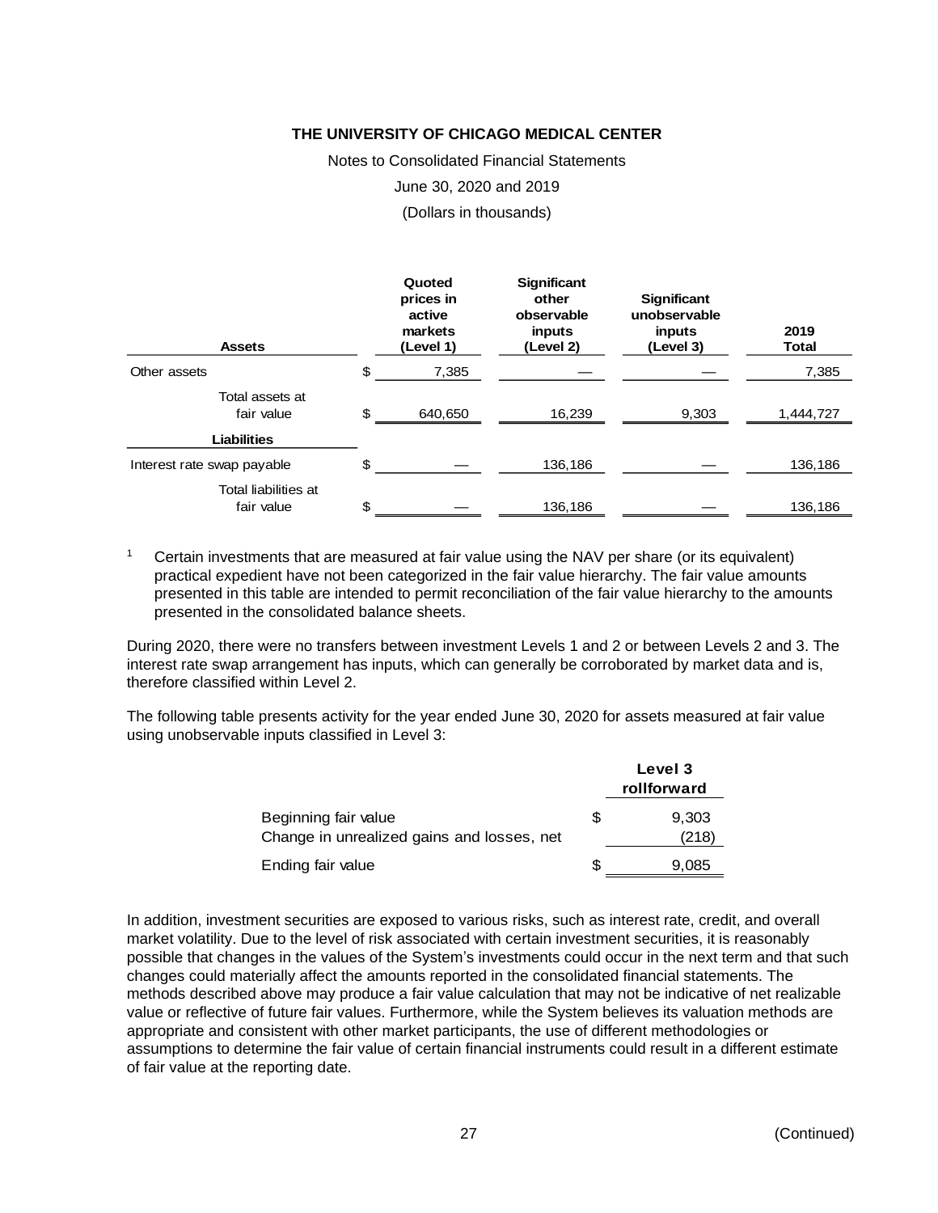# THE UNIVERSITY OF CHICAGO MEDICAL CENTER

Notes to Consolidated Financial Statements

June 30, 2020 and 2019

(Dollars in thousands)

| Assets | | Quoted prices in active markets (Level 1) | Significant other observable inputs (Level 2) | Significant unobservable inputs (Level 3) | 2019 Total |
|---|---|---|---|---|---|
| Other assets | $ | 7,385 | — | — | 7,385 |
| Total assets at fair value | $ | 640,650 | 16,239 | 9,303 | 1,444,727 |
| **Liabilities** | | | | | |
| Interest rate swap payable | $ | — | 136,186 | — | 136,186 |
| Total liabilities at fair value | $ | — | 136,186 | — | 136,186 |

[1] Certain investments that are measured at fair value using the NAV per share (or its equivalent) practical expedient have not been categorized in the fair value hierarchy. The fair value amounts presented in this table are intended to permit reconciliation of the fair value hierarchy to the amounts presented in the consolidated balance sheets.

During 2020, there were no transfers between investment Levels 1 and 2 or between Levels 2 and 3. The interest rate swap arrangement has inputs, which can generally be corroborated by market data and is, therefore classified within Level 2.

The following table presents activity for the year ended June 30, 2020 for assets measured at fair value using unobservable inputs classified in Level 3:

| | | Level 3 rollforward |
|---|---|---|
| Beginning fair value | $ | 9,303 |
| Change in unrealized gains and losses, net | | (218) |
| Ending fair value | $ | 9,085 |

In addition, investment securities are exposed to various risks, such as interest rate, credit, and overall market volatility. Due to the level of risk associated with certain investment securities, it is reasonably possible that changes in the values of the System's investments could occur in the next term and that such changes could materially affect the amounts reported in the consolidated financial statements. The methods described above may produce a fair value calculation that may not be indicative of net realizable value or reflective of future fair values. Furthermore, while the System believes its valuation methods are appropriate and consistent with other market participants, the use of different methodologies or assumptions to determine the fair value of certain financial instruments could result in a different estimate of fair value at the reporting date.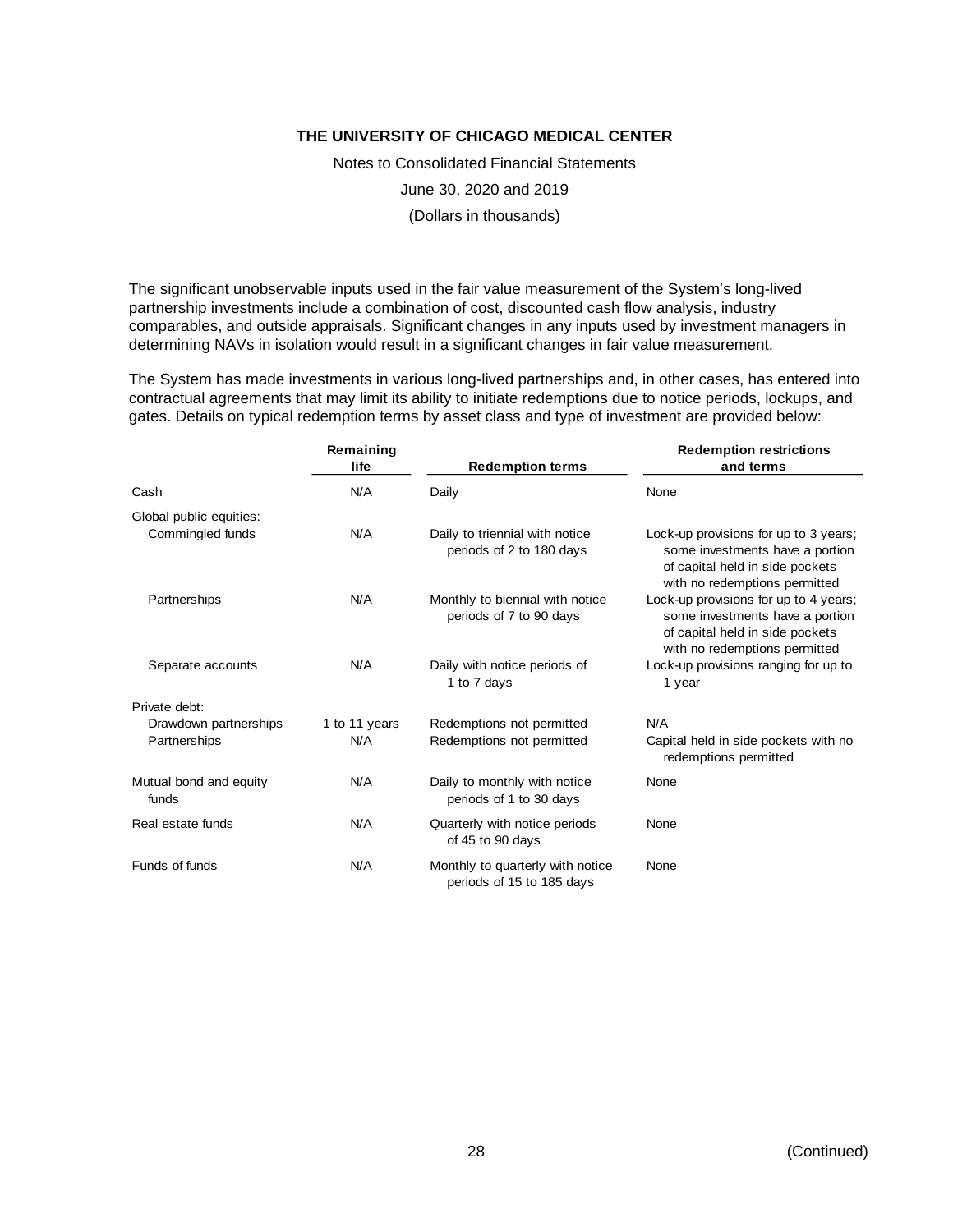The significant unobservable inputs used in the fair value measurement of the System's long-lived partnership investments include a combination of cost, discounted cash flow analysis, industry comparables, and outside appraisals. Significant changes in any inputs used by investment managers in determining NAVs in isolation would result in a significant changes in fair value measurement.

The System has made investments in various long-lived partnerships and, in other cases, has entered into contractual agreements that may limit its ability to initiate redemptions due to notice periods, lockups, and gates. Details on typical redemption terms by asset class and type of investment are provided below:

| | Remaining life | Redemption terms | Redemption restrictions and terms |
|---|---|---|---|
| Cash | N/A | Daily | None |
| Global public equities: | | | |
| Commingled funds | N/A | Daily to triennial with notice periods of 2 to 180 days | Lock-up provisions for up to 3 years; some investments have a portion of capital held in side pockets with no redemptions permitted |
| Partnerships | N/A | Monthly to biennial with notice periods of 7 to 90 days | Lock-up provisions for up to 4 years; some investments have a portion of capital held in side pockets with no redemptions permitted |
| Separate accounts | N/A | Daily with notice periods of 1 to 7 days | Lock-up provisions ranging for up to 1 year |
| Private debt: | | | |
| Drawdown partnerships | 1 to 11 years | Redemptions not permitted | N/A |
| Partnerships | N/A | Redemptions not permitted | Capital held in side pockets with no redemptions permitted |
| Mutual bond and equity funds | N/A | Daily to monthly with notice periods of 1 to 30 days | None |
| Real estate funds | N/A | Quarterly with notice periods of 45 to 90 days | None |
| Funds of funds | N/A | Monthly to quarterly with notice periods of 15 to 185 days | None |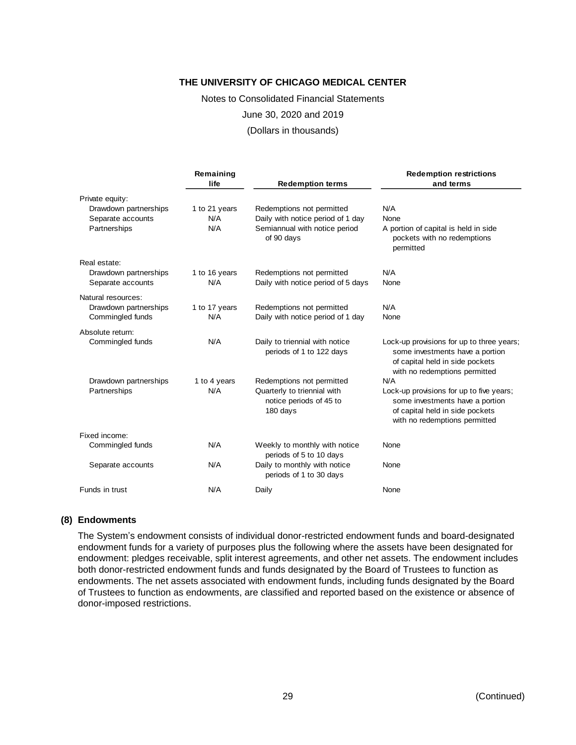|  | Remaining life | Redemption terms | Redemption restrictions and terms |
|---|---|---|---|
| Private equity: |  |  |  |
| Drawdown partnerships | 1 to 21 years | Redemptions not permitted | N/A |
| Separate accounts | N/A | Daily with notice period of 1 day | None |
| Partnerships | N/A | Semiannual with notice period of 90 days | A portion of capital is held in side pockets with no redemptions permitted |
| Real estate: |  |  |  |
| Drawdown partnerships | 1 to 16 years | Redemptions not permitted | N/A |
| Separate accounts | N/A | Daily with notice period of 5 days | None |
| Natural resources: |  |  |  |
| Drawdown partnerships | 1 to 17 years | Redemptions not permitted | N/A |
| Commingled funds | N/A | Daily with notice period of 1 day | None |
| Absolute return: |  |  |  |
| Commingled funds | N/A | Daily to triennial with notice periods of 1 to 122 days | Lock-up provisions for up to three years; some investments have a portion of capital held in side pockets with no redemptions permitted |
| Drawdown partnerships | 1 to 4 years | Redemptions not permitted | N/A |
| Partnerships | N/A | Quarterly to triennial with notice periods of 45 to 180 days | Lock-up provisions for up to five years; some investments have a portion of capital held in side pockets with no redemptions permitted |
| Fixed income: |  |  |  |
| Commingled funds | N/A | Weekly to monthly with notice periods of 5 to 10 days | None |
| Separate accounts | N/A | Daily to monthly with notice periods of 1 to 30 days | None |
| Funds in trust | N/A | Daily | None |

## (8) Endowments

The System's endowment consists of individual donor-restricted endowment funds and board-designated endowment funds for a variety of purposes plus the following where the assets have been designated for endowment: pledges receivable, split interest agreements, and other net assets. The endowment includes both donor-restricted endowment funds and funds designated by the Board of Trustees to function as endowments. The net assets associated with endowment funds, including funds designated by the Board of Trustees to function as endowments, are classified and reported based on the existence or absence of donor-imposed restrictions.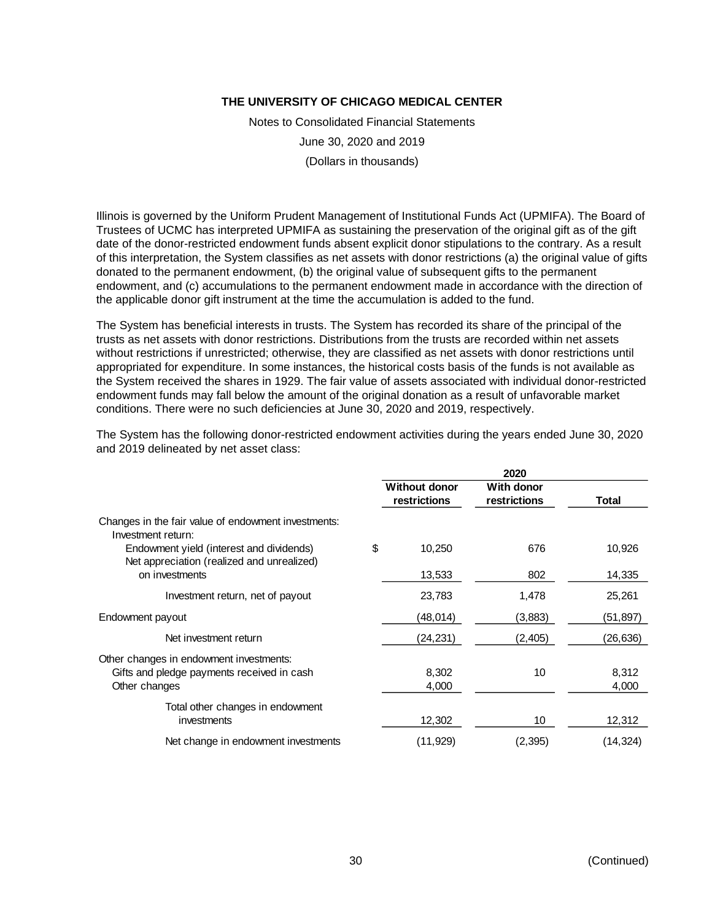Illinois is governed by the Uniform Prudent Management of Institutional Funds Act (UPMIFA). The Board of Trustees of UCMC has interpreted UPMIFA as sustaining the preservation of the original gift as of the gift date of the donor-restricted endowment funds absent explicit donor stipulations to the contrary. As a result of this interpretation, the System classifies as net assets with donor restrictions (a) the original value of gifts donated to the permanent endowment, (b) the original value of subsequent gifts to the permanent endowment, and (c) accumulations to the permanent endowment made in accordance with the direction of the applicable donor gift instrument at the time the accumulation is added to the fund.

The System has beneficial interests in trusts. The System has recorded its share of the principal of the trusts as net assets with donor restrictions. Distributions from the trusts are recorded within net assets without restrictions if unrestricted; otherwise, they are classified as net assets with donor restrictions until appropriated for expenditure. In some instances, the historical costs basis of the funds is not available as the System received the shares in 1929. The fair value of assets associated with individual donor-restricted endowment funds may fall below the amount of the original donation as a result of unfavorable market conditions. There were no such deficiencies at June 30, 2020 and 2019, respectively.

The System has the following donor-restricted endowment activities during the years ended June 30, 2020 and 2019 delineated by net asset class:

| | 2020 | | |
|---|---|---|---|
| | Without donor restrictions | With donor restrictions | Total |
| Changes in the fair value of endowment investments: | | | |
| Investment return: | | | |
| Endowment yield (interest and dividends) | $ 10,250 | 676 | 10,926 |
| Net appreciation (realized and unrealized) on investments | 13,533 | 802 | 14,335 |
| Investment return, net of payout | 23,783 | 1,478 | 25,261 |
| Endowment payout | (48,014) | (3,883) | (51,897) |
| Net investment return | (24,231) | (2,405) | (26,636) |
| Other changes in endowment investments: | | | |
| Gifts and pledge payments received in cash | 8,302 | 10 | 8,312 |
| Other changes | 4,000 | | 4,000 |
| Total other changes in endowment investments | 12,302 | 10 | 12,312 |
| Net change in endowment investments | (11,929) | (2,395) | (14,324) |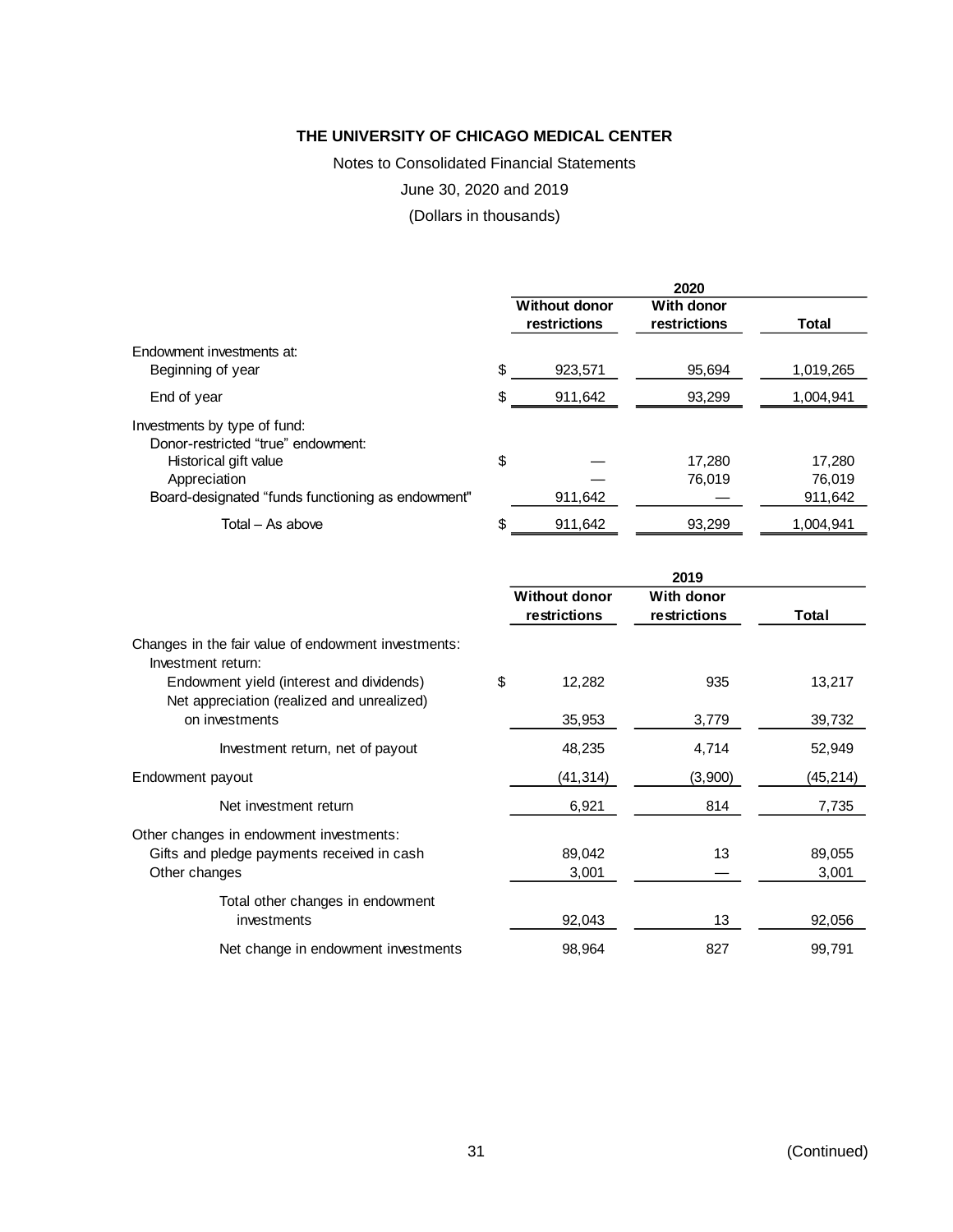# THE UNIVERSITY OF CHICAGO MEDICAL CENTER

Notes to Consolidated Financial Statements

June 30, 2020 and 2019

(Dollars in thousands)

| | 2020 | | |
|---|---|---|---|
| | Without donor restrictions | With donor restrictions | Total |
| Endowment investments at: | | | |
| Beginning of year | $ 923,571 | 95,694 | 1,019,265 |
| End of year | $ 911,642 | 93,299 | 1,004,941 |
| Investments by type of fund: | | | |
| Donor-restricted "true" endowment: | | | |
| Historical gift value | $ — | 17,280 | 17,280 |
| Appreciation | — | 76,019 | 76,019 |
| Board-designated "funds functioning as endowment" | 911,642 | — | 911,642 |
| Total – As above | $ 911,642 | 93,299 | 1,004,941 |

| | 2019 | | |
|---|---|---|---|
| | Without donor restrictions | With donor restrictions | Total |
| Changes in the fair value of endowment investments: | | | |
| Investment return: | | | |
| Endowment yield (interest and dividends) | $ 12,282 | 935 | 13,217 |
| Net appreciation (realized and unrealized) on investments | 35,953 | 3,779 | 39,732 |
| Investment return, net of payout | 48,235 | 4,714 | 52,949 |
| Endowment payout | (41,314) | (3,900) | (45,214) |
| Net investment return | 6,921 | 814 | 7,735 |
| Other changes in endowment investments: | | | |
| Gifts and pledge payments received in cash | 89,042 | 13 | 89,055 |
| Other changes | 3,001 | — | 3,001 |
| Total other changes in endowment investments | 92,043 | 13 | 92,056 |
| Net change in endowment investments | 98,964 | 827 | 99,791 |

(Continued)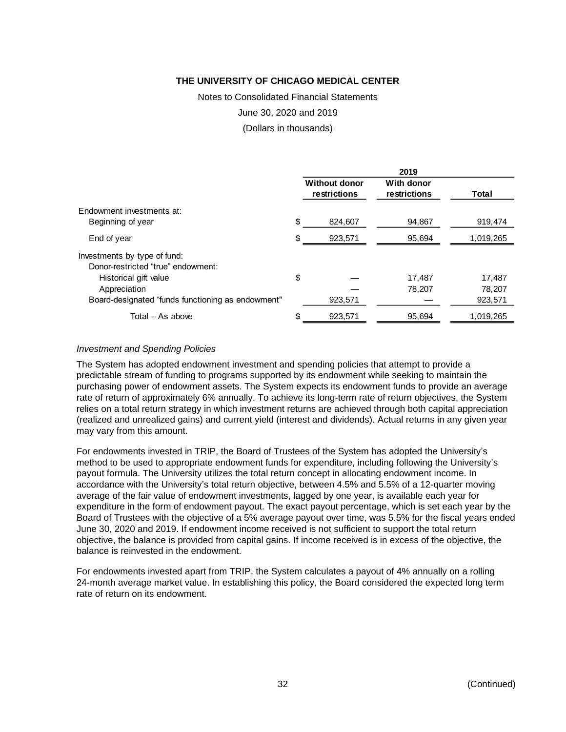| | 2019 | | |
|---|---|---|---|
| | Without donor restrictions | With donor restrictions | Total |
| Endowment investments at: | | | |
| Beginning of year | $ 824,607 | 94,867 | 919,474 |
| End of year | $ 923,571 | 95,694 | 1,019,265 |
| Investments by type of fund: | | | |
| Donor-restricted "true" endowment: | | | |
| Historical gift value | $ — | 17,487 | 17,487 |
| Appreciation | — | 78,207 | 78,207 |
| Board-designated "funds functioning as endowment" | 923,571 | — | 923,571 |
| Total – As above | $ 923,571 | 95,694 | 1,019,265 |

*Investment and Spending Policies*

The System has adopted endowment investment and spending policies that attempt to provide a predictable stream of funding to programs supported by its endowment while seeking to maintain the purchasing power of endowment assets. The System expects its endowment funds to provide an average rate of return of approximately 6% annually. To achieve its long-term rate of return objectives, the System relies on a total return strategy in which investment returns are achieved through both capital appreciation (realized and unrealized gains) and current yield (interest and dividends). Actual returns in any given year may vary from this amount.

For endowments invested in TRIP, the Board of Trustees of the System has adopted the University's method to be used to appropriate endowment funds for expenditure, including following the University's payout formula. The University utilizes the total return concept in allocating endowment income. In accordance with the University's total return objective, between 4.5% and 5.5% of a 12-quarter moving average of the fair value of endowment investments, lagged by one year, is available each year for expenditure in the form of endowment payout. The exact payout percentage, which is set each year by the Board of Trustees with the objective of a 5% average payout over time, was 5.5% for the fiscal years ended June 30, 2020 and 2019. If endowment income received is not sufficient to support the total return objective, the balance is provided from capital gains. If income received is in excess of the objective, the balance is reinvested in the endowment.

For endowments invested apart from TRIP, the System calculates a payout of 4% annually on a rolling 24-month average market value. In establishing this policy, the Board considered the expected long term rate of return on its endowment.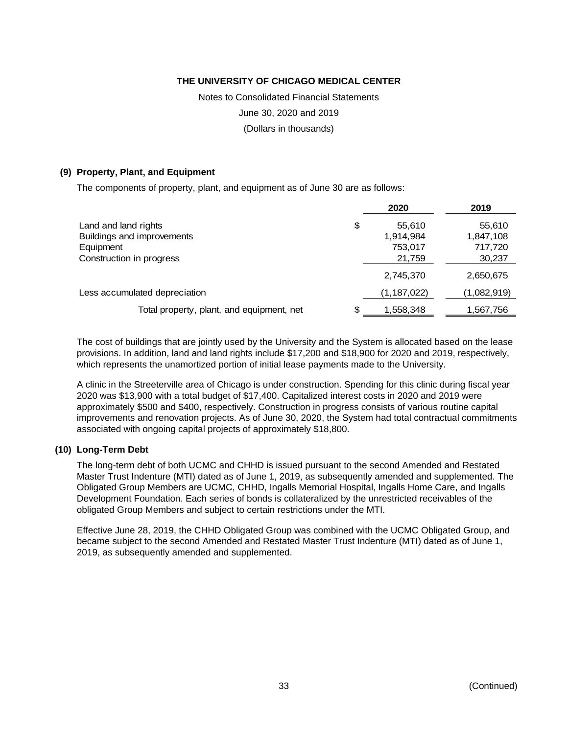THE UNIVERSITY OF CHICAGO MEDICAL CENTER

Notes to Consolidated Financial Statements

June 30, 2020 and 2019

(Dollars in thousands)

## (9) Property, Plant, and Equipment

The components of property, plant, and equipment as of June 30 are as follows:

| | | 2020 | 2019 |
|---|---|---|---|
| Land and land rights | $ | 55,610 | 55,610 |
| Buildings and improvements | | 1,914,984 | 1,847,108 |
| Equipment | | 753,017 | 717,720 |
| Construction in progress | | 21,759 | 30,237 |
| | | 2,745,370 | 2,650,675 |
| Less accumulated depreciation | | (1,187,022) | (1,082,919) |
| Total property, plant, and equipment, net | $ | 1,558,348 | 1,567,756 |

The cost of buildings that are jointly used by the University and the System is allocated based on the lease provisions. In addition, land and land rights include $17,200 and $18,900 for 2020 and 2019, respectively, which represents the unamortized portion of initial lease payments made to the University.

A clinic in the Streeterville area of Chicago is under construction. Spending for this clinic during fiscal year 2020 was $13,900 with a total budget of $17,400. Capitalized interest costs in 2020 and 2019 were approximately $500 and $400, respectively. Construction in progress consists of various routine capital improvements and renovation projects. As of June 30, 2020, the System had total contractual commitments associated with ongoing capital projects of approximately $18,800.

## (10) Long-Term Debt

The long-term debt of both UCMC and CHHD is issued pursuant to the second Amended and Restated Master Trust Indenture (MTI) dated as of June 1, 2019, as subsequently amended and supplemented. The Obligated Group Members are UCMC, CHHD, Ingalls Memorial Hospital, Ingalls Home Care, and Ingalls Development Foundation. Each series of bonds is collateralized by the unrestricted receivables of the obligated Group Members and subject to certain restrictions under the MTI.

Effective June 28, 2019, the CHHD Obligated Group was combined with the UCMC Obligated Group, and became subject to the second Amended and Restated Master Trust Indenture (MTI) dated as of June 1, 2019, as subsequently amended and supplemented.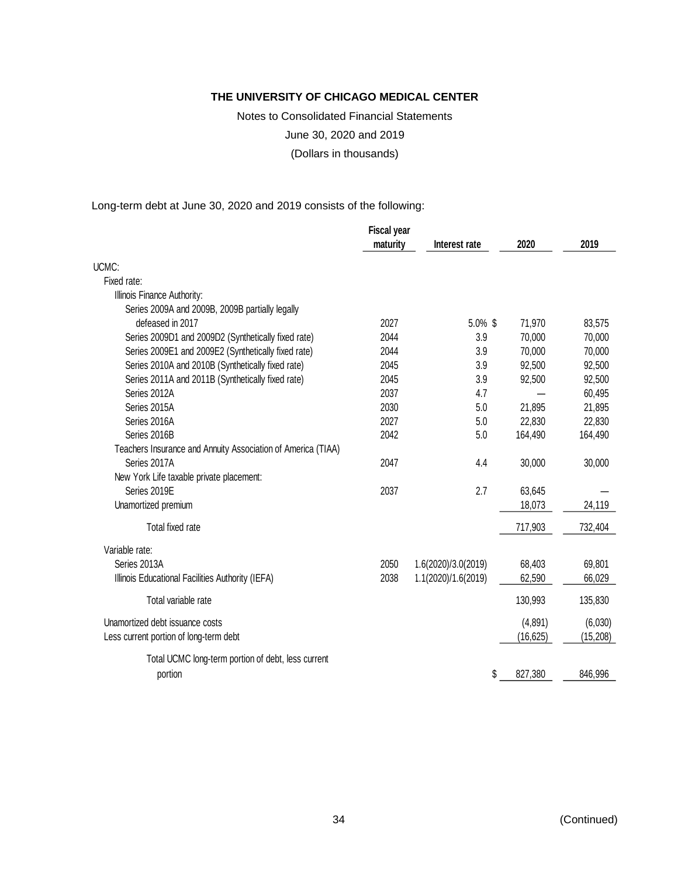**THE UNIVERSITY OF CHICAGO MEDICAL CENTER**

Notes to Consolidated Financial Statements

June 30, 2020 and 2019

(Dollars in thousands)

Long-term debt at June 30, 2020 and 2019 consists of the following:

| | Fiscal year maturity | Interest rate | 2020 | 2019 |
|---|---|---|---|---|
| UCMC: | | | | |
| Fixed rate: | | | | |
| Illinois Finance Authority: | | | | |
| Series 2009A and 2009B, 2009B partially legally defeased in 2017 | 2027 | 5.0% | $ 71,970 | 83,575 |
| Series 2009D1 and 2009D2 (Synthetically fixed rate) | 2044 | 3.9 | 70,000 | 70,000 |
| Series 2009E1 and 2009E2 (Synthetically fixed rate) | 2044 | 3.9 | 70,000 | 70,000 |
| Series 2010A and 2010B (Synthetically fixed rate) | 2045 | 3.9 | 92,500 | 92,500 |
| Series 2011A and 2011B (Synthetically fixed rate) | 2045 | 3.9 | 92,500 | 92,500 |
| Series 2012A | 2037 | 4.7 | — | 60,495 |
| Series 2015A | 2030 | 5.0 | 21,895 | 21,895 |
| Series 2016A | 2027 | 5.0 | 22,830 | 22,830 |
| Series 2016B | 2042 | 5.0 | 164,490 | 164,490 |
| Teachers Insurance and Annuity Association of America (TIAA) | | | | |
| Series 2017A | 2047 | 4.4 | 30,000 | 30,000 |
| New York Life taxable private placement: | | | | |
| Series 2019E | 2037 | 2.7 | 63,645 | — |
| Unamortized premium | | | 18,073 | 24,119 |
| Total fixed rate | | | 717,903 | 732,404 |
| Variable rate: | | | | |
| Series 2013A | 2050 | 1.6(2020)/3.0(2019) | 68,403 | 69,801 |
| Illinois Educational Facilities Authority (IEFA) | 2038 | 1.1(2020)/1.6(2019) | 62,590 | 66,029 |
| Total variable rate | | | 130,993 | 135,830 |
| Unamortized debt issuance costs | | | (4,891) | (6,030) |
| Less current portion of long-term debt | | | (16,625) | (15,208) |
| Total UCMC long-term portion of debt, less current portion | | | $ 827,380 | 846,996 |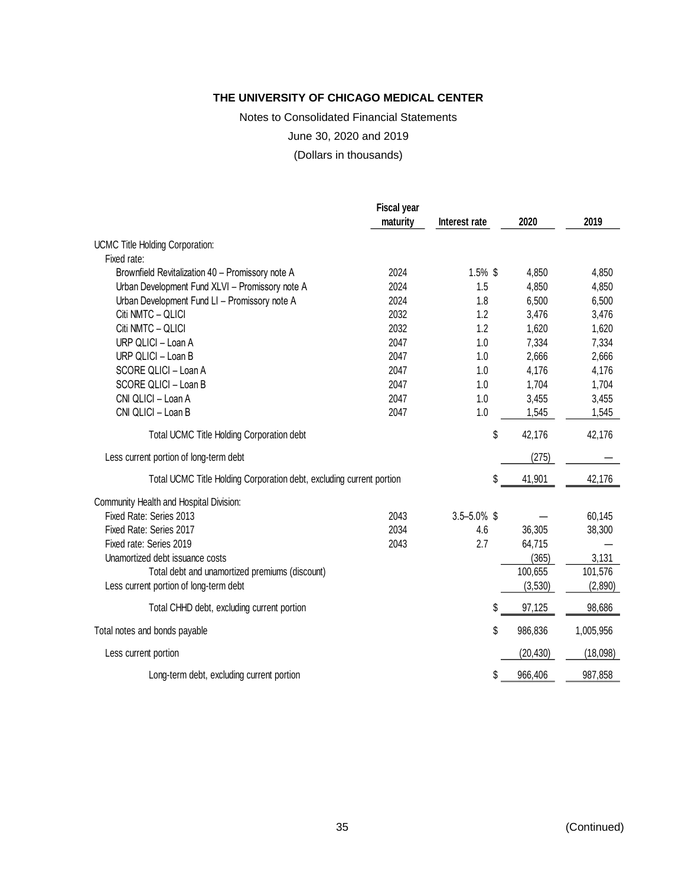**THE UNIVERSITY OF CHICAGO MEDICAL CENTER**

Notes to Consolidated Financial Statements

June 30, 2020 and 2019

(Dollars in thousands)

| | Fiscal year maturity | Interest rate | 2020 | 2019 |
|---|---|---|---|---|
| UCMC Title Holding Corporation: | | | | |
| Fixed rate: | | | | |
| Brownfield Revitalization 40 – Promissory note A | 2024 | 1.5% | $ 4,850 | 4,850 |
| Urban Development Fund XLVI – Promissory note A | 2024 | 1.5 | 4,850 | 4,850 |
| Urban Development Fund LI – Promissory note A | 2024 | 1.8 | 6,500 | 6,500 |
| Citi NMTC – QLICI | 2032 | 1.2 | 3,476 | 3,476 |
| Citi NMTC – QLICI | 2032 | 1.2 | 1,620 | 1,620 |
| URP QLICI – Loan A | 2047 | 1.0 | 7,334 | 7,334 |
| URP QLICI – Loan B | 2047 | 1.0 | 2,666 | 2,666 |
| SCORE QLICI – Loan A | 2047 | 1.0 | 4,176 | 4,176 |
| SCORE QLICI – Loan B | 2047 | 1.0 | 1,704 | 1,704 |
| CNI QLICI – Loan A | 2047 | 1.0 | 3,455 | 3,455 |
| CNI QLICI – Loan B | 2047 | 1.0 | 1,545 | 1,545 |
| Total UCMC Title Holding Corporation debt | | | $ 42,176 | 42,176 |
| Less current portion of long-term debt | | | (275) | — |
| Total UCMC Title Holding Corporation debt, excluding current portion | | | $ 41,901 | 42,176 |
| Community Health and Hospital Division: | | | | |
| Fixed Rate: Series 2013 | 2043 | 3.5–5.0% | $ — | 60,145 |
| Fixed Rate: Series 2017 | 2034 | 4.6 | 36,305 | 38,300 |
| Fixed rate: Series 2019 | 2043 | 2.7 | 64,715 | — |
| Unamortized debt issuance costs | | | (365) | 3,131 |
| Total debt and unamortized premiums (discount) | | | 100,655 | 101,576 |
| Less current portion of long-term debt | | | (3,530) | (2,890) |
| Total CHHD debt, excluding current portion | | | $ 97,125 | 98,686 |
| Total notes and bonds payable | | | $ 986,836 | 1,005,956 |
| Less current portion | | | (20,430) | (18,098) |
| Long-term debt, excluding current portion | | | $ 966,406 | 987,858 |

(Continued)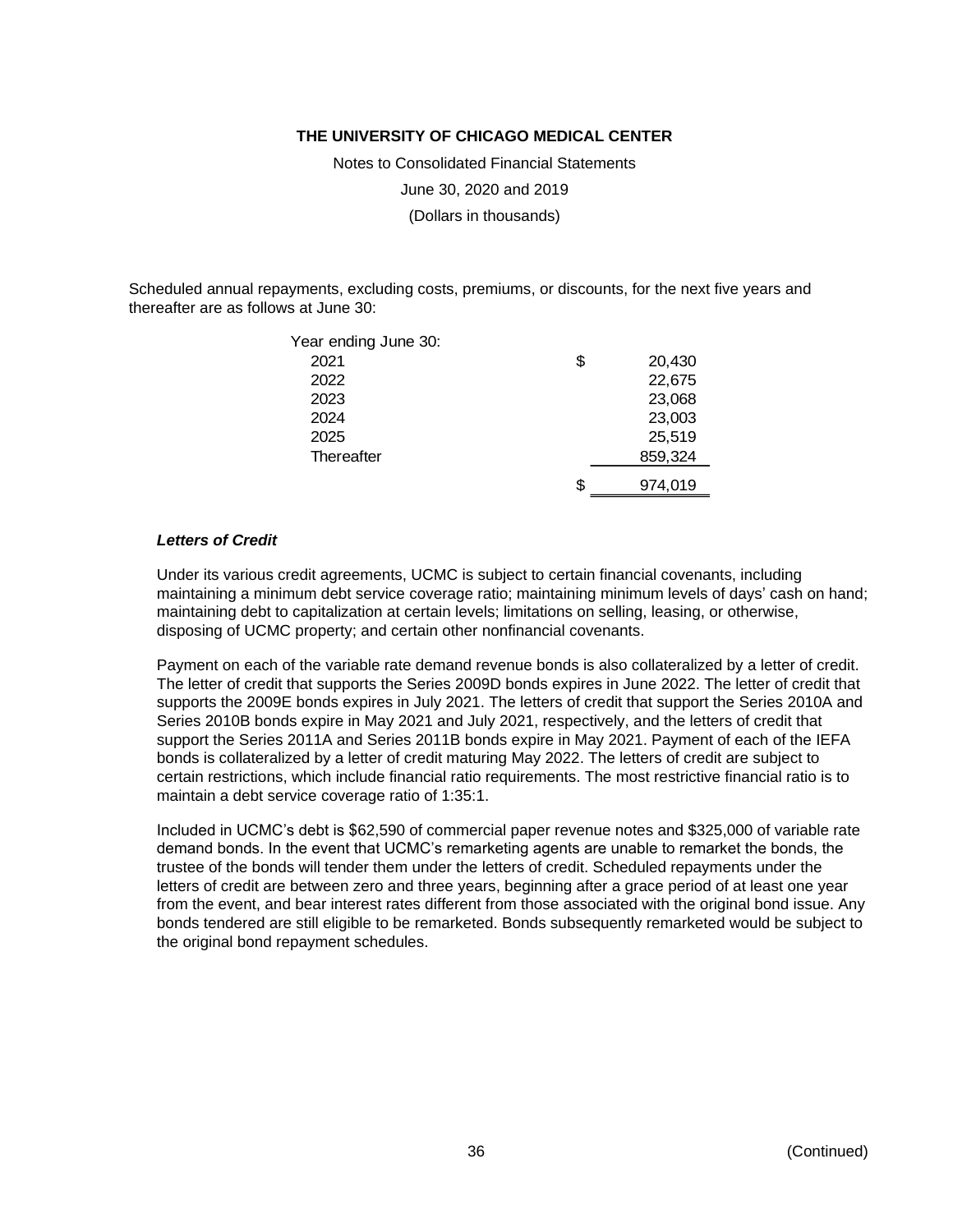# THE UNIVERSITY OF CHICAGO MEDICAL CENTER

Notes to Consolidated Financial Statements

June 30, 2020 and 2019

(Dollars in thousands)

Scheduled annual repayments, excluding costs, premiums, or discounts, for the next five years and thereafter are as follows at June 30:

| Year ending June 30: | |
|---|---|
| 2021 | $ 20,430 |
| 2022 | 22,675 |
| 2023 | 23,068 |
| 2024 | 23,003 |
| 2025 | 25,519 |
| Thereafter | 859,324 |
| | $ 974,019 |

***Letters of Credit***

Under its various credit agreements, UCMC is subject to certain financial covenants, including maintaining a minimum debt service coverage ratio; maintaining minimum levels of days' cash on hand; maintaining debt to capitalization at certain levels; limitations on selling, leasing, or otherwise, disposing of UCMC property; and certain other nonfinancial covenants.

Payment on each of the variable rate demand revenue bonds is also collateralized by a letter of credit. The letter of credit that supports the Series 2009D bonds expires in June 2022. The letter of credit that supports the 2009E bonds expires in July 2021. The letters of credit that support the Series 2010A and Series 2010B bonds expire in May 2021 and July 2021, respectively, and the letters of credit that support the Series 2011A and Series 2011B bonds expire in May 2021. Payment of each of the IEFA bonds is collateralized by a letter of credit maturing May 2022. The letters of credit are subject to certain restrictions, which include financial ratio requirements. The most restrictive financial ratio is to maintain a debt service coverage ratio of 1:35:1.

Included in UCMC's debt is $62,590 of commercial paper revenue notes and $325,000 of variable rate demand bonds. In the event that UCMC's remarketing agents are unable to remarket the bonds, the trustee of the bonds will tender them under the letters of credit. Scheduled repayments under the letters of credit are between zero and three years, beginning after a grace period of at least one year from the event, and bear interest rates different from those associated with the original bond issue. Any bonds tendered are still eligible to be remarketed. Bonds subsequently remarketed would be subject to the original bond repayment schedules.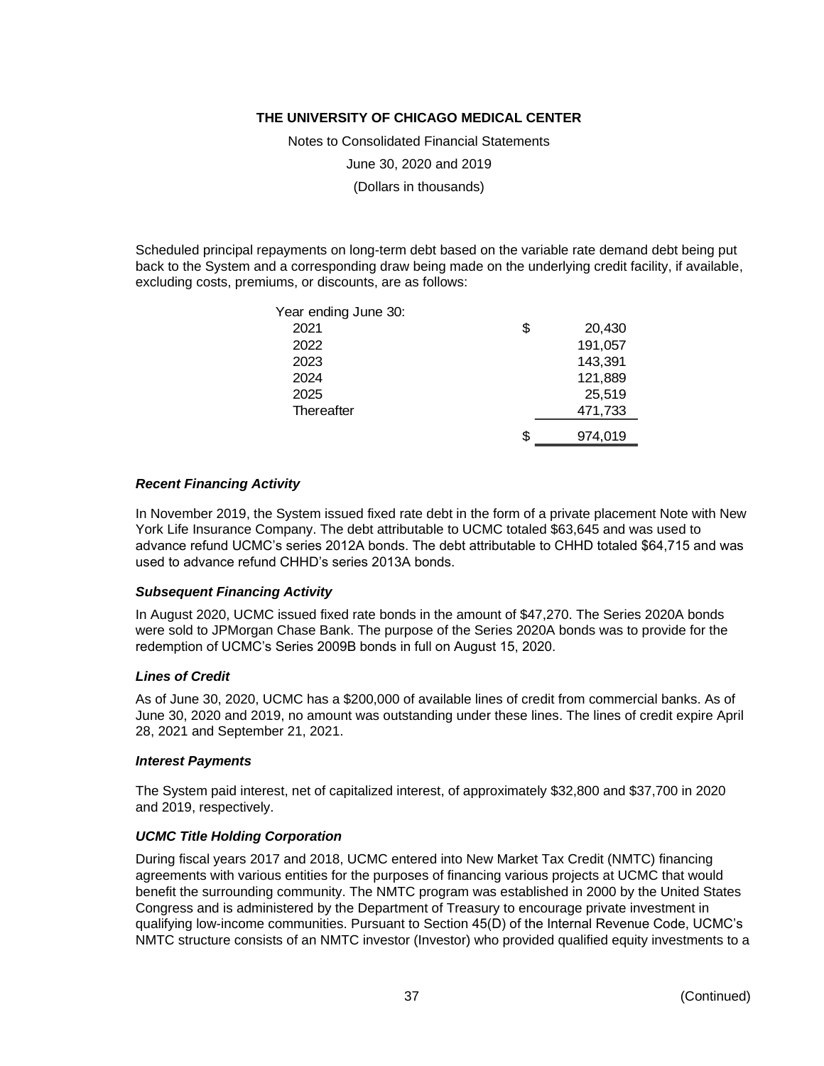Scheduled principal repayments on long-term debt based on the variable rate demand debt being put back to the System and a corresponding draw being made on the underlying credit facility, if available, excluding costs, premiums, or discounts, are as follows:

| Year ending June 30: | | |
|---|---|---|
| 2021 | $ | 20,430 |
| 2022 | | 191,057 |
| 2023 | | 143,391 |
| 2024 | | 121,889 |
| 2025 | | 25,519 |
| Thereafter | | 471,733 |
| | $ | 974,019 |

### *Recent Financing Activity*

In November 2019, the System issued fixed rate debt in the form of a private placement Note with New York Life Insurance Company. The debt attributable to UCMC totaled $63,645 and was used to advance refund UCMC's series 2012A bonds. The debt attributable to CHHD totaled $64,715 and was used to advance refund CHHD's series 2013A bonds.

### *Subsequent Financing Activity*

In August 2020, UCMC issued fixed rate bonds in the amount of $47,270. The Series 2020A bonds were sold to JPMorgan Chase Bank. The purpose of the Series 2020A bonds was to provide for the redemption of UCMC's Series 2009B bonds in full on August 15, 2020.

### *Lines of Credit*

As of June 30, 2020, UCMC has a $200,000 of available lines of credit from commercial banks. As of June 30, 2020 and 2019, no amount was outstanding under these lines. The lines of credit expire April 28, 2021 and September 21, 2021.

### *Interest Payments*

The System paid interest, net of capitalized interest, of approximately $32,800 and $37,700 in 2020 and 2019, respectively.

### *UCMC Title Holding Corporation*

During fiscal years 2017 and 2018, UCMC entered into New Market Tax Credit (NMTC) financing agreements with various entities for the purposes of financing various projects at UCMC that would benefit the surrounding community. The NMTC program was established in 2000 by the United States Congress and is administered by the Department of Treasury to encourage private investment in qualifying low-income communities. Pursuant to Section 45(D) of the Internal Revenue Code, UCMC's NMTC structure consists of an NMTC investor (Investor) who provided qualified equity investments to a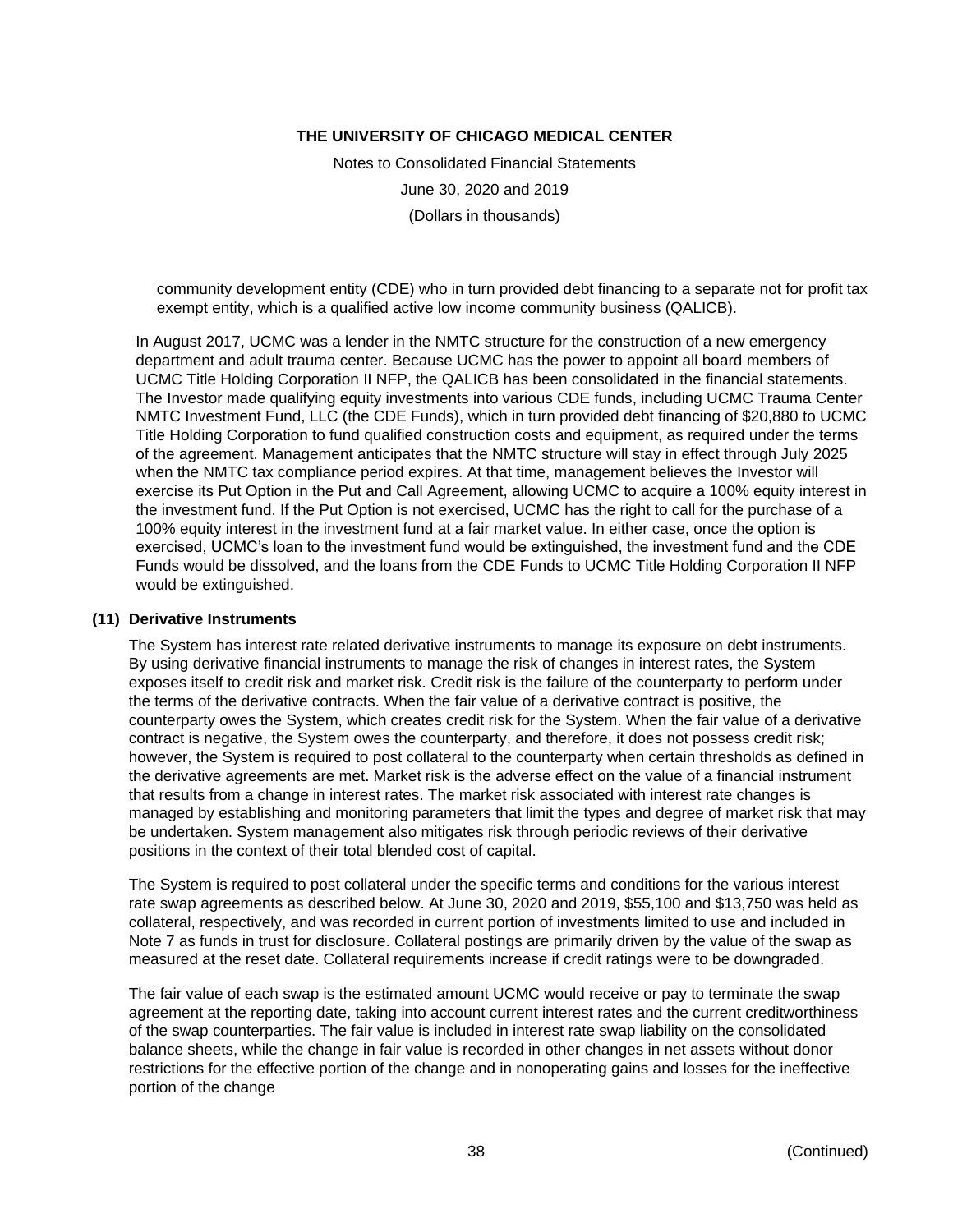community development entity (CDE) who in turn provided debt financing to a separate not for profit tax exempt entity, which is a qualified active low income community business (QALICB).

In August 2017, UCMC was a lender in the NMTC structure for the construction of a new emergency department and adult trauma center. Because UCMC has the power to appoint all board members of UCMC Title Holding Corporation II NFP, the QALICB has been consolidated in the financial statements. The Investor made qualifying equity investments into various CDE funds, including UCMC Trauma Center NMTC Investment Fund, LLC (the CDE Funds), which in turn provided debt financing of $20,880 to UCMC Title Holding Corporation to fund qualified construction costs and equipment, as required under the terms of the agreement. Management anticipates that the NMTC structure will stay in effect through July 2025 when the NMTC tax compliance period expires. At that time, management believes the Investor will exercise its Put Option in the Put and Call Agreement, allowing UCMC to acquire a 100% equity interest in the investment fund. If the Put Option is not exercised, UCMC has the right to call for the purchase of a 100% equity interest in the investment fund at a fair market value. In either case, once the option is exercised, UCMC's loan to the investment fund would be extinguished, the investment fund and the CDE Funds would be dissolved, and the loans from the CDE Funds to UCMC Title Holding Corporation II NFP would be extinguished.

## (11) Derivative Instruments

The System has interest rate related derivative instruments to manage its exposure on debt instruments. By using derivative financial instruments to manage the risk of changes in interest rates, the System exposes itself to credit risk and market risk. Credit risk is the failure of the counterparty to perform under the terms of the derivative contracts. When the fair value of a derivative contract is positive, the counterparty owes the System, which creates credit risk for the System. When the fair value of a derivative contract is negative, the System owes the counterparty, and therefore, it does not possess credit risk; however, the System is required to post collateral to the counterparty when certain thresholds as defined in the derivative agreements are met. Market risk is the adverse effect on the value of a financial instrument that results from a change in interest rates. The market risk associated with interest rate changes is managed by establishing and monitoring parameters that limit the types and degree of market risk that may be undertaken. System management also mitigates risk through periodic reviews of their derivative positions in the context of their total blended cost of capital.

The System is required to post collateral under the specific terms and conditions for the various interest rate swap agreements as described below. At June 30, 2020 and 2019, $55,100 and $13,750 was held as collateral, respectively, and was recorded in current portion of investments limited to use and included in Note 7 as funds in trust for disclosure. Collateral postings are primarily driven by the value of the swap as measured at the reset date. Collateral requirements increase if credit ratings were to be downgraded.

The fair value of each swap is the estimated amount UCMC would receive or pay to terminate the swap agreement at the reporting date, taking into account current interest rates and the current creditworthiness of the swap counterparties. The fair value is included in interest rate swap liability on the consolidated balance sheets, while the change in fair value is recorded in other changes in net assets without donor restrictions for the effective portion of the change and in nonoperating gains and losses for the ineffective portion of the change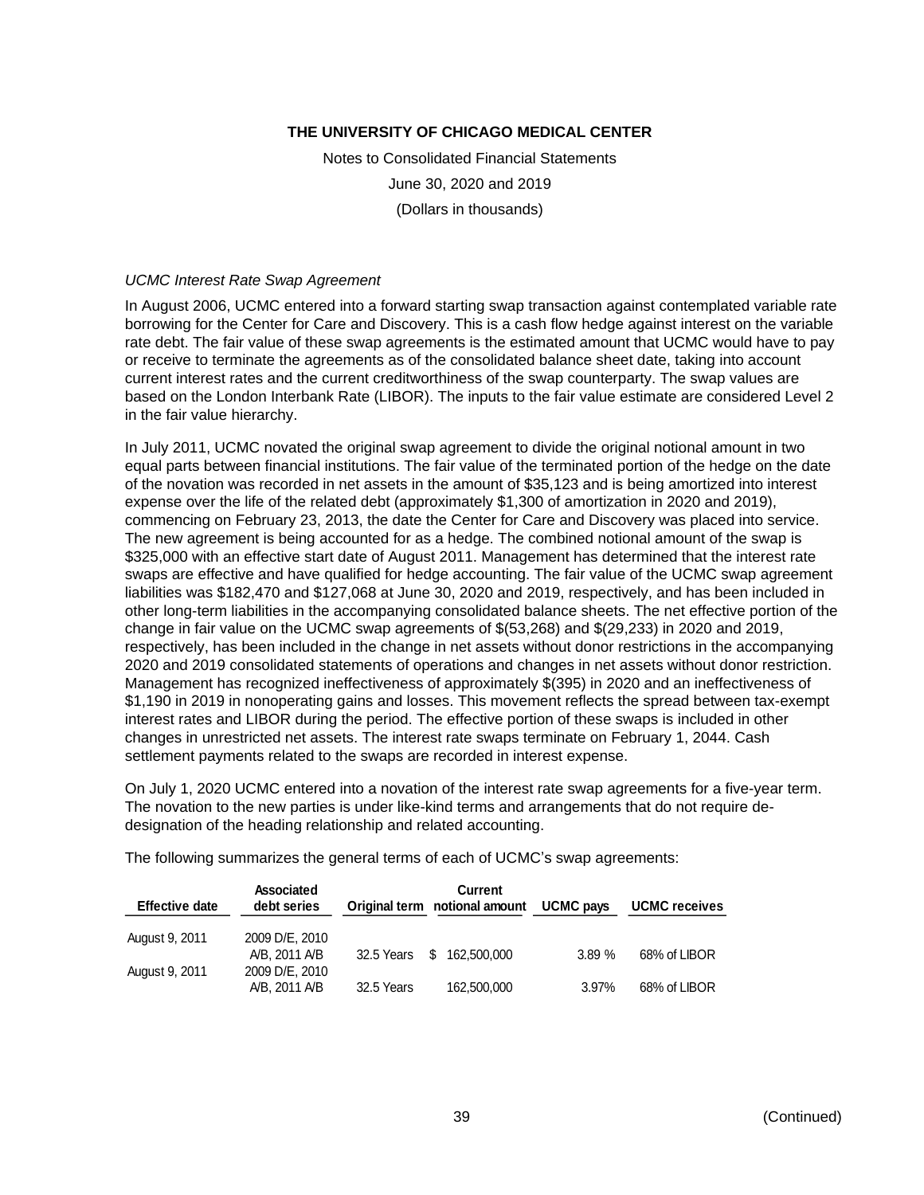**THE UNIVERSITY OF CHICAGO MEDICAL CENTER**

Notes to Consolidated Financial Statements

June 30, 2020 and 2019

(Dollars in thousands)

*UCMC Interest Rate Swap Agreement*

In August 2006, UCMC entered into a forward starting swap transaction against contemplated variable rate borrowing for the Center for Care and Discovery. This is a cash flow hedge against interest on the variable rate debt. The fair value of these swap agreements is the estimated amount that UCMC would have to pay or receive to terminate the agreements as of the consolidated balance sheet date, taking into account current interest rates and the current creditworthiness of the swap counterparty. The swap values are based on the London Interbank Rate (LIBOR). The inputs to the fair value estimate are considered Level 2 in the fair value hierarchy.

In July 2011, UCMC novated the original swap agreement to divide the original notional amount in two equal parts between financial institutions. The fair value of the terminated portion of the hedge on the date of the novation was recorded in net assets in the amount of $35,123 and is being amortized into interest expense over the life of the related debt (approximately $1,300 of amortization in 2020 and 2019), commencing on February 23, 2013, the date the Center for Care and Discovery was placed into service. The new agreement is being accounted for as a hedge. The combined notional amount of the swap is $325,000 with an effective start date of August 2011. Management has determined that the interest rate swaps are effective and have qualified for hedge accounting. The fair value of the UCMC swap agreement liabilities was $182,470 and $127,068 at June 30, 2020 and 2019, respectively, and has been included in other long-term liabilities in the accompanying consolidated balance sheets. The net effective portion of the change in fair value on the UCMC swap agreements of $(53,268) and $(29,233) in 2020 and 2019, respectively, has been included in the change in net assets without donor restrictions in the accompanying 2020 and 2019 consolidated statements of operations and changes in net assets without donor restriction. Management has recognized ineffectiveness of approximately $(395) in 2020 and an ineffectiveness of $1,190 in 2019 in nonoperating gains and losses. This movement reflects the spread between tax-exempt interest rates and LIBOR during the period. The effective portion of these swaps is included in other changes in unrestricted net assets. The interest rate swaps terminate on February 1, 2044. Cash settlement payments related to the swaps are recorded in interest expense.

On July 1, 2020 UCMC entered into a novation of the interest rate swap agreements for a five-year term. The novation to the new parties is under like-kind terms and arrangements that do not require de-designation of the heading relationship and related accounting.

The following summarizes the general terms of each of UCMC's swap agreements:

| Effective date | Associated debt series | Original term | Current notional amount | UCMC pays | UCMC receives |
|---|---|---|---|---|---|
| August 9, 2011 | 2009 D/E, 2010 A/B, 2011 A/B | 32.5 Years | $ 162,500,000 | 3.89 % | 68% of LIBOR |
| August 9, 2011 | 2009 D/E, 2010 A/B, 2011 A/B | 32.5 Years | 162,500,000 | 3.97% | 68% of LIBOR |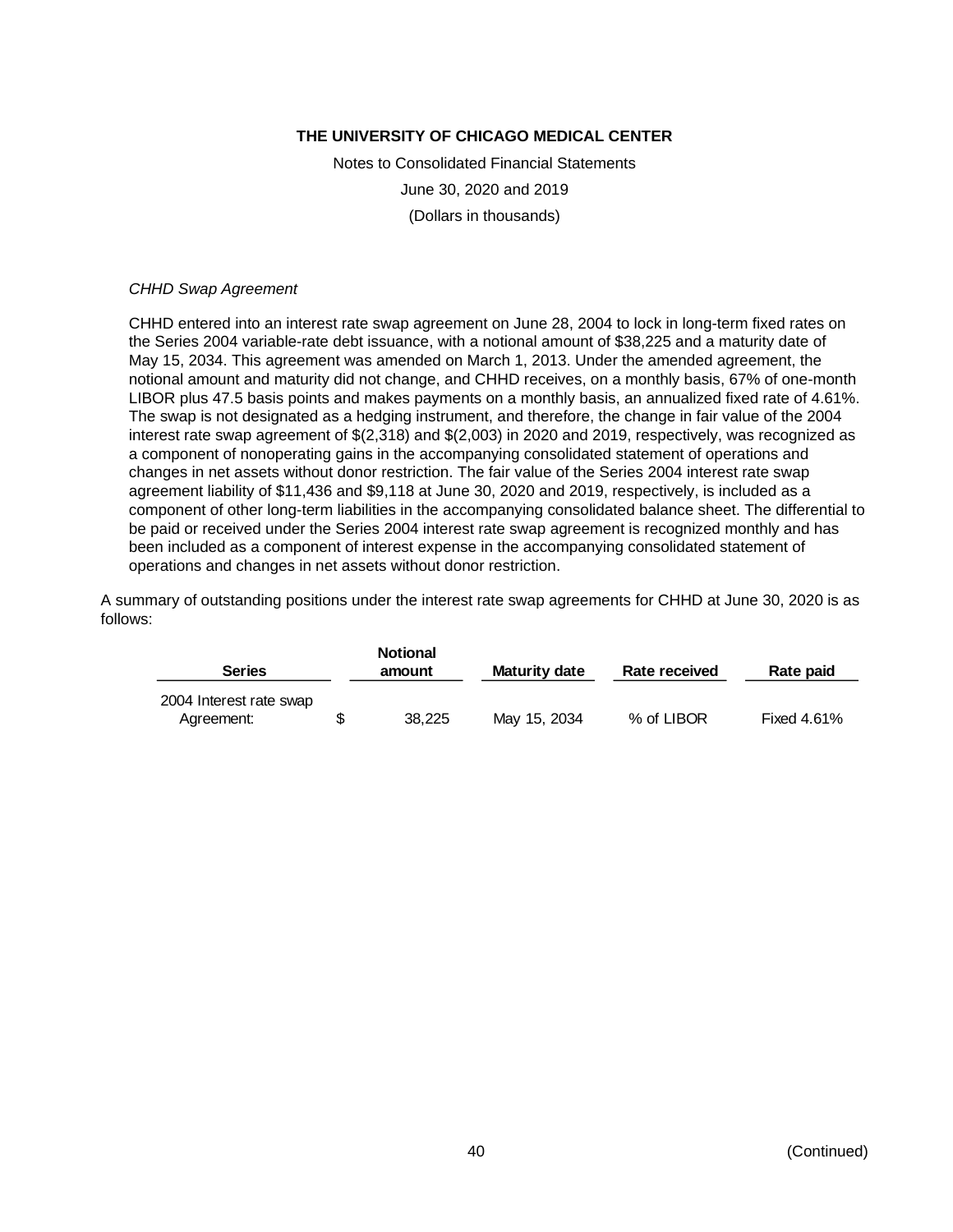*CHHD Swap Agreement*

CHHD entered into an interest rate swap agreement on June 28, 2004 to lock in long-term fixed rates on the Series 2004 variable-rate debt issuance, with a notional amount of $38,225 and a maturity date of May 15, 2034. This agreement was amended on March 1, 2013. Under the amended agreement, the notional amount and maturity did not change, and CHHD receives, on a monthly basis, 67% of one-month LIBOR plus 47.5 basis points and makes payments on a monthly basis, an annualized fixed rate of 4.61%. The swap is not designated as a hedging instrument, and therefore, the change in fair value of the 2004 interest rate swap agreement of $(2,318) and $(2,003) in 2020 and 2019, respectively, was recognized as a component of nonoperating gains in the accompanying consolidated statement of operations and changes in net assets without donor restriction. The fair value of the Series 2004 interest rate swap agreement liability of $11,436 and $9,118 at June 30, 2020 and 2019, respectively, is included as a component of other long-term liabilities in the accompanying consolidated balance sheet. The differential to be paid or received under the Series 2004 interest rate swap agreement is recognized monthly and has been included as a component of interest expense in the accompanying consolidated statement of operations and changes in net assets without donor restriction.

A summary of outstanding positions under the interest rate swap agreements for CHHD at June 30, 2020 is as follows:

| Series | Notional amount | Maturity date | Rate received | Rate paid |
|---|---|---|---|---|
| 2004 Interest rate swap Agreement: | $ 38,225 | May 15, 2034 | % of LIBOR | Fixed 4.61% |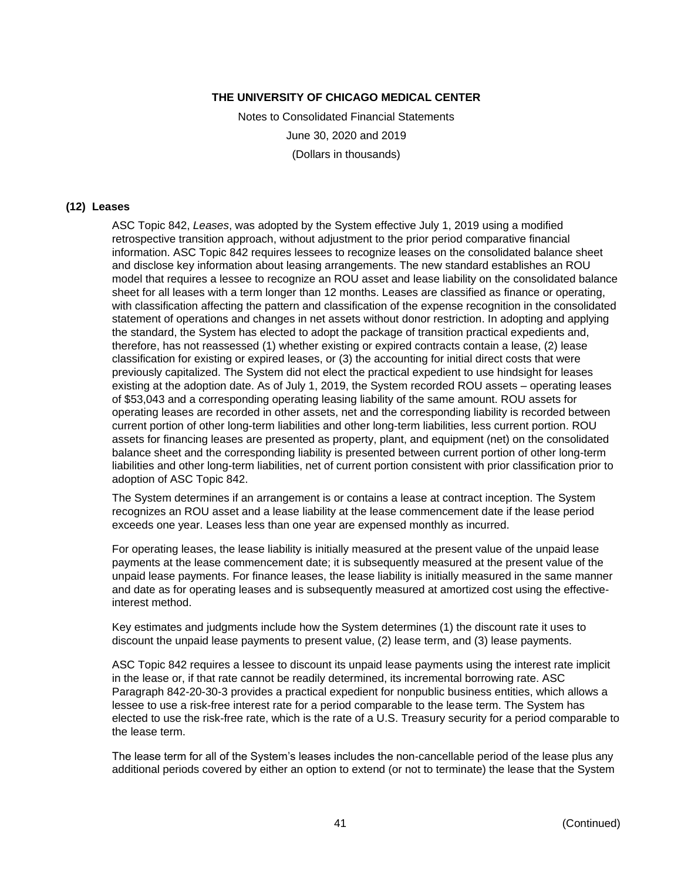## (12) Leases

ASC Topic 842, *Leases*, was adopted by the System effective July 1, 2019 using a modified retrospective transition approach, without adjustment to the prior period comparative financial information. ASC Topic 842 requires lessees to recognize leases on the consolidated balance sheet and disclose key information about leasing arrangements. The new standard establishes an ROU model that requires a lessee to recognize an ROU asset and lease liability on the consolidated balance sheet for all leases with a term longer than 12 months. Leases are classified as finance or operating, with classification affecting the pattern and classification of the expense recognition in the consolidated statement of operations and changes in net assets without donor restriction. In adopting and applying the standard, the System has elected to adopt the package of transition practical expedients and, therefore, has not reassessed (1) whether existing or expired contracts contain a lease, (2) lease classification for existing or expired leases, or (3) the accounting for initial direct costs that were previously capitalized. The System did not elect the practical expedient to use hindsight for leases existing at the adoption date. As of July 1, 2019, the System recorded ROU assets – operating leases of $53,043 and a corresponding operating leasing liability of the same amount. ROU assets for operating leases are recorded in other assets, net and the corresponding liability is recorded between current portion of other long-term liabilities and other long-term liabilities, less current portion. ROU assets for financing leases are presented as property, plant, and equipment (net) on the consolidated balance sheet and the corresponding liability is presented between current portion of other long-term liabilities and other long-term liabilities, net of current portion consistent with prior classification prior to adoption of ASC Topic 842.

The System determines if an arrangement is or contains a lease at contract inception. The System recognizes an ROU asset and a lease liability at the lease commencement date if the lease period exceeds one year. Leases less than one year are expensed monthly as incurred.

For operating leases, the lease liability is initially measured at the present value of the unpaid lease payments at the lease commencement date; it is subsequently measured at the present value of the unpaid lease payments. For finance leases, the lease liability is initially measured in the same manner and date as for operating leases and is subsequently measured at amortized cost using the effective-interest method.

Key estimates and judgments include how the System determines (1) the discount rate it uses to discount the unpaid lease payments to present value, (2) lease term, and (3) lease payments.

ASC Topic 842 requires a lessee to discount its unpaid lease payments using the interest rate implicit in the lease or, if that rate cannot be readily determined, its incremental borrowing rate. ASC Paragraph 842-20-30-3 provides a practical expedient for nonpublic business entities, which allows a lessee to use a risk-free interest rate for a period comparable to the lease term. The System has elected to use the risk-free rate, which is the rate of a U.S. Treasury security for a period comparable to the lease term.

The lease term for all of the System's leases includes the non-cancellable period of the lease plus any additional periods covered by either an option to extend (or not to terminate) the lease that the System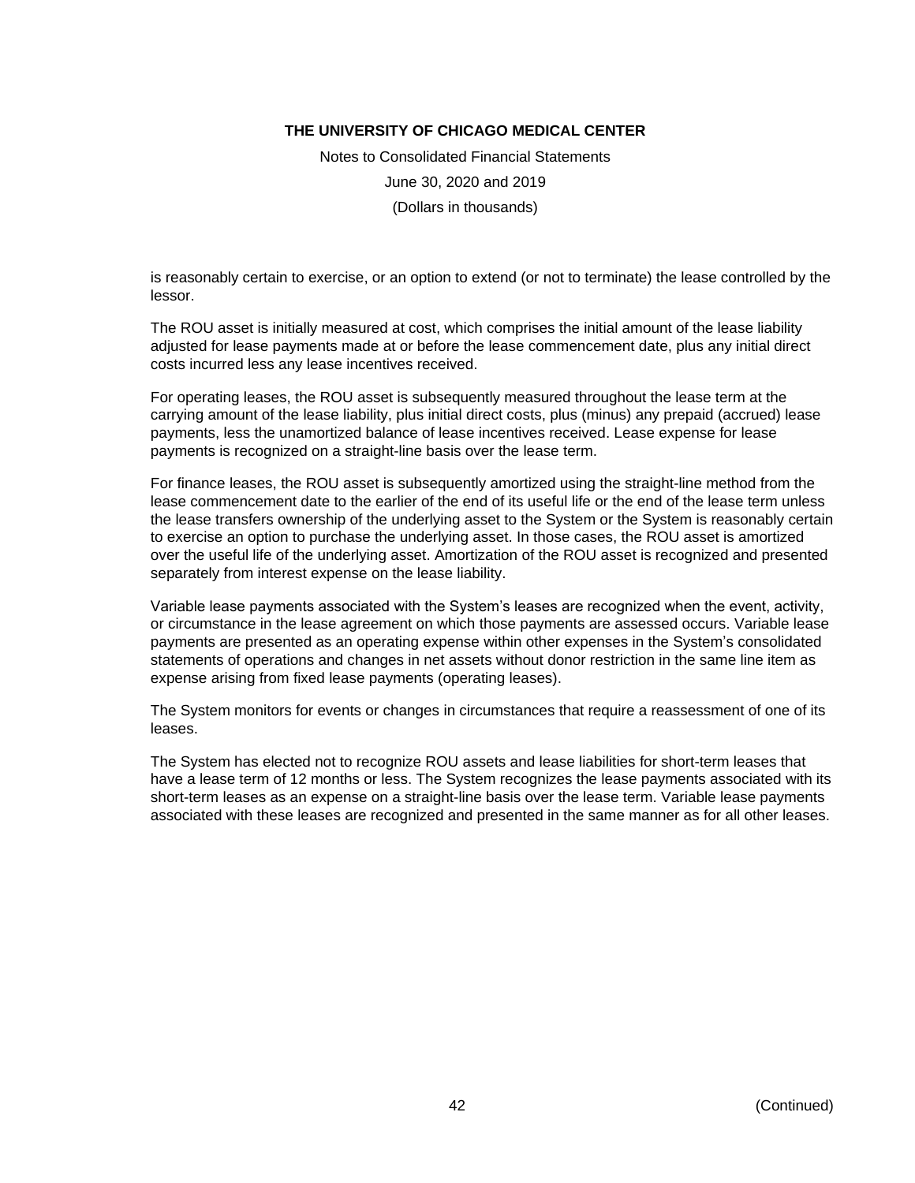is reasonably certain to exercise, or an option to extend (or not to terminate) the lease controlled by the lessor.

The ROU asset is initially measured at cost, which comprises the initial amount of the lease liability adjusted for lease payments made at or before the lease commencement date, plus any initial direct costs incurred less any lease incentives received.

For operating leases, the ROU asset is subsequently measured throughout the lease term at the carrying amount of the lease liability, plus initial direct costs, plus (minus) any prepaid (accrued) lease payments, less the unamortized balance of lease incentives received. Lease expense for lease payments is recognized on a straight-line basis over the lease term.

For finance leases, the ROU asset is subsequently amortized using the straight-line method from the lease commencement date to the earlier of the end of its useful life or the end of the lease term unless the lease transfers ownership of the underlying asset to the System or the System is reasonably certain to exercise an option to purchase the underlying asset. In those cases, the ROU asset is amortized over the useful life of the underlying asset. Amortization of the ROU asset is recognized and presented separately from interest expense on the lease liability.

Variable lease payments associated with the System's leases are recognized when the event, activity, or circumstance in the lease agreement on which those payments are assessed occurs. Variable lease payments are presented as an operating expense within other expenses in the System's consolidated statements of operations and changes in net assets without donor restriction in the same line item as expense arising from fixed lease payments (operating leases).

The System monitors for events or changes in circumstances that require a reassessment of one of its leases.

The System has elected not to recognize ROU assets and lease liabilities for short-term leases that have a lease term of 12 months or less. The System recognizes the lease payments associated with its short-term leases as an expense on a straight-line basis over the lease term. Variable lease payments associated with these leases are recognized and presented in the same manner as for all other leases.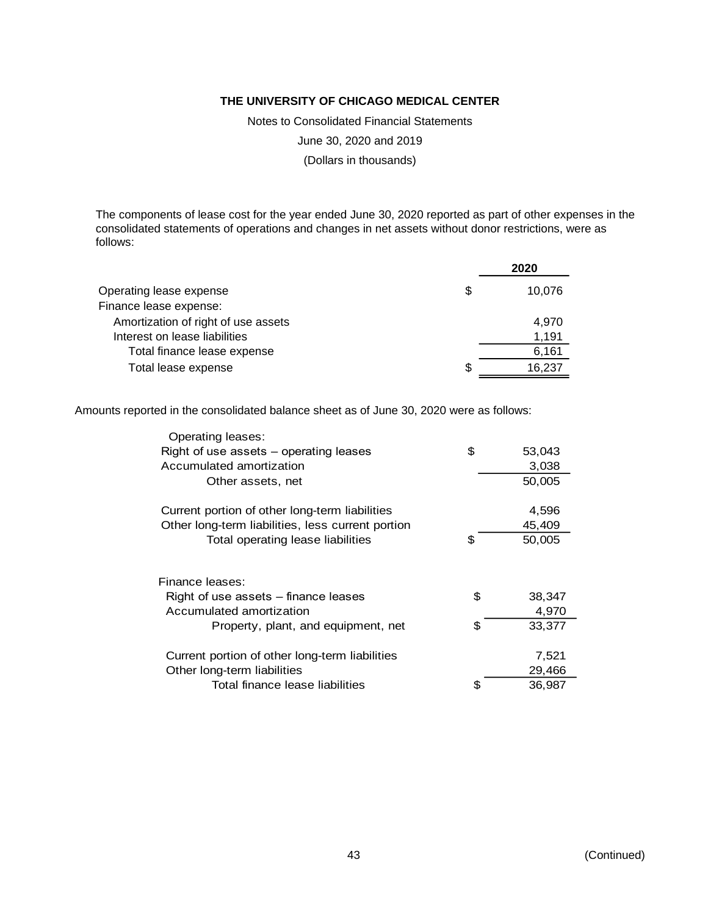The components of lease cost for the year ended June 30, 2020 reported as part of other expenses in the consolidated statements of operations and changes in net assets without donor restrictions, were as follows:

| | | 2020 |
|---|---|---|
| Operating lease expense | $ | 10,076 |
| Finance lease expense: | | |
| Amortization of right of use assets | | 4,970 |
| Interest on lease liabilities | | 1,191 |
| Total finance lease expense | | 6,161 |
| Total lease expense | $ | 16,237 |

Amounts reported in the consolidated balance sheet as of June 30, 2020 were as follows:

| | | |
|---|---|---|
| Operating leases: | | |
| Right of use assets – operating leases | $ | 53,043 |
| Accumulated amortization | | 3,038 |
| Other assets, net | | 50,005 |
| | | |
| Current portion of other long-term liabilities | | 4,596 |
| Other long-term liabilities, less current portion | | 45,409 |
| Total operating lease liabilities | $ | 50,005 |
| | | |
| Finance leases: | | |
| Right of use assets – finance leases | $ | 38,347 |
| Accumulated amortization | | 4,970 |
| Property, plant, and equipment, net | $ | 33,377 |
| | | |
| Current portion of other long-term liabilities | | 7,521 |
| Other long-term liabilities | | 29,466 |
| Total finance lease liabilities | $ | 36,987 |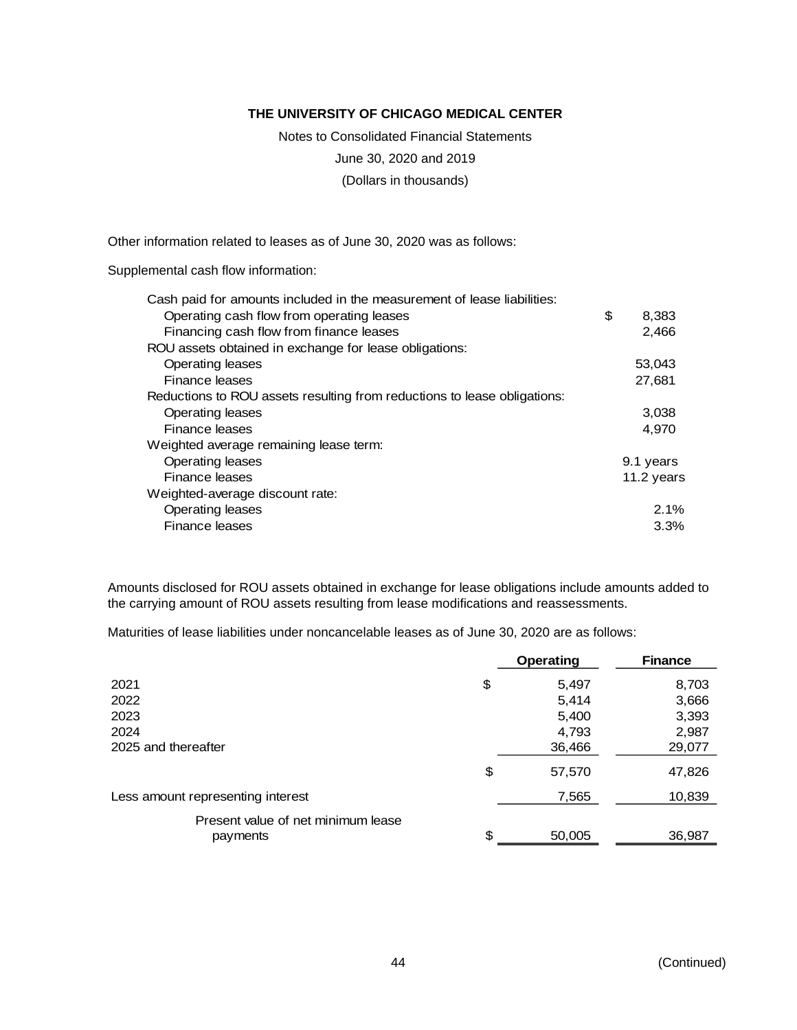# THE UNIVERSITY OF CHICAGO MEDICAL CENTER

Notes to Consolidated Financial Statements

June 30, 2020 and 2019

(Dollars in thousands)

Other information related to leases as of June 30, 2020 was as follows:

Supplemental cash flow information:

| | |
|---|---|
| Cash paid for amounts included in the measurement of lease liabilities: | |
| Operating cash flow from operating leases | $ 8,383 |
| Financing cash flow from finance leases | 2,466 |
| ROU assets obtained in exchange for lease obligations: | |
| Operating leases | 53,043 |
| Finance leases | 27,681 |
| Reductions to ROU assets resulting from reductions to lease obligations: | |
| Operating leases | 3,038 |
| Finance leases | 4,970 |
| Weighted average remaining lease term: | |
| Operating leases | 9.1 years |
| Finance leases | 11.2 years |
| Weighted-average discount rate: | |
| Operating leases | 2.1% |
| Finance leases | 3.3% |

Amounts disclosed for ROU assets obtained in exchange for lease obligations include amounts added to the carrying amount of ROU assets resulting from lease modifications and reassessments.

Maturities of lease liabilities under noncancelable leases as of June 30, 2020 are as follows:

| | Operating | Finance |
|---|---|---|
| 2021 | $ 5,497 | 8,703 |
| 2022 | 5,414 | 3,666 |
| 2023 | 5,400 | 3,393 |
| 2024 | 4,793 | 2,987 |
| 2025 and thereafter | 36,466 | 29,077 |
| | $ 57,570 | 47,826 |
| Less amount representing interest | 7,565 | 10,839 |
| Present value of net minimum lease payments | $ 50,005 | 36,987 |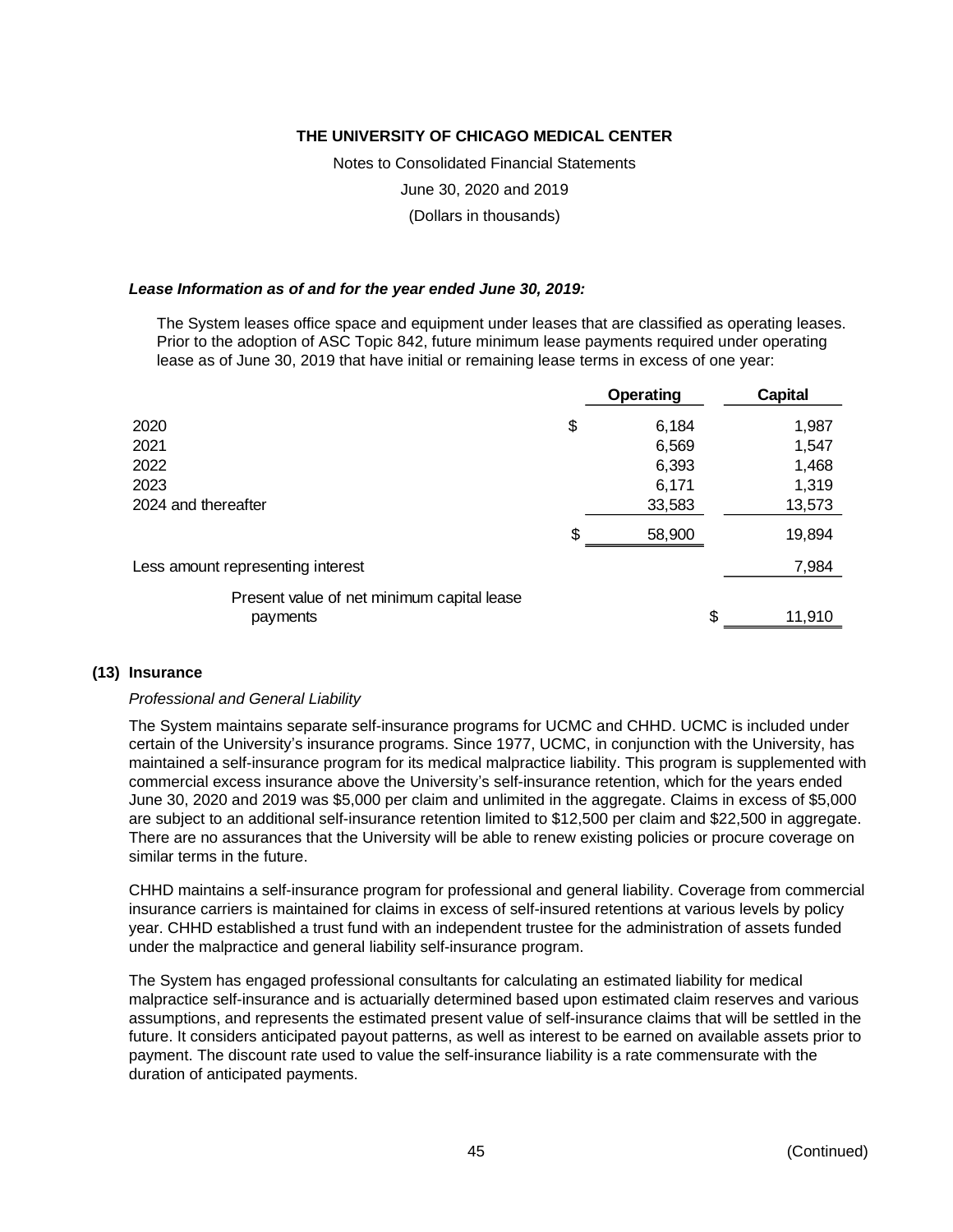# THE UNIVERSITY OF CHICAGO MEDICAL CENTER

Notes to Consolidated Financial Statements

June 30, 2020 and 2019

(Dollars in thousands)

***Lease Information as of and for the year ended June 30, 2019:***

The System leases office space and equipment under leases that are classified as operating leases. Prior to the adoption of ASC Topic 842, future minimum lease payments required under operating lease as of June 30, 2019 that have initial or remaining lease terms in excess of one year:

| | Operating | Capital |
|---|---|---|
| 2020 | $ 6,184 | 1,987 |
| 2021 | 6,569 | 1,547 |
| 2022 | 6,393 | 1,468 |
| 2023 | 6,171 | 1,319 |
| 2024 and thereafter | 33,583 | 13,573 |
| | $ 58,900 | 19,894 |
| Less amount representing interest | | 7,984 |
| Present value of net minimum capital lease payments | | $ 11,910 |

## (13) Insurance

*Professional and General Liability*

The System maintains separate self-insurance programs for UCMC and CHHD. UCMC is included under certain of the University's insurance programs. Since 1977, UCMC, in conjunction with the University, has maintained a self-insurance program for its medical malpractice liability. This program is supplemented with commercial excess insurance above the University's self-insurance retention, which for the years ended June 30, 2020 and 2019 was $5,000 per claim and unlimited in the aggregate. Claims in excess of $5,000 are subject to an additional self-insurance retention limited to $12,500 per claim and $22,500 in aggregate. There are no assurances that the University will be able to renew existing policies or procure coverage on similar terms in the future.

CHHD maintains a self-insurance program for professional and general liability. Coverage from commercial insurance carriers is maintained for claims in excess of self-insured retentions at various levels by policy year. CHHD established a trust fund with an independent trustee for the administration of assets funded under the malpractice and general liability self-insurance program.

The System has engaged professional consultants for calculating an estimated liability for medical malpractice self-insurance and is actuarially determined based upon estimated claim reserves and various assumptions, and represents the estimated present value of self-insurance claims that will be settled in the future. It considers anticipated payout patterns, as well as interest to be earned on available assets prior to payment. The discount rate used to value the self-insurance liability is a rate commensurate with the duration of anticipated payments.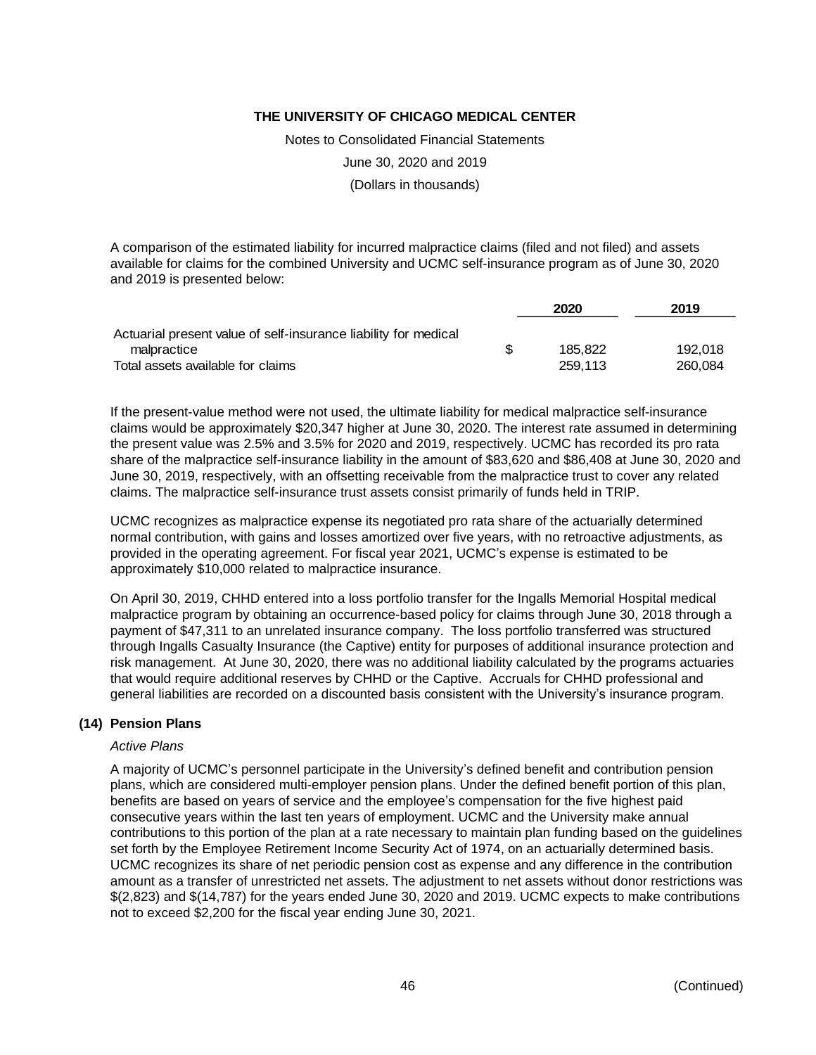A comparison of the estimated liability for incurred malpractice claims (filed and not filed) and assets available for claims for the combined University and UCMC self-insurance program as of June 30, 2020 and 2019 is presented below:

| | 2020 | 2019 |
|---|---|---|
| Actuarial present value of self-insurance liability for medical malpractice | $ 185,822 | 192,018 |
| Total assets available for claims | 259,113 | 260,084 |

If the present-value method were not used, the ultimate liability for medical malpractice self-insurance claims would be approximately $20,347 higher at June 30, 2020. The interest rate assumed in determining the present value was 2.5% and 3.5% for 2020 and 2019, respectively. UCMC has recorded its pro rata share of the malpractice self-insurance liability in the amount of $83,620 and $86,408 at June 30, 2020 and June 30, 2019, respectively, with an offsetting receivable from the malpractice trust to cover any related claims. The malpractice self-insurance trust assets consist primarily of funds held in TRIP.

UCMC recognizes as malpractice expense its negotiated pro rata share of the actuarially determined normal contribution, with gains and losses amortized over five years, with no retroactive adjustments, as provided in the operating agreement. For fiscal year 2021, UCMC's expense is estimated to be approximately $10,000 related to malpractice insurance.

On April 30, 2019, CHHD entered into a loss portfolio transfer for the Ingalls Memorial Hospital medical malpractice program by obtaining an occurrence-based policy for claims through June 30, 2018 through a payment of $47,311 to an unrelated insurance company. The loss portfolio transferred was structured through Ingalls Casualty Insurance (the Captive) entity for purposes of additional insurance protection and risk management. At June 30, 2020, there was no additional liability calculated by the programs actuaries that would require additional reserves by CHHD or the Captive. Accruals for CHHD professional and general liabilities are recorded on a discounted basis consistent with the University's insurance program.

## (14) Pension Plans

*Active Plans*

A majority of UCMC's personnel participate in the University's defined benefit and contribution pension plans, which are considered multi-employer pension plans. Under the defined benefit portion of this plan, benefits are based on years of service and the employee's compensation for the five highest paid consecutive years within the last ten years of employment. UCMC and the University make annual contributions to this portion of the plan at a rate necessary to maintain plan funding based on the guidelines set forth by the Employee Retirement Income Security Act of 1974, on an actuarially determined basis. UCMC recognizes its share of net periodic pension cost as expense and any difference in the contribution amount as a transfer of unrestricted net assets. The adjustment to net assets without donor restrictions was $(2,823) and $(14,787) for the years ended June 30, 2020 and 2019. UCMC expects to make contributions not to exceed $2,200 for the fiscal year ending June 30, 2021.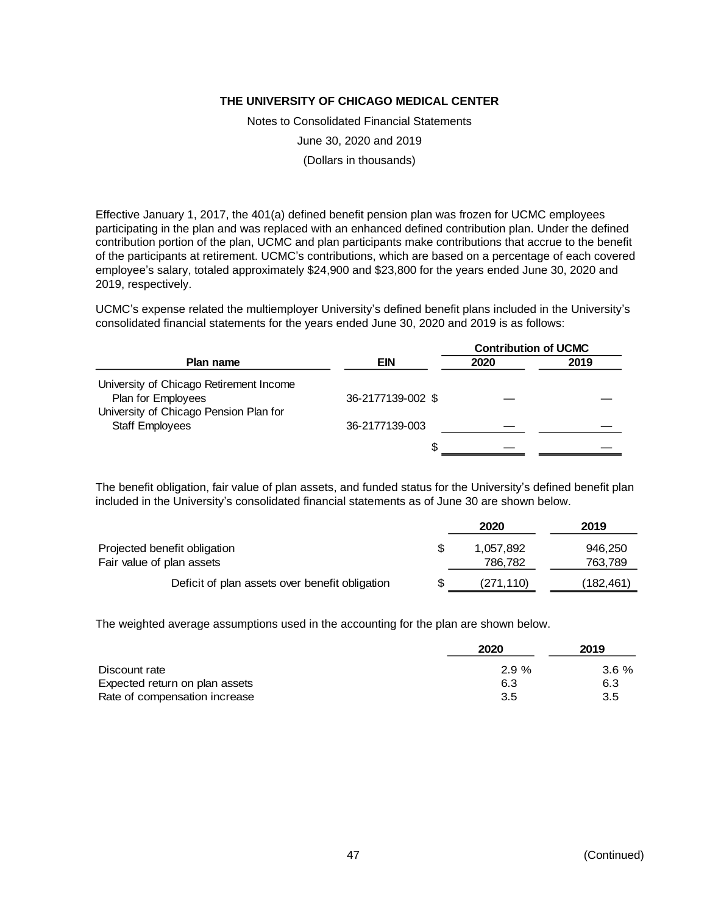THE UNIVERSITY OF CHICAGO MEDICAL CENTER

Notes to Consolidated Financial Statements

June 30, 2020 and 2019

(Dollars in thousands)

Effective January 1, 2017, the 401(a) defined benefit pension plan was frozen for UCMC employees participating in the plan and was replaced with an enhanced defined contribution plan. Under the defined contribution portion of the plan, UCMC and plan participants make contributions that accrue to the benefit of the participants at retirement. UCMC's contributions, which are based on a percentage of each covered employee's salary, totaled approximately $24,900 and $23,800 for the years ended June 30, 2020 and 2019, respectively.

UCMC's expense related the multiemployer University's defined benefit plans included in the University's consolidated financial statements for the years ended June 30, 2020 and 2019 is as follows:

| Plan name | EIN | Contribution of UCMC | |
|---|---|---|---|
| | | 2020 | 2019 |
| University of Chicago Retirement Income Plan for Employees | 36-2177139-002 | $ — | — |
| University of Chicago Pension Plan for Staff Employees | 36-2177139-003 | — | — |
| | | $ — | — |

The benefit obligation, fair value of plan assets, and funded status for the University's defined benefit plan included in the University's consolidated financial statements as of June 30 are shown below.

| | 2020 | 2019 |
|---|---|---|
| Projected benefit obligation | $ 1,057,892 | 946,250 |
| Fair value of plan assets | 786,782 | 763,789 |
| Deficit of plan assets over benefit obligation | $ (271,110) | (182,461) |

The weighted average assumptions used in the accounting for the plan are shown below.

| | 2020 | 2019 |
|---|---|---|
| Discount rate | 2.9 % | 3.6 % |
| Expected return on plan assets | 6.3 | 6.3 |
| Rate of compensation increase | 3.5 | 3.5 |

(Continued)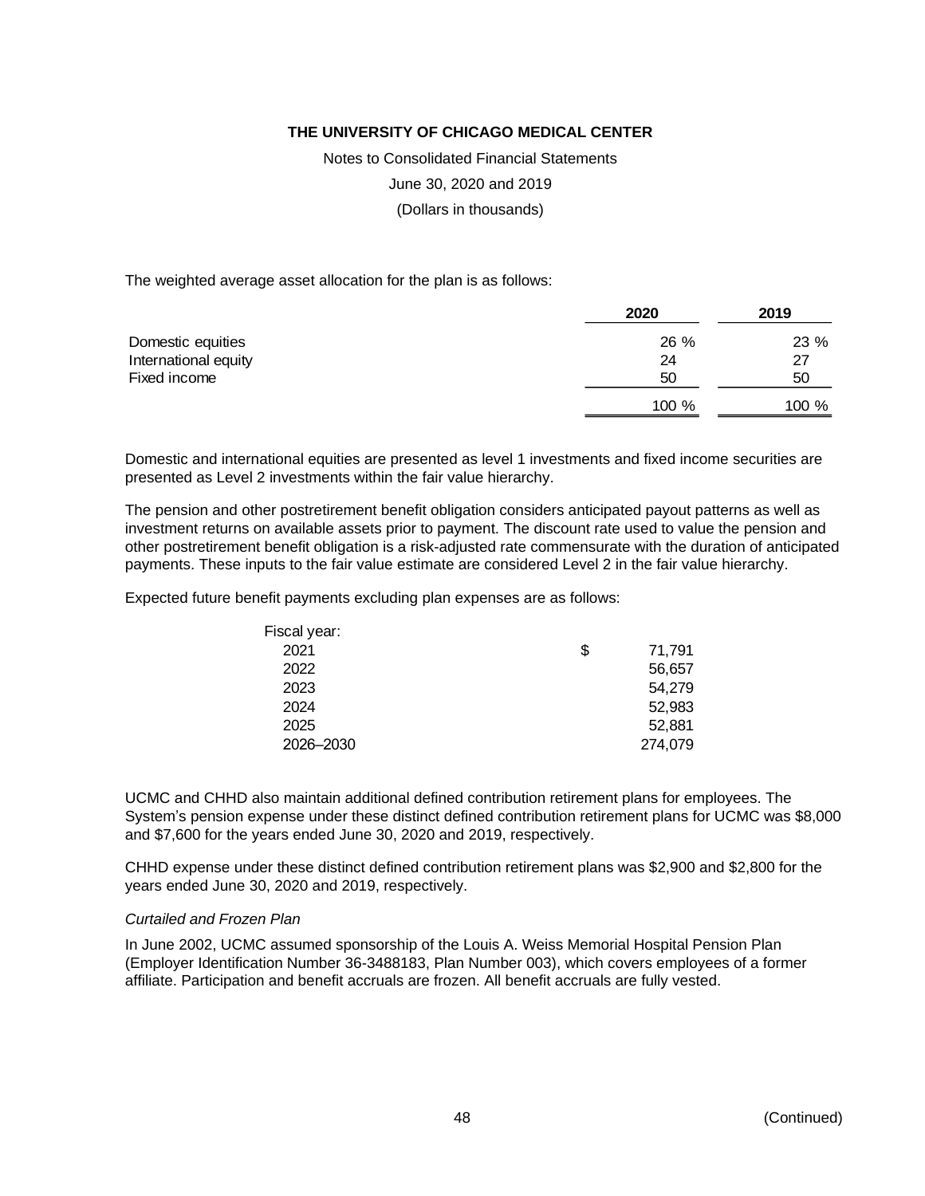The weighted average asset allocation for the plan is as follows:

| | 2020 | 2019 |
|---|---|---|
| Domestic equities | 26 % | 23 % |
| International equity | 24 | 27 |
| Fixed income | 50 | 50 |
| | 100 % | 100 % |

Domestic and international equities are presented as level 1 investments and fixed income securities are presented as Level 2 investments within the fair value hierarchy.

The pension and other postretirement benefit obligation considers anticipated payout patterns as well as investment returns on available assets prior to payment. The discount rate used to value the pension and other postretirement benefit obligation is a risk-adjusted rate commensurate with the duration of anticipated payments. These inputs to the fair value estimate are considered Level 2 in the fair value hierarchy.

Expected future benefit payments excluding plan expenses are as follows:

| Fiscal year: | |
|---|---|
| 2021 | $ 71,791 |
| 2022 | 56,657 |
| 2023 | 54,279 |
| 2024 | 52,983 |
| 2025 | 52,881 |
| 2026–2030 | 274,079 |

UCMC and CHHD also maintain additional defined contribution retirement plans for employees. The System's pension expense under these distinct defined contribution retirement plans for UCMC was $8,000 and $7,600 for the years ended June 30, 2020 and 2019, respectively.

CHHD expense under these distinct defined contribution retirement plans was $2,900 and $2,800 for the years ended June 30, 2020 and 2019, respectively.

*Curtailed and Frozen Plan*

In June 2002, UCMC assumed sponsorship of the Louis A. Weiss Memorial Hospital Pension Plan (Employer Identification Number 36-3488183, Plan Number 003), which covers employees of a former affiliate. Participation and benefit accruals are frozen. All benefit accruals are fully vested.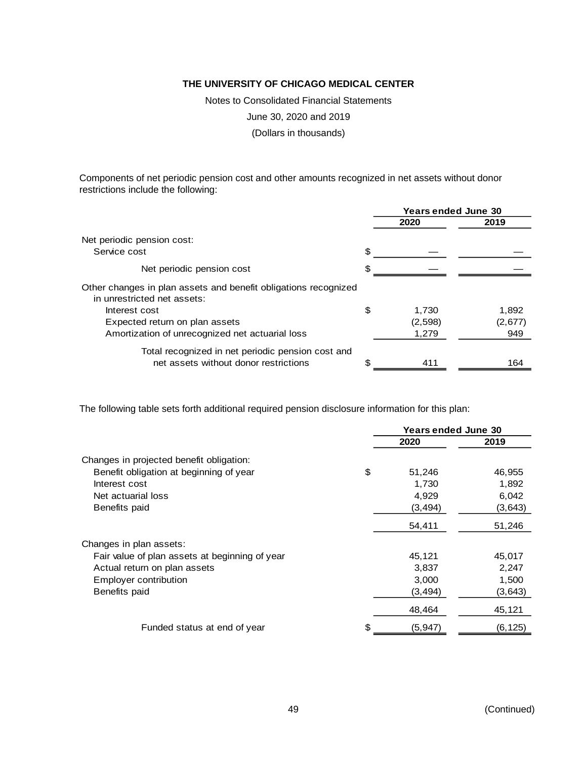# THE UNIVERSITY OF CHICAGO MEDICAL CENTER

Notes to Consolidated Financial Statements

June 30, 2020 and 2019

(Dollars in thousands)

Components of net periodic pension cost and other amounts recognized in net assets without donor restrictions include the following:

| | Years ended June 30 | |
|---|---|---|
| | 2020 | 2019 |
| Net periodic pension cost: | | |
| Service cost | $ — | — |
| Net periodic pension cost | $ — | — |
| Other changes in plan assets and benefit obligations recognized in unrestricted net assets: | | |
| Interest cost | $ 1,730 | 1,892 |
| Expected return on plan assets | (2,598) | (2,677) |
| Amortization of unrecognized net actuarial loss | 1,279 | 949 |
| Total recognized in net periodic pension cost and net assets without donor restrictions | $ 411 | 164 |

The following table sets forth additional required pension disclosure information for this plan:

| | Years ended June 30 | |
|---|---|---|
| | 2020 | 2019 |
| Changes in projected benefit obligation: | | |
| Benefit obligation at beginning of year | $ 51,246 | 46,955 |
| Interest cost | 1,730 | 1,892 |
| Net actuarial loss | 4,929 | 6,042 |
| Benefits paid | (3,494) | (3,643) |
| | 54,411 | 51,246 |
| Changes in plan assets: | | |
| Fair value of plan assets at beginning of year | 45,121 | 45,017 |
| Actual return on plan assets | 3,837 | 2,247 |
| Employer contribution | 3,000 | 1,500 |
| Benefits paid | (3,494) | (3,643) |
| | 48,464 | 45,121 |
| Funded status at end of year | $ (5,947) | (6,125) |

(Continued)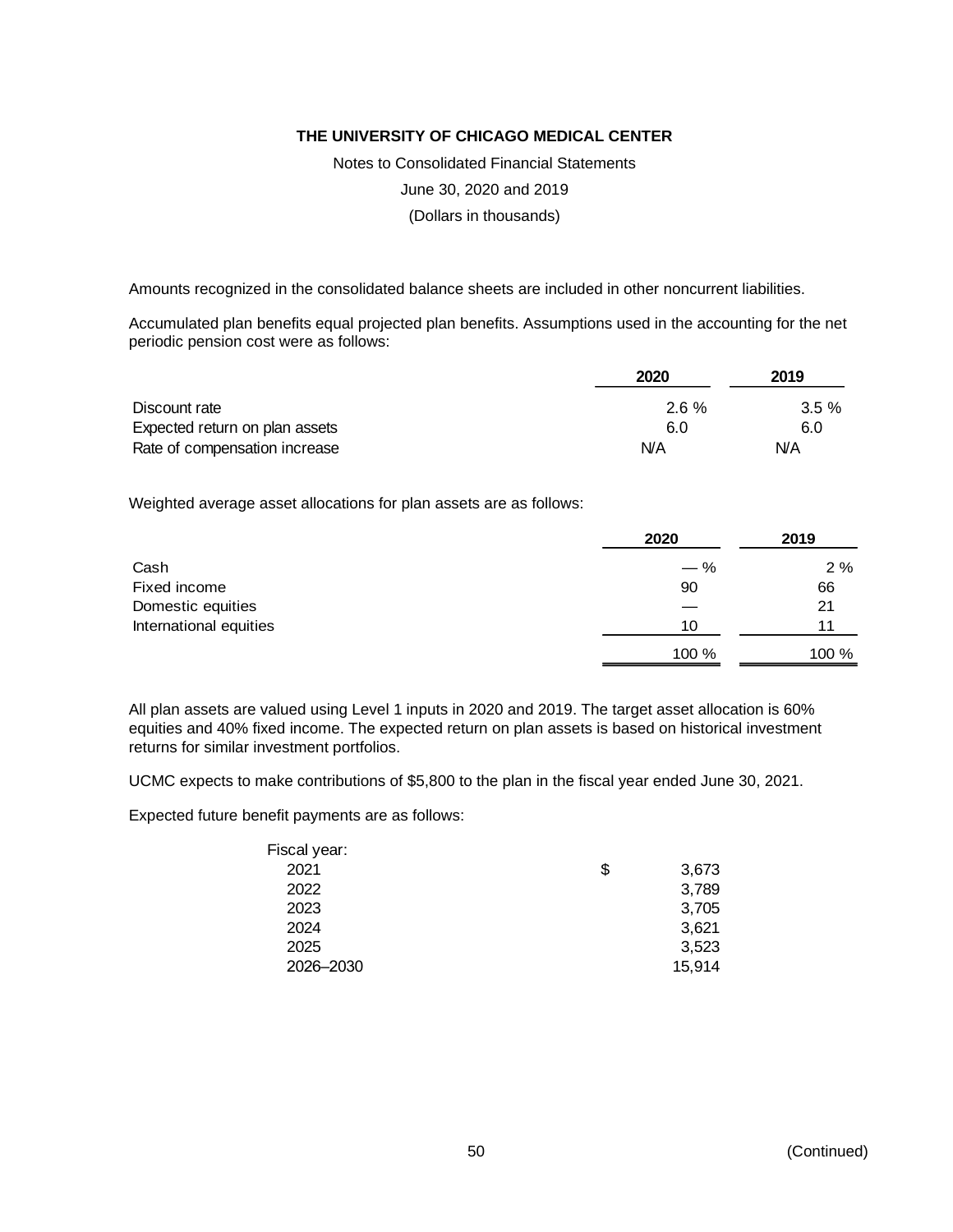THE UNIVERSITY OF CHICAGO MEDICAL CENTER

Notes to Consolidated Financial Statements

June 30, 2020 and 2019

(Dollars in thousands)

Amounts recognized in the consolidated balance sheets are included in other noncurrent liabilities.

Accumulated plan benefits equal projected plan benefits. Assumptions used in the accounting for the net periodic pension cost were as follows:

| | 2020 | 2019 |
|---|---|---|
| Discount rate | 2.6 % | 3.5 % |
| Expected return on plan assets | 6.0 | 6.0 |
| Rate of compensation increase | N/A | N/A |

Weighted average asset allocations for plan assets are as follows:

| | 2020 | 2019 |
|---|---|---|
| Cash | — % | 2 % |
| Fixed income | 90 | 66 |
| Domestic equities | — | 21 |
| International equities | 10 | 11 |
| | 100 % | 100 % |

All plan assets are valued using Level 1 inputs in 2020 and 2019. The target asset allocation is 60% equities and 40% fixed income. The expected return on plan assets is based on historical investment returns for similar investment portfolios.

UCMC expects to make contributions of $5,800 to the plan in the fiscal year ended June 30, 2021.

Expected future benefit payments are as follows:

| Fiscal year: | |
|---|---|
| 2021 | $ 3,673 |
| 2022 | 3,789 |
| 2023 | 3,705 |
| 2024 | 3,621 |
| 2025 | 3,523 |
| 2026–2030 | 15,914 |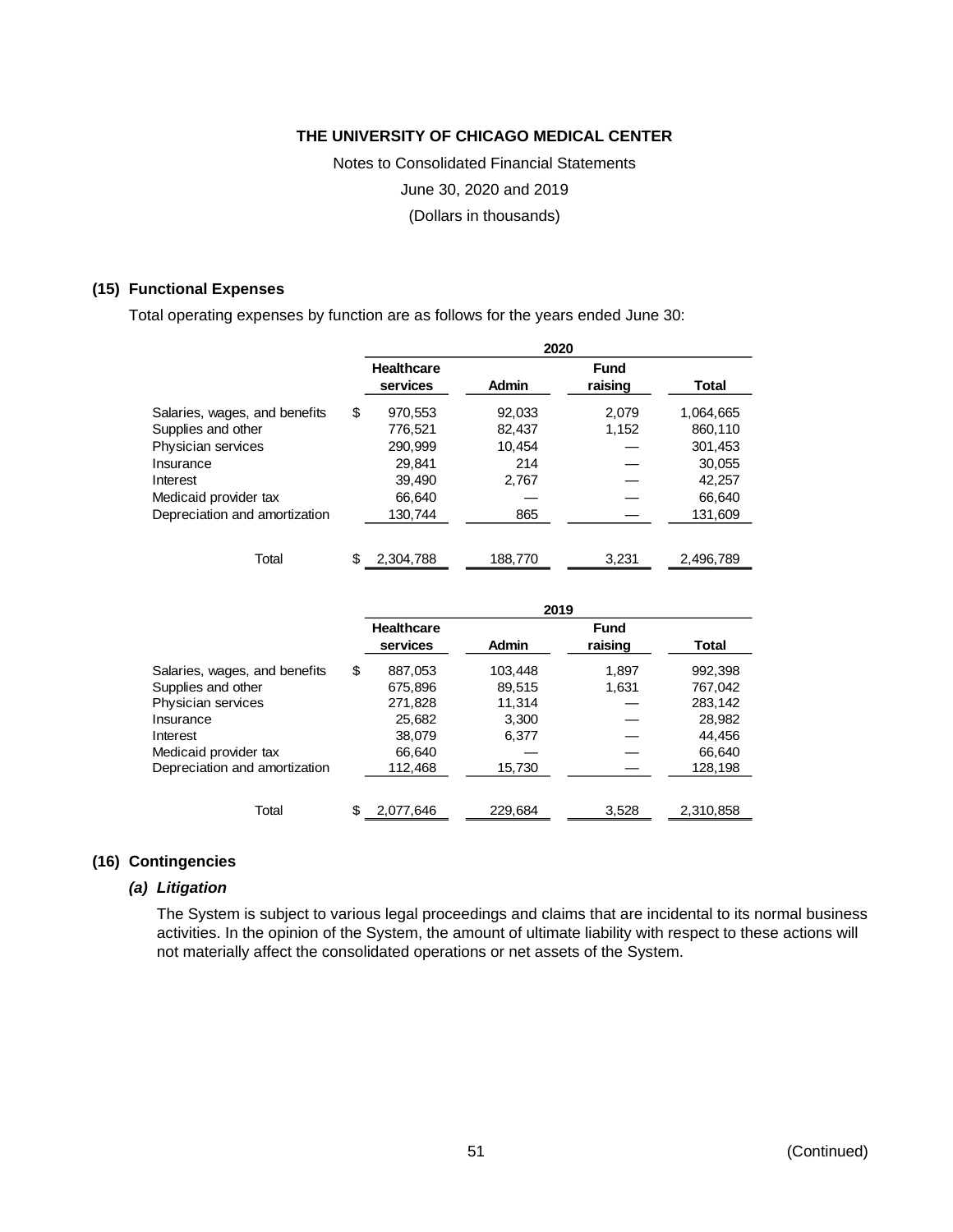# THE UNIVERSITY OF CHICAGO MEDICAL CENTER

Notes to Consolidated Financial Statements

June 30, 2020 and 2019

(Dollars in thousands)

## (15) Functional Expenses

Total operating expenses by function are as follows for the years ended June 30:

| | 2020 | | | |
|---|---|---|---|---|
| | Healthcare services | Admin | Fund raising | Total |
| Salaries, wages, and benefits | $ 970,553 | 92,033 | 2,079 | 1,064,665 |
| Supplies and other | 776,521 | 82,437 | 1,152 | 860,110 |
| Physician services | 290,999 | 10,454 | — | 301,453 |
| Insurance | 29,841 | 214 | — | 30,055 |
| Interest | 39,490 | 2,767 | — | 42,257 |
| Medicaid provider tax | 66,640 | — | — | 66,640 |
| Depreciation and amortization | 130,744 | 865 | — | 131,609 |
| Total | $ 2,304,788 | 188,770 | 3,231 | 2,496,789 |

| | 2019 | | | |
|---|---|---|---|---|
| | Healthcare services | Admin | Fund raising | Total |
| Salaries, wages, and benefits | $ 887,053 | 103,448 | 1,897 | 992,398 |
| Supplies and other | 675,896 | 89,515 | 1,631 | 767,042 |
| Physician services | 271,828 | 11,314 | — | 283,142 |
| Insurance | 25,682 | 3,300 | — | 28,982 |
| Interest | 38,079 | 6,377 | — | 44,456 |
| Medicaid provider tax | 66,640 | — | — | 66,640 |
| Depreciation and amortization | 112,468 | 15,730 | — | 128,198 |
| Total | $ 2,077,646 | 229,684 | 3,528 | 2,310,858 |

## (16) Contingencies

### *(a) Litigation*

The System is subject to various legal proceedings and claims that are incidental to its normal business activities. In the opinion of the System, the amount of ultimate liability with respect to these actions will not materially affect the consolidated operations or net assets of the System.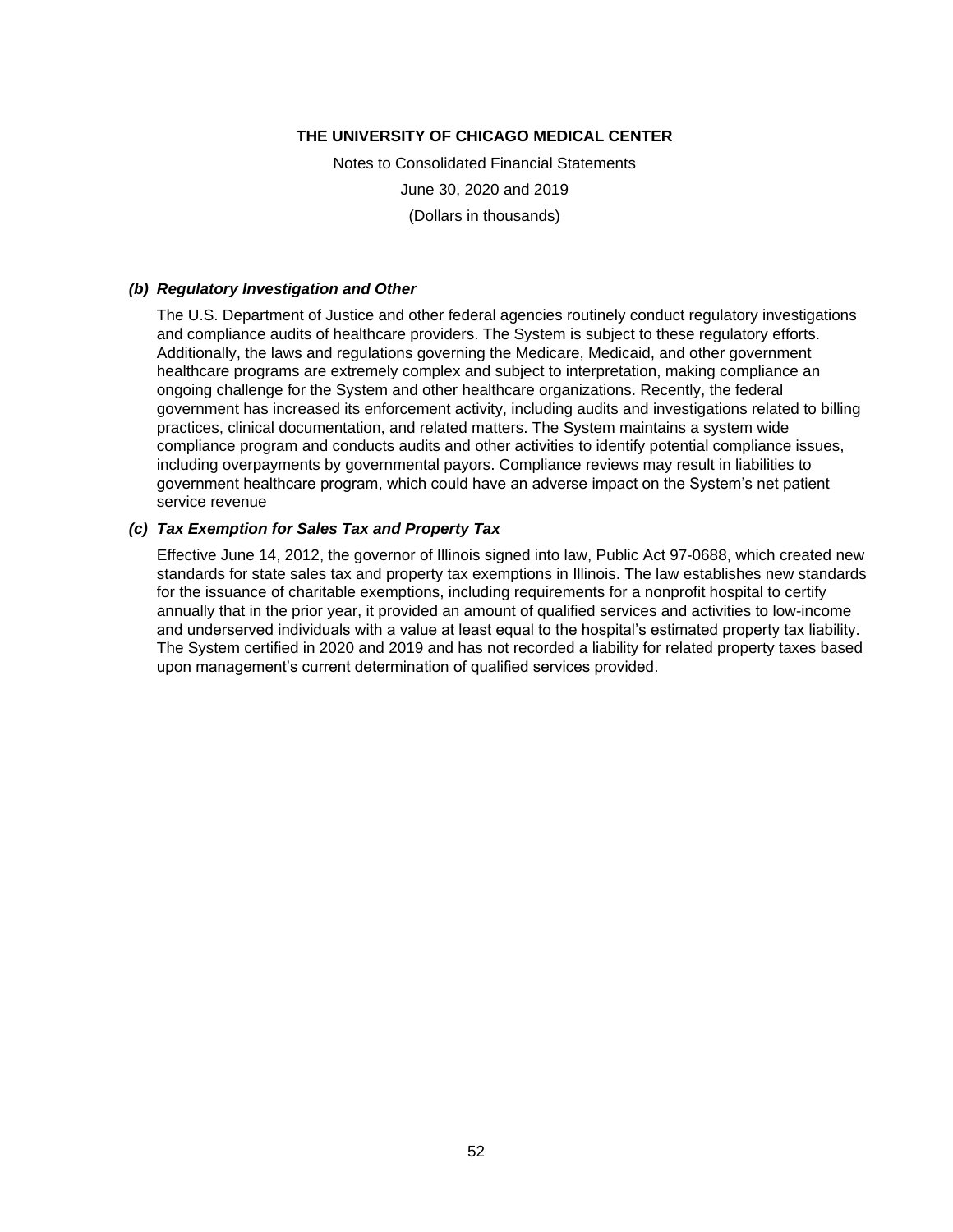#### *(b) Regulatory Investigation and Other*

The U.S. Department of Justice and other federal agencies routinely conduct regulatory investigations and compliance audits of healthcare providers. The System is subject to these regulatory efforts. Additionally, the laws and regulations governing the Medicare, Medicaid, and other government healthcare programs are extremely complex and subject to interpretation, making compliance an ongoing challenge for the System and other healthcare organizations. Recently, the federal government has increased its enforcement activity, including audits and investigations related to billing practices, clinical documentation, and related matters. The System maintains a system wide compliance program and conducts audits and other activities to identify potential compliance issues, including overpayments by governmental payors. Compliance reviews may result in liabilities to government healthcare program, which could have an adverse impact on the System's net patient service revenue

#### *(c) Tax Exemption for Sales Tax and Property Tax*

Effective June 14, 2012, the governor of Illinois signed into law, Public Act 97-0688, which created new standards for state sales tax and property tax exemptions in Illinois. The law establishes new standards for the issuance of charitable exemptions, including requirements for a nonprofit hospital to certify annually that in the prior year, it provided an amount of qualified services and activities to low-income and underserved individuals with a value at least equal to the hospital's estimated property tax liability. The System certified in 2020 and 2019 and has not recorded a liability for related property taxes based upon management's current determination of qualified services provided.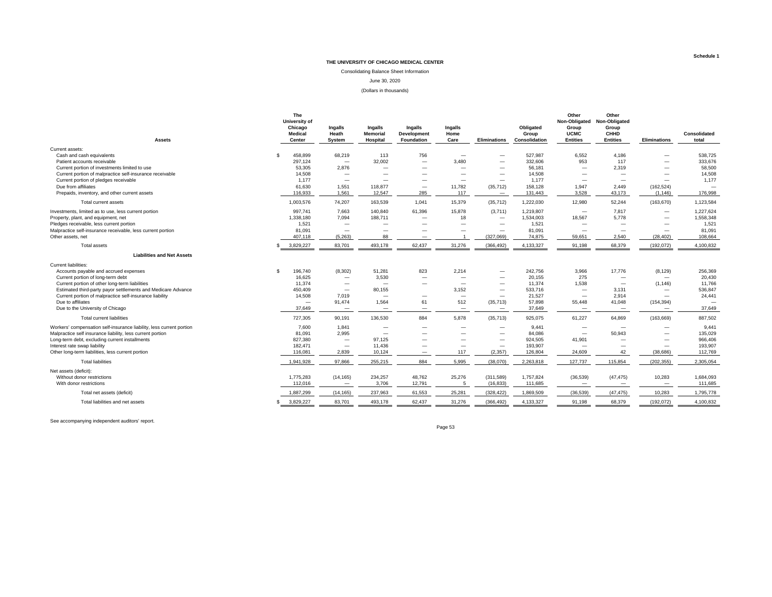Schedule 1

# THE UNIVERSITY OF CHICAGO MEDICAL CENTER

Consolidating Balance Sheet Information

June 30, 2020

(Dollars in thousands)

| Assets | The University of Chicago Medical Center | Ingalls Heath System | Ingalls Memorial Hospital | Ingalls Development Foundation | Ingalls Home Care | Eliminations | Obligated Group Consolidation | Other Non-Obligated Group UCMC Entities | Other Non-Obligated Group CHHD Entities | Eliminations | Consolidated total |
|---|---|---|---|---|---|---|---|---|---|---|---|
| Current assets: | | | | | | | | | | | |
| Cash and cash equivalents | $ 458,899 | 68,219 | 113 | 756 | — | — | 527,987 | 6,552 | 4,186 | — | 538,725 |
| Patient accounts receivable | 297,124 | — | 32,002 | — | 3,480 | — | 332,606 | 953 | 117 | — | 333,676 |
| Current portion of investments limited to use | 53,305 | 2,876 | — | — | — | — | 56,181 | — | 2,319 | — | 58,500 |
| Current portion of malpractice self-insurance receivable | 14,508 | — | — | — | — | — | 14,508 | — | — | — | 14,508 |
| Current portion of pledges receivable | 1,177 | — | — | — | — | — | 1,177 | — | — | — | 1,177 |
| Due from affiliates | 61,630 | 1,551 | 118,877 | — | 11,782 | (35,712) | 158,128 | 1,947 | 2,449 | (162,524) | — |
| Prepaids, inventory, and other current assets | 116,933 | 1,561 | 12,547 | 285 | 117 | — | 131,443 | 3,528 | 43,173 | (1,146) | 176,998 |
| Total current assets | 1,003,576 | 74,207 | 163,539 | 1,041 | 15,379 | (35,712) | 1,222,030 | 12,980 | 52,244 | (163,670) | 1,123,584 |
| Investments, limited as to use, less current portion | 997,741 | 7,663 | 140,840 | 61,396 | 15,878 | (3,711) | 1,219,807 | — | 7,817 | — | 1,227,624 |
| Property, plant, and equipment, net | 1,338,180 | 7,094 | 188,711 | — | 18 | — | 1,534,003 | 18,567 | 5,778 | — | 1,558,348 |
| Pledges receivable, less current portion | 1,521 | — | — | — | — | — | 1,521 | — | — | — | 1,521 |
| Malpractice self-insurance receivable, less current portion | 81,091 | — | — | — | — | — | 81,091 | — | — | — | 81,091 |
| Other assets, net | 407,118 | (5,263) | 88 | — | 1 | (327,069) | 74,875 | 59,651 | 2,540 | (28,402) | 108,664 |
| Total assets | $ 3,829,227 | 83,701 | 493,178 | 62,437 | 31,276 | (366,492) | 4,133,327 | 91,198 | 68,379 | (192,072) | 4,100,832 |
| **Liabilities and Net Assets** | | | | | | | | | | | |
| Current liabilities: | | | | | | | | | | | |
| Accounts payable and accrued expenses | $ 196,740 | (8,302) | 51,281 | 823 | 2,214 | — | 242,756 | 3,966 | 17,776 | (8,129) | 256,369 |
| Current portion of long-term debt | 16,625 | — | 3,530 | — | — | — | 20,155 | 275 | — | — | 20,430 |
| Current portion of other long-term liabilities | 11,374 | — | — | — | — | — | 11,374 | 1,538 | — | (1,146) | 11,766 |
| Estimated third-party payor settlements and Medicare Advance | 450,409 | — | 80,155 | | 3,152 | — | 533,716 | — | 3,131 | — | 536,847 |
| Current portion of malpractice self-insurance liability | 14,508 | 7,019 | — | — | — | — | 21,527 | — | 2,914 | — | 24,441 |
| Due to affiliates | — | 91,474 | 1,564 | 61 | 512 | (35,713) | 57,898 | 55,448 | 41,048 | (154,394) | — |
| Due to the University of Chicago | 37,649 | — | — | — | — | — | 37,649 | — | — | — | 37,649 |
| Total current liabilities | 727,305 | 90,191 | 136,530 | 884 | 5,878 | (35,713) | 925,075 | 61,227 | 64,869 | (163,669) | 887,502 |
| Workers' compensation self-insurance liability, less current portion | 7,600 | 1,841 | — | — | — | — | 9,441 | — | — | — | 9,441 |
| Malpractice self insurance liability, less current portion | 81,091 | 2,995 | — | — | — | — | 84,086 | — | 50,943 | — | 135,029 |
| Long-term debt, excluding current installments | 827,380 | — | 97,125 | — | — | — | 924,505 | 41,901 | — | — | 966,406 |
| Interest rate swap liability | 182,471 | — | 11,436 | — | — | — | 193,907 | — | — | — | 193,907 |
| Other long-term liabilities, less current portion | 116,081 | 2,839 | 10,124 | — | 117 | (2,357) | 126,804 | 24,609 | 42 | (38,686) | 112,769 |
| Total liabilities | 1,941,928 | 97,866 | 255,215 | 884 | 5,995 | (38,070) | 2,263,818 | 127,737 | 115,854 | (202,355) | 2,305,054 |
| Net assets (deficit): | | | | | | | | | | | |
| Without donor restrictions | 1,775,283 | (14,165) | 234,257 | 48,762 | 25,276 | (311,589) | 1,757,824 | (36,539) | (47,475) | 10,283 | 1,684,093 |
| With donor restrictions | 112,016 | — | 3,706 | 12,791 | 5 | (16,833) | 111,685 | — | — | — | 111,685 |
| Total net assets (deficit) | 1,887,299 | (14,165) | 237,963 | 61,553 | 25,281 | (328,422) | 1,869,509 | (36,539) | (47,475) | 10,283 | 1,795,778 |
| Total liabilities and net assets | $ 3,829,227 | 83,701 | 493,178 | 62,437 | 31,276 | (366,492) | 4,133,327 | 91,198 | 68,379 | (192,072) | 4,100,832 |

See accompanying independent auditors' report.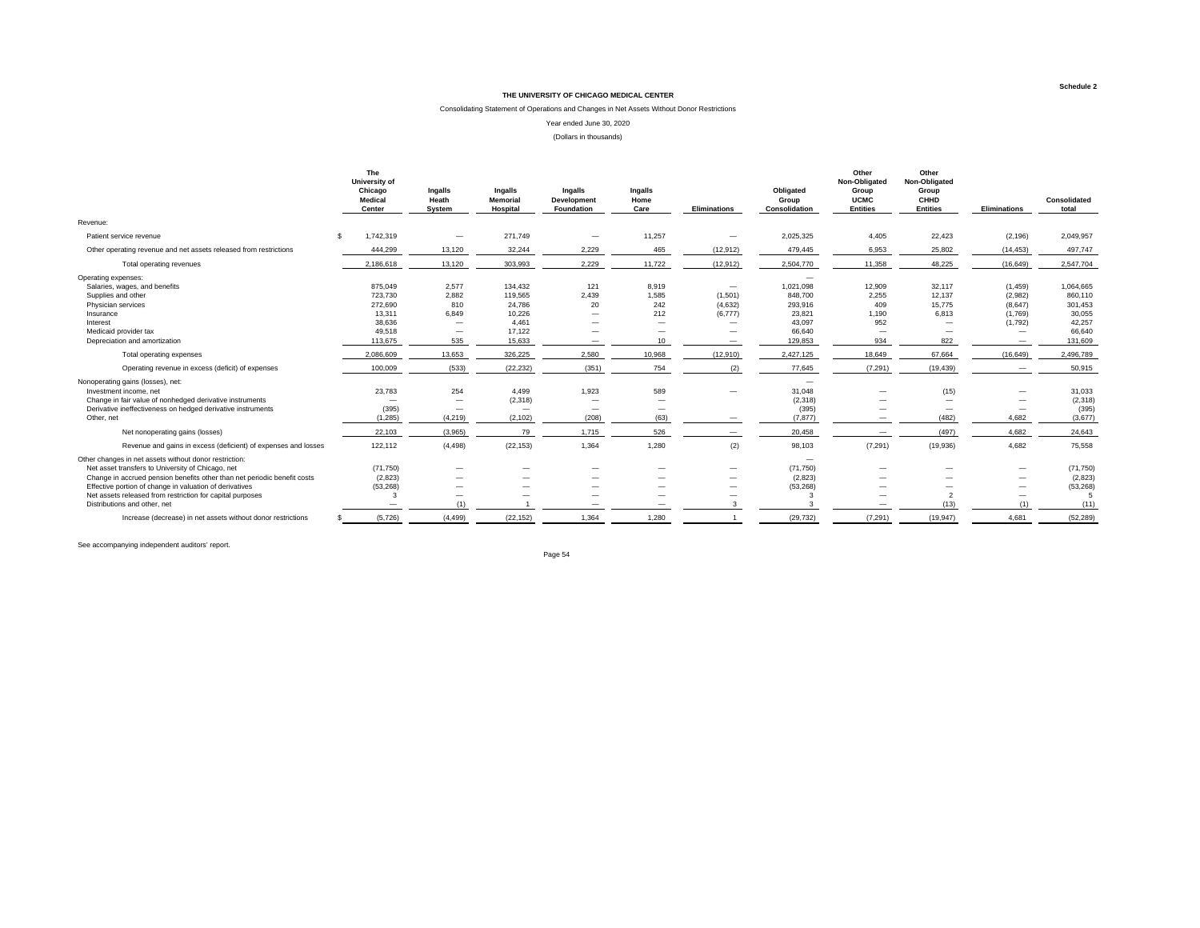Schedule 2

# THE UNIVERSITY OF CHICAGO MEDICAL CENTER

Consolidating Statement of Operations and Changes in Net Assets Without Donor Restrictions

Year ended June 30, 2020

(Dollars in thousands)

| | The University of Chicago Medical Center | Ingalls Heath System | Ingalls Memorial Hospital | Ingalls Development Foundation | Ingalls Home Care | Eliminations | Obligated Group Consolidation | Other Non-Obligated Group UCMC Entities | Other Non-Obligated Group CHHD Entities | Eliminations | Consolidated total |
|---|---|---|---|---|---|---|---|---|---|---|---|
| Revenue: | | | | | | | | | | | |
| Patient service revenue | $ 1,742,319 | — | 271,749 | — | 11,257 | — | 2,025,325 | 4,405 | 22,423 | (2,196) | 2,049,957 |
| Other operating revenue and net assets released from restrictions | 444,299 | 13,120 | 32,244 | 2,229 | 465 | (12,912) | 479,445 | 6,953 | 25,802 | (14,453) | 497,747 |
| Total operating revenues | 2,186,618 | 13,120 | 303,993 | 2,229 | 11,722 | (12,912) | 2,504,770 | 11,358 | 48,225 | (16,649) | 2,547,704 |
| Operating expenses: | | | | | | | — | | | | |
| Salaries, wages, and benefits | 875,049 | 2,577 | 134,432 | 121 | 8,919 | — | 1,021,098 | 12,909 | 32,117 | (1,459) | 1,064,665 |
| Supplies and other | 723,730 | 2,882 | 119,565 | 2,439 | 1,585 | (1,501) | 848,700 | 2,255 | 12,137 | (2,982) | 860,110 |
| Physician services | 272,690 | 810 | 24,786 | 20 | 242 | (4,632) | 293,916 | 409 | 15,775 | (8,647) | 301,453 |
| Insurance | 13,311 | 6,849 | 10,226 | — | 212 | (6,777) | 23,821 | 1,190 | 6,813 | (1,769) | 30,055 |
| Interest | 38,636 | — | 4,461 | — | — | — | 43,097 | 952 | — | (1,792) | 42,257 |
| Medicaid provider tax | 49,518 | — | 17,122 | — | — | — | 66,640 | — | — | — | 66,640 |
| Depreciation and amortization | 113,675 | 535 | 15,633 | — | 10 | — | 129,853 | 934 | 822 | — | 131,609 |
| Total operating expenses | 2,086,609 | 13,653 | 326,225 | 2,580 | 10,968 | (12,910) | 2,427,125 | 18,649 | 67,664 | (16,649) | 2,496,789 |
| Operating revenue in excess (deficit) of expenses | 100,009 | (533) | (22,232) | (351) | 754 | (2) | 77,645 | (7,291) | (19,439) | — | 50,915 |
| Nonoperating gains (losses), net: | | | | | | | — | | | | |
| Investment income, net | 23,783 | 254 | 4,499 | 1,923 | 589 | — | 31,048 | — | (15) | — | 31,033 |
| Change in fair value of nonhedged derivative instruments | — | — | (2,318) | — | — | | (2,318) | — | — | — | (2,318) |
| Derivative ineffectiveness on hedged derivative instruments | (395) | — | — | — | — | | (395) | — | — | — | (395) |
| Other, net | (1,285) | (4,219) | (2,102) | (208) | (63) | — | (7,877) | — | (482) | 4,682 | (3,677) |
| Net nonoperating gains (losses) | 22,103 | (3,965) | 79 | 1,715 | 526 | — | 20,458 | — | (497) | 4,682 | 24,643 |
| Revenue and gains in excess (deficient) of expenses and losses | 122,112 | (4,498) | (22,153) | 1,364 | 1,280 | (2) | 98,103 | (7,291) | (19,936) | 4,682 | 75,558 |
| Other changes in net assets without donor restriction: | | | | | | | — | | | | |
| Net asset transfers to University of Chicago, net | (71,750) | — | — | — | — | — | (71,750) | — | — | — | (71,750) |
| Change in accrued pension benefits other than net periodic benefit costs | (2,823) | — | — | — | — | — | (2,823) | — | — | — | (2,823) |
| Effective portion of change in valuation of derivatives | (53,268) | — | — | — | — | — | (53,268) | — | — | — | (53,268) |
| Net assets released from restriction for capital purposes | 3 | — | — | — | — | — | 3 | — | 2 | — | 5 |
| Distributions and other, net | — | (1) | 1 | — | — | 3 | 3 | — | (13) | (1) | (11) |
| Increase (decrease) in net assets without donor restrictions | $ (5,726) | (4,499) | (22,152) | 1,364 | 1,280 | 1 | (29,732) | (7,291) | (19,947) | 4,681 | (52,289) |

See accompanying independent auditors' report.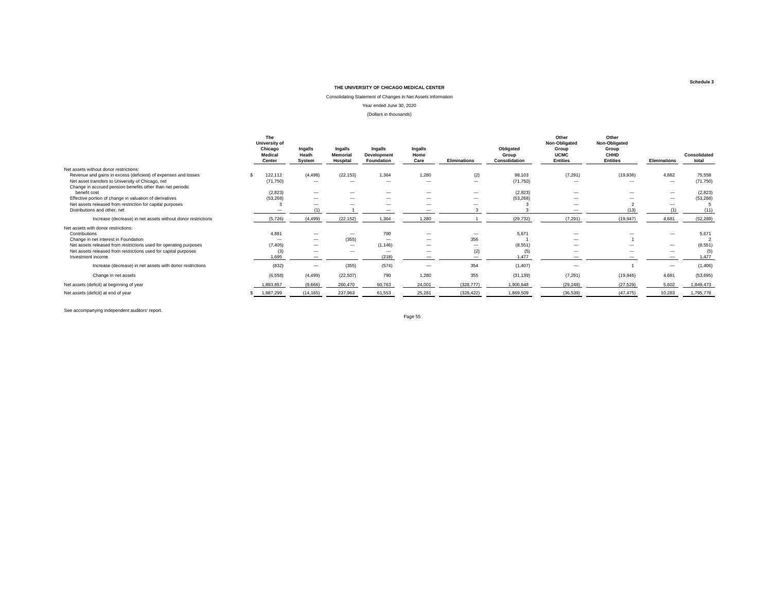Schedule 3

## THE UNIVERSITY OF CHICAGO MEDICAL CENTER

Consolidating Statement of Changes in Net Assets Information

Year ended June 30, 2020

(Dollars in thousands)

| | The University of Chicago Medical Center | Ingalls Heath System | Ingalls Memorial Hospital | Ingalls Development Foundation | Ingalls Home Care | Eliminations | Obligated Group Consolidation | Other Non-Obligated Group UCMC Entities | Other Non-Obligated Group CHHD Entities | Eliminations | Consolidated total |
|---|---|---|---|---|---|---|---|---|---|---|---|
| Net assets without donor restrictions: | | | | | | | | | | | |
| Revenue and gains in excess (deficient) of expenses and losses | $ 122,112 | (4,498) | (22,153) | 1,364 | 1,280 | (2) | 98,103 | (7,291) | (19,936) | 4,682 | 75,558 |
| Net asset transfers to University of Chicago, net | (71,750) | — | — | — | — | — | (71,750) | — | — | — | (71,750) |
| Change in accrued pension benefits other than net periodic benefit cost | (2,823) | — | — | — | — | — | (2,823) | — | — | — | (2,823) |
| Effective portion of change in valuation of derivatives | (53,268) | — | — | — | — | — | (53,268) | — | — | — | (53,268) |
| Net assets released from restriction for capital purposes | 3 | — | — | — | — | — | 3 | — | 2 | — | 5 |
| Distributions and other, net | — | (1) | 1 | — | — | 3 | 3 | — | (13) | (1) | (11) |
| Increase (decrease) in net assets without donor restrictions | (5,726) | (4,499) | (22,152) | 1,364 | 1,280 | 1 | (29,732) | (7,291) | (19,947) | 4,681 | (52,289) |
| Net assets with donor restrictions: | | | | | | | | | | | |
| Contributions | 4,881 | — | — | 790 | — | — | 5,671 | — | — | — | 5,671 |
| Change in net interest in Foundation | — | — | (355) | — | — | 356 | 1 | — | 1 | | 2 |
| Net assets released from restrictions used for operating purposes | (7,405) | — | — | (1,146) | — | — | (8,551) | — | — | — | (8,551) |
| Net assets released from restrictions used for capital purposes | (3) | — | — | — | — | (2) | (5) | — | — | — | (5) |
| Investment income | 1,695 | — | | (218) | — | — | 1,477 | — | — | — | 1,477 |
| Increase (decrease) in net assets with donor restrictions | (832) | — | (355) | (574) | — | 354 | (1,407) | — | 1 | — | (1,406) |
| Change in net assets | (6,558) | (4,499) | (22,507) | 790 | 1,280 | 355 | (31,139) | (7,291) | (19,946) | 4,681 | (53,695) |
| Net assets (deficit) at beginning of year | 1,893,857 | (9,666) | 260,470 | 60,763 | 24,001 | (328,777) | 1,900,648 | (29,248) | (27,529) | 5,602 | 1,849,473 |
| Net assets (deficit) at end of year | $ 1,887,299 | (14,165) | 237,963 | 61,553 | 25,281 | (328,422) | 1,869,509 | (36,539) | (47,475) | 10,283 | 1,795,778 |

See accompanying independent auditors' report.